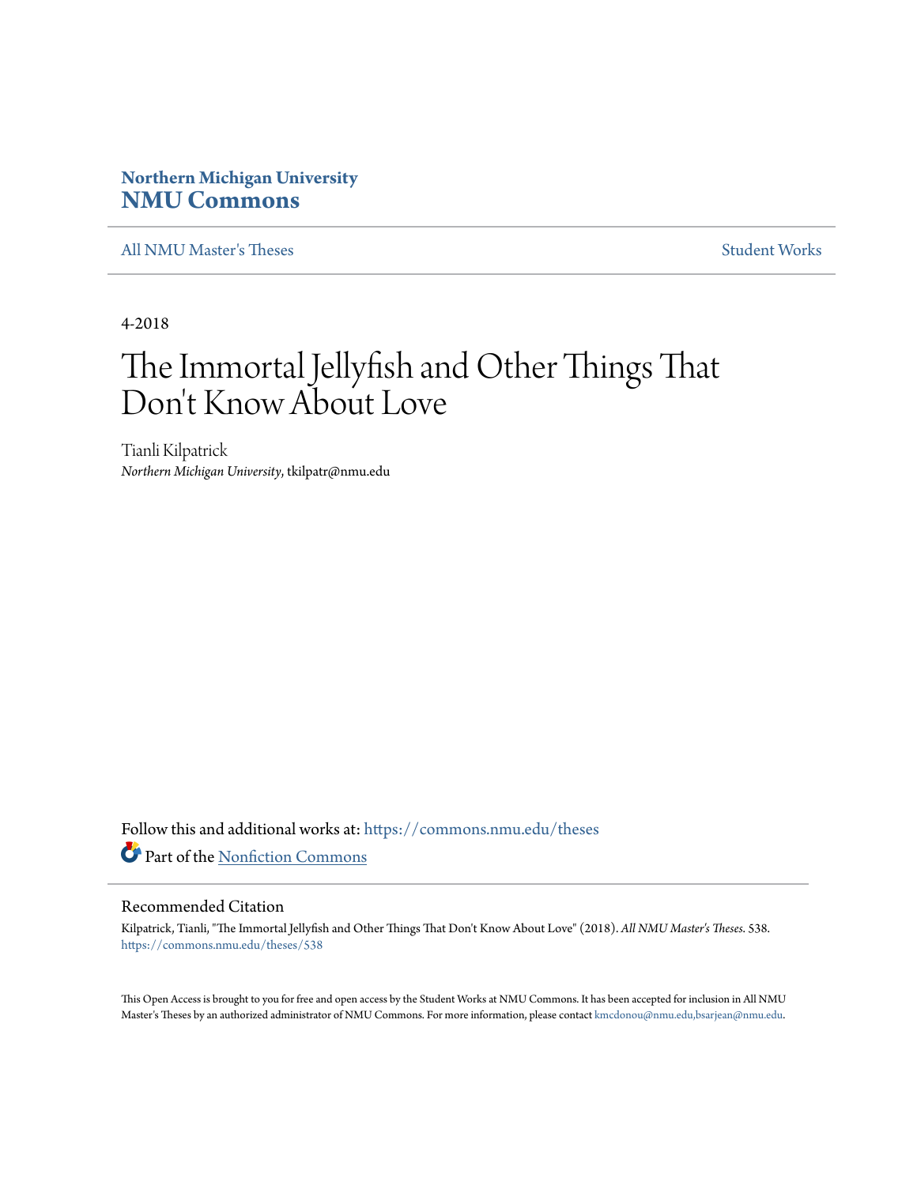**Northern Michigan University**
**NMU Commons**

All NMU Master's Theses | Student Works

4-2018

# The Immortal Jellyfish and Other Things That Don't Know About Love

Tianli Kilpatrick
*Northern Michigan University*, tkilpatr@nmu.edu

Follow this and additional works at: https://commons.nmu.edu/theses

Part of the Nonfiction Commons

## Recommended Citation

Kilpatrick, Tianli, "The Immortal Jellyfish and Other Things That Don't Know About Love" (2018). *All NMU Master's Theses*. 538.
https://commons.nmu.edu/theses/538

This Open Access is brought to you for free and open access by the Student Works at NMU Commons. It has been accepted for inclusion in All NMU Master's Theses by an authorized administrator of NMU Commons. For more information, please contact kmcdonou@nmu.edu,bsarjean@nmu.edu.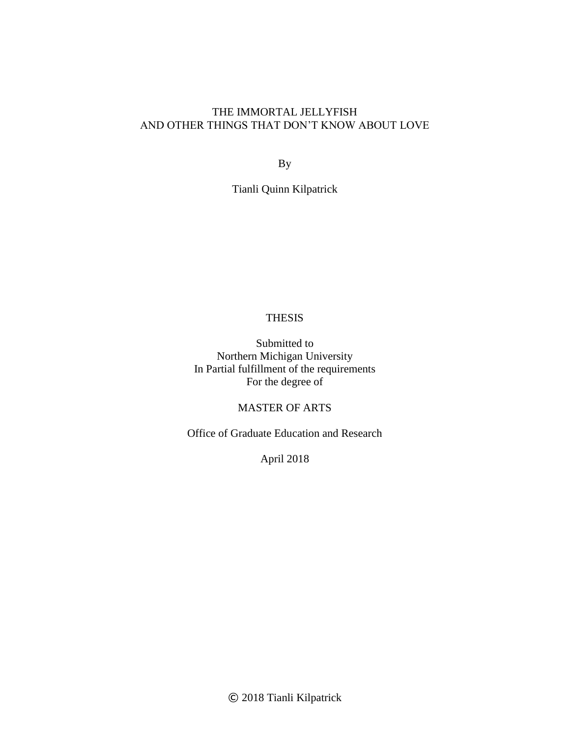# THE IMMORTAL JELLYFISH
# AND OTHER THINGS THAT DON'T KNOW ABOUT LOVE

By

Tianli Quinn Kilpatrick

THESIS

Submitted to
Northern Michigan University
In Partial fulfillment of the requirements
For the degree of

MASTER OF ARTS

Office of Graduate Education and Research

April 2018

© 2018 Tianli Kilpatrick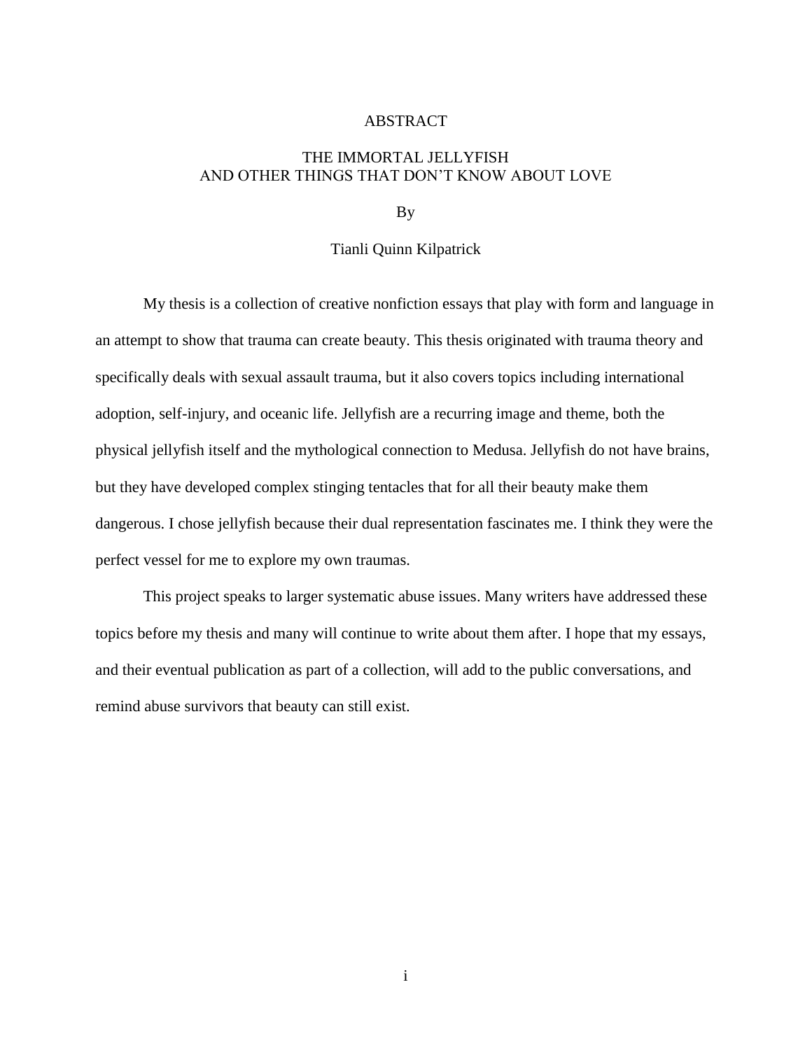# ABSTRACT

## THE IMMORTAL JELLYFISH AND OTHER THINGS THAT DON'T KNOW ABOUT LOVE

By

Tianli Quinn Kilpatrick

My thesis is a collection of creative nonfiction essays that play with form and language in an attempt to show that trauma can create beauty. This thesis originated with trauma theory and specifically deals with sexual assault trauma, but it also covers topics including international adoption, self-injury, and oceanic life. Jellyfish are a recurring image and theme, both the physical jellyfish itself and the mythological connection to Medusa. Jellyfish do not have brains, but they have developed complex stinging tentacles that for all their beauty make them dangerous. I chose jellyfish because their dual representation fascinates me. I think they were the perfect vessel for me to explore my own traumas.

This project speaks to larger systematic abuse issues. Many writers have addressed these topics before my thesis and many will continue to write about them after. I hope that my essays, and their eventual publication as part of a collection, will add to the public conversations, and remind abuse survivors that beauty can still exist.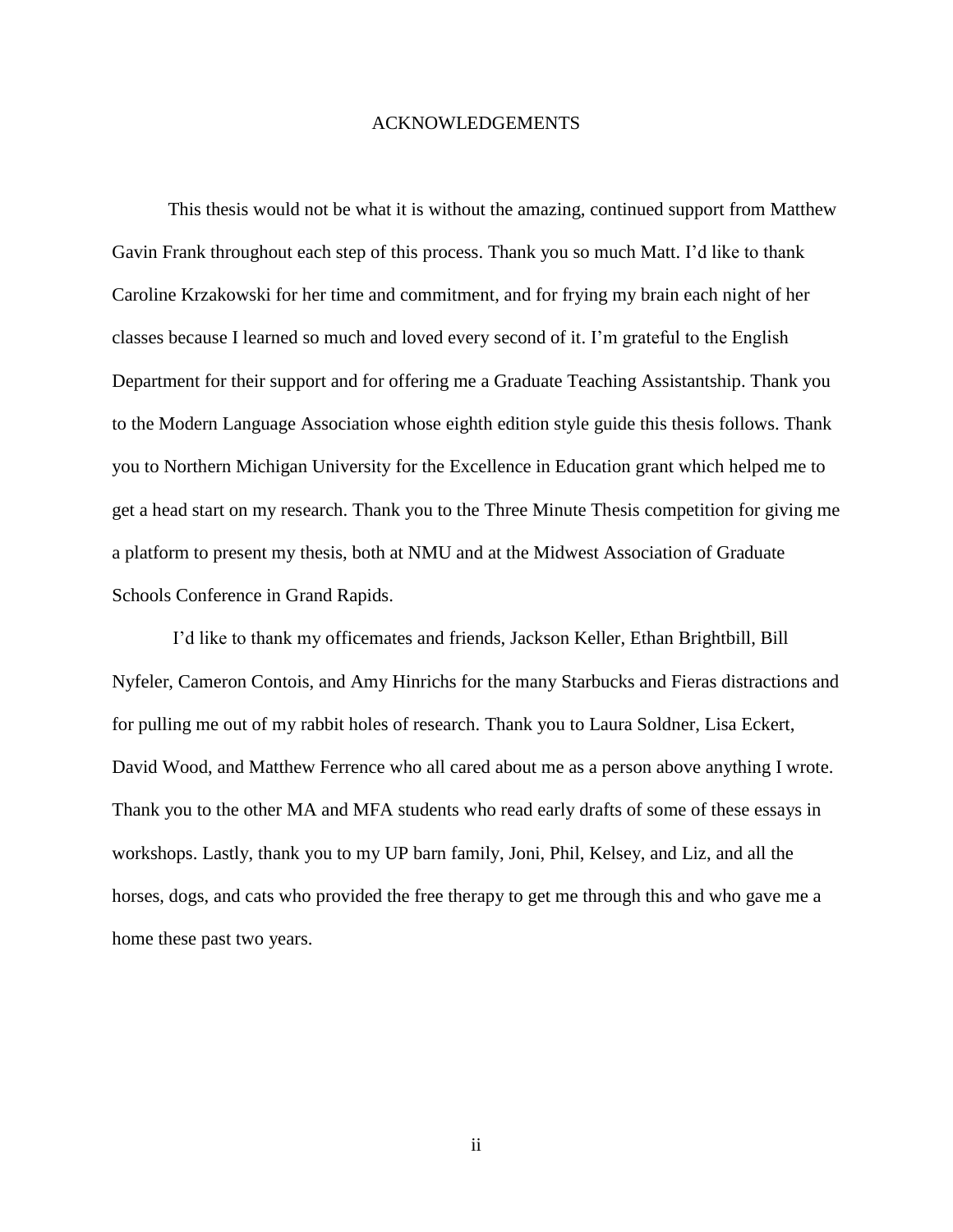# ACKNOWLEDGEMENTS

This thesis would not be what it is without the amazing, continued support from Matthew Gavin Frank throughout each step of this process. Thank you so much Matt. I'd like to thank Caroline Krzakowski for her time and commitment, and for frying my brain each night of her classes because I learned so much and loved every second of it. I'm grateful to the English Department for their support and for offering me a Graduate Teaching Assistantship. Thank you to the Modern Language Association whose eighth edition style guide this thesis follows. Thank you to Northern Michigan University for the Excellence in Education grant which helped me to get a head start on my research. Thank you to the Three Minute Thesis competition for giving me a platform to present my thesis, both at NMU and at the Midwest Association of Graduate Schools Conference in Grand Rapids.

I'd like to thank my officemates and friends, Jackson Keller, Ethan Brightbill, Bill Nyfeler, Cameron Contois, and Amy Hinrichs for the many Starbucks and Fieras distractions and for pulling me out of my rabbit holes of research. Thank you to Laura Soldner, Lisa Eckert, David Wood, and Matthew Ferrence who all cared about me as a person above anything I wrote. Thank you to the other MA and MFA students who read early drafts of some of these essays in workshops. Lastly, thank you to my UP barn family, Joni, Phil, Kelsey, and Liz, and all the horses, dogs, and cats who provided the free therapy to get me through this and who gave me a home these past two years.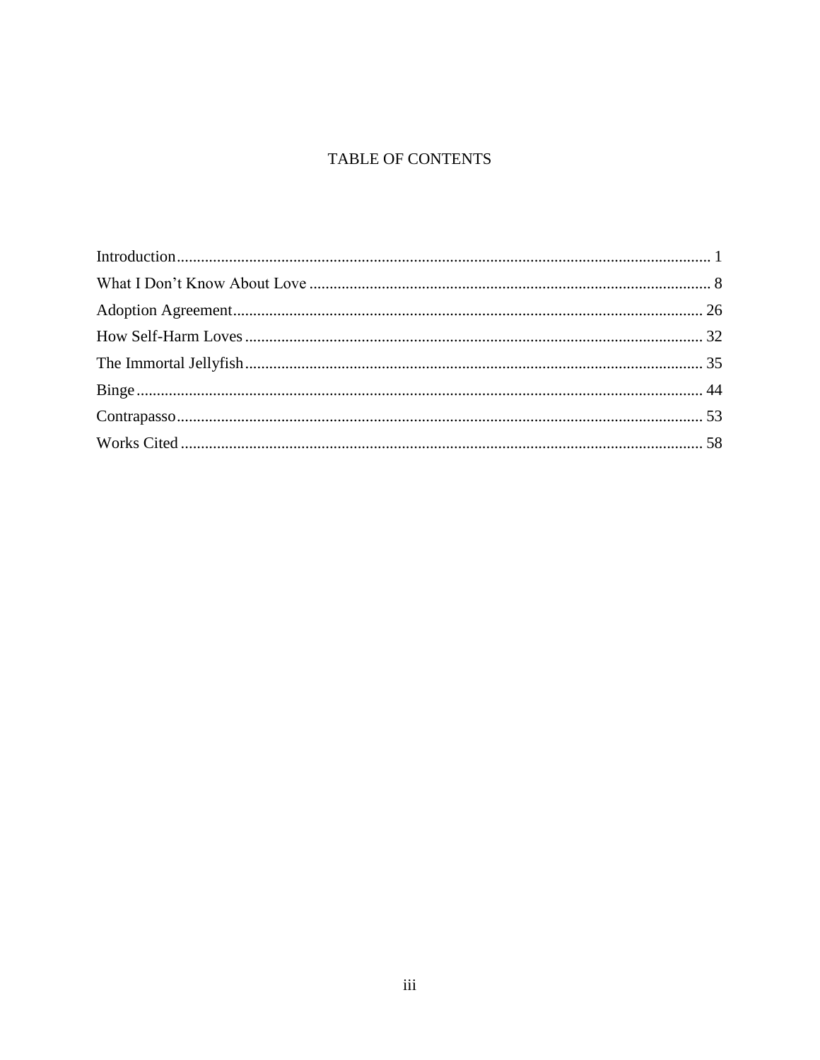# TABLE OF CONTENTS

Introduction.................................................................................................................................... 1

What I Don’t Know About Love .................................................................................................... 8

Adoption Agreement..................................................................................................................... 26

How Self-Harm Loves .................................................................................................................. 32

The Immortal Jellyfish.................................................................................................................. 35

Binge ............................................................................................................................................. 44

Contrapasso................................................................................................................................... 53

Works Cited .................................................................................................................................. 58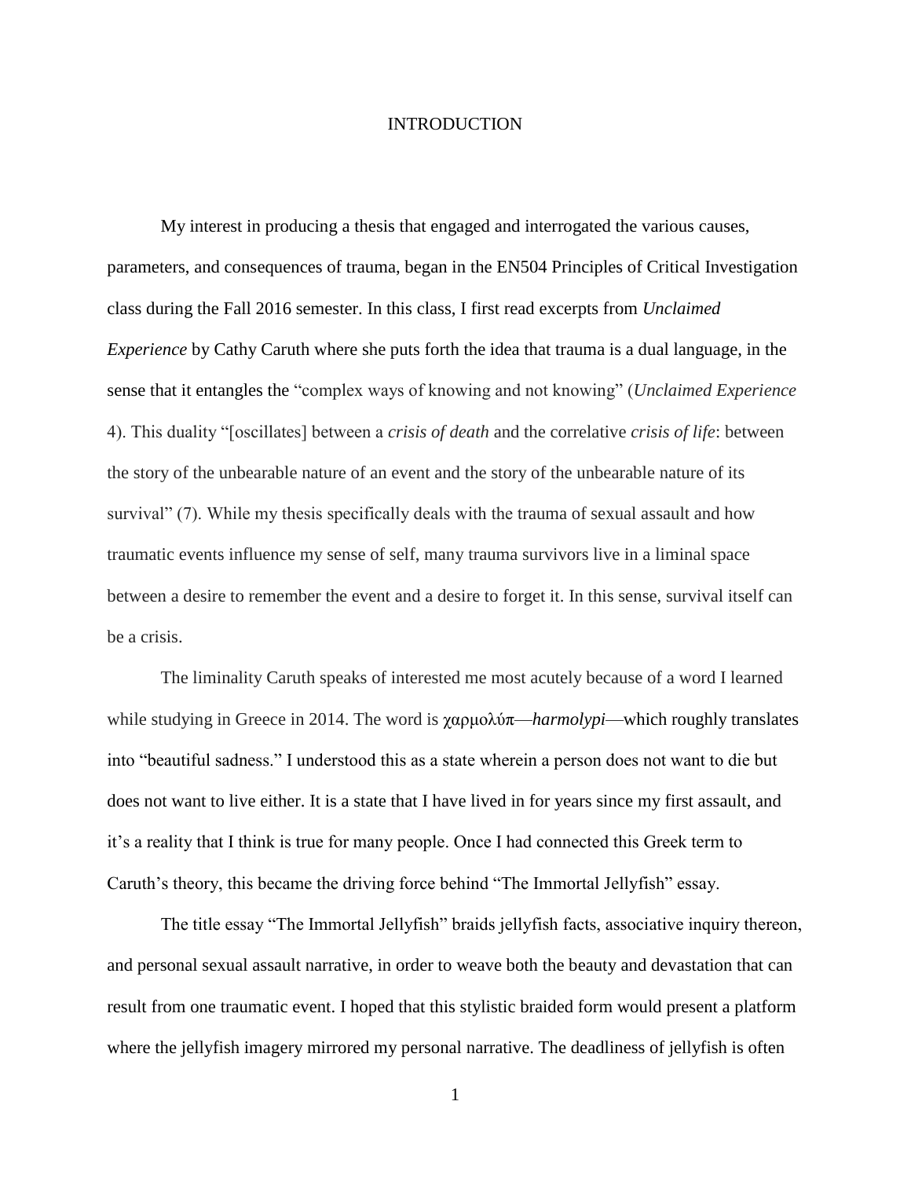# INTRODUCTION

My interest in producing a thesis that engaged and interrogated the various causes, parameters, and consequences of trauma, began in the EN504 Principles of Critical Investigation class during the Fall 2016 semester. In this class, I first read excerpts from *Unclaimed Experience* by Cathy Caruth where she puts forth the idea that trauma is a dual language, in the sense that it entangles the "complex ways of knowing and not knowing" (*Unclaimed Experience* 4). This duality "[oscillates] between a *crisis of death* and the correlative *crisis of life*: between the story of the unbearable nature of an event and the story of the unbearable nature of its survival" (7). While my thesis specifically deals with the trauma of sexual assault and how traumatic events influence my sense of self, many trauma survivors live in a liminal space between a desire to remember the event and a desire to forget it. In this sense, survival itself can be a crisis.

The liminality Caruth speaks of interested me most acutely because of a word I learned while studying in Greece in 2014. The word is χαρμολύπ—*harmolypi*—which roughly translates into "beautiful sadness." I understood this as a state wherein a person does not want to die but does not want to live either. It is a state that I have lived in for years since my first assault, and it's a reality that I think is true for many people. Once I had connected this Greek term to Caruth's theory, this became the driving force behind "The Immortal Jellyfish" essay.

The title essay "The Immortal Jellyfish" braids jellyfish facts, associative inquiry thereon, and personal sexual assault narrative, in order to weave both the beauty and devastation that can result from one traumatic event. I hoped that this stylistic braided form would present a platform where the jellyfish imagery mirrored my personal narrative. The deadliness of jellyfish is often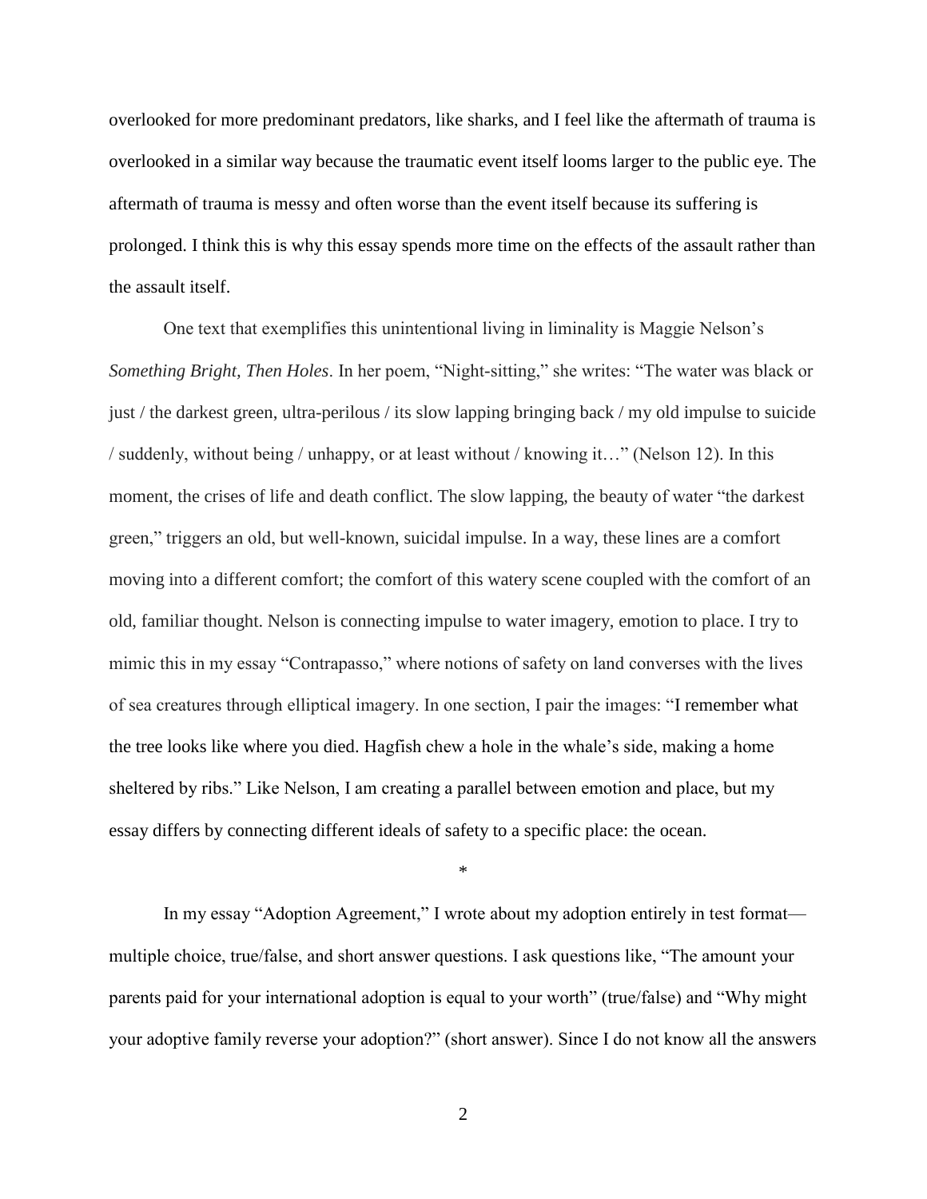overlooked for more predominant predators, like sharks, and I feel like the aftermath of trauma is overlooked in a similar way because the traumatic event itself looms larger to the public eye. The aftermath of trauma is messy and often worse than the event itself because its suffering is prolonged. I think this is why this essay spends more time on the effects of the assault rather than the assault itself.

One text that exemplifies this unintentional living in liminality is Maggie Nelson's *Something Bright, Then Holes*. In her poem, "Night-sitting," she writes: "The water was black or just / the darkest green, ultra-perilous / its slow lapping bringing back / my old impulse to suicide / suddenly, without being / unhappy, or at least without / knowing it…" (Nelson 12). In this moment, the crises of life and death conflict. The slow lapping, the beauty of water "the darkest green," triggers an old, but well-known, suicidal impulse. In a way, these lines are a comfort moving into a different comfort; the comfort of this watery scene coupled with the comfort of an old, familiar thought. Nelson is connecting impulse to water imagery, emotion to place. I try to mimic this in my essay "Contrapasso," where notions of safety on land converses with the lives of sea creatures through elliptical imagery. In one section, I pair the images: "I remember what the tree looks like where you died. Hagfish chew a hole in the whale's side, making a home sheltered by ribs." Like Nelson, I am creating a parallel between emotion and place, but my essay differs by connecting different ideals of safety to a specific place: the ocean.

*

In my essay "Adoption Agreement," I wrote about my adoption entirely in test format—multiple choice, true/false, and short answer questions. I ask questions like, "The amount your parents paid for your international adoption is equal to your worth" (true/false) and "Why might your adoptive family reverse your adoption?" (short answer). Since I do not know all the answers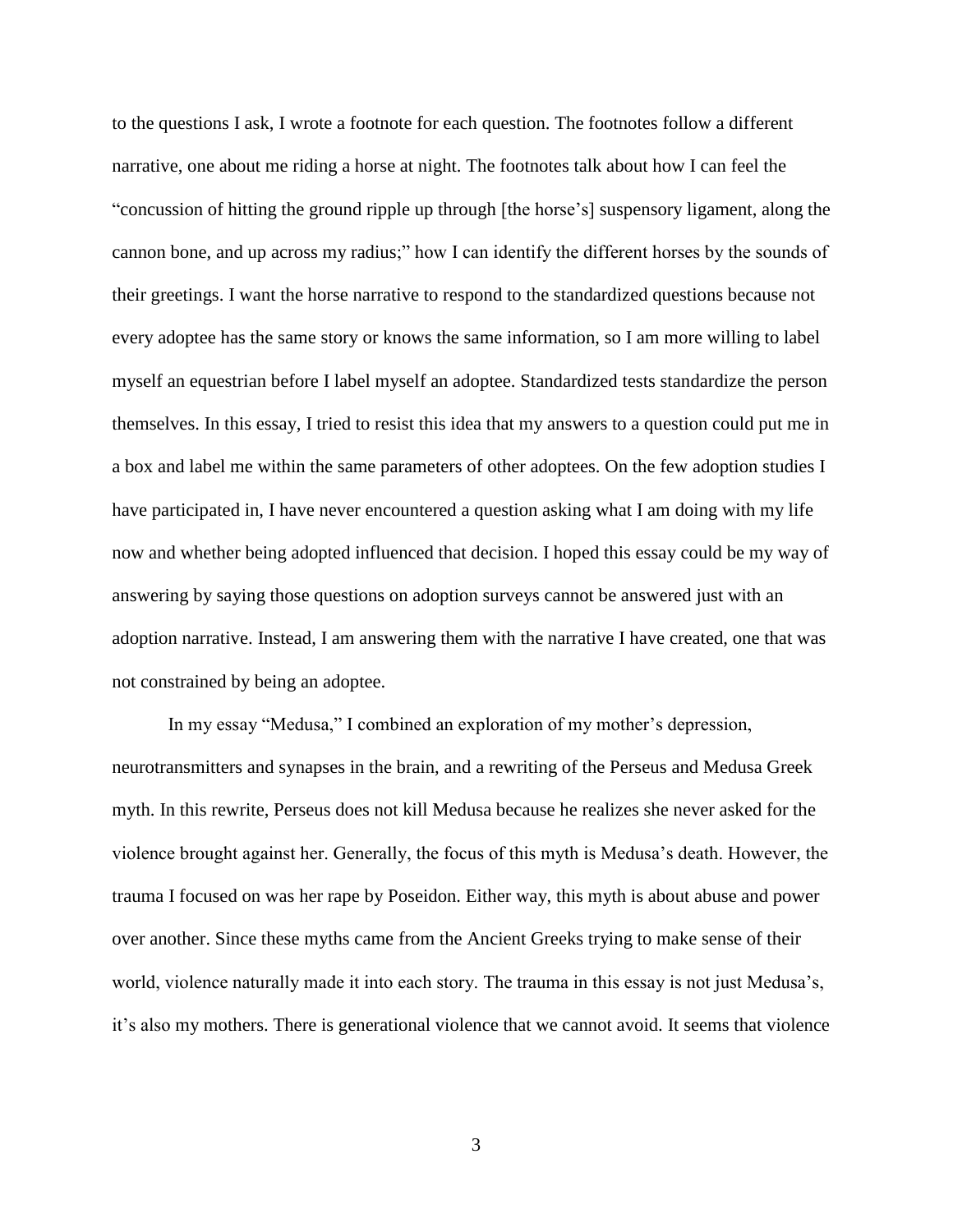to the questions I ask, I wrote a footnote for each question. The footnotes follow a different narrative, one about me riding a horse at night. The footnotes talk about how I can feel the "concussion of hitting the ground ripple up through [the horse's] suspensory ligament, along the cannon bone, and up across my radius;" how I can identify the different horses by the sounds of their greetings. I want the horse narrative to respond to the standardized questions because not every adoptee has the same story or knows the same information, so I am more willing to label myself an equestrian before I label myself an adoptee. Standardized tests standardize the person themselves. In this essay, I tried to resist this idea that my answers to a question could put me in a box and label me within the same parameters of other adoptees. On the few adoption studies I have participated in, I have never encountered a question asking what I am doing with my life now and whether being adopted influenced that decision. I hoped this essay could be my way of answering by saying those questions on adoption surveys cannot be answered just with an adoption narrative. Instead, I am answering them with the narrative I have created, one that was not constrained by being an adoptee.

In my essay "Medusa," I combined an exploration of my mother's depression, neurotransmitters and synapses in the brain, and a rewriting of the Perseus and Medusa Greek myth. In this rewrite, Perseus does not kill Medusa because he realizes she never asked for the violence brought against her. Generally, the focus of this myth is Medusa's death. However, the trauma I focused on was her rape by Poseidon. Either way, this myth is about abuse and power over another. Since these myths came from the Ancient Greeks trying to make sense of their world, violence naturally made it into each story. The trauma in this essay is not just Medusa's, it's also my mothers. There is generational violence that we cannot avoid. It seems that violence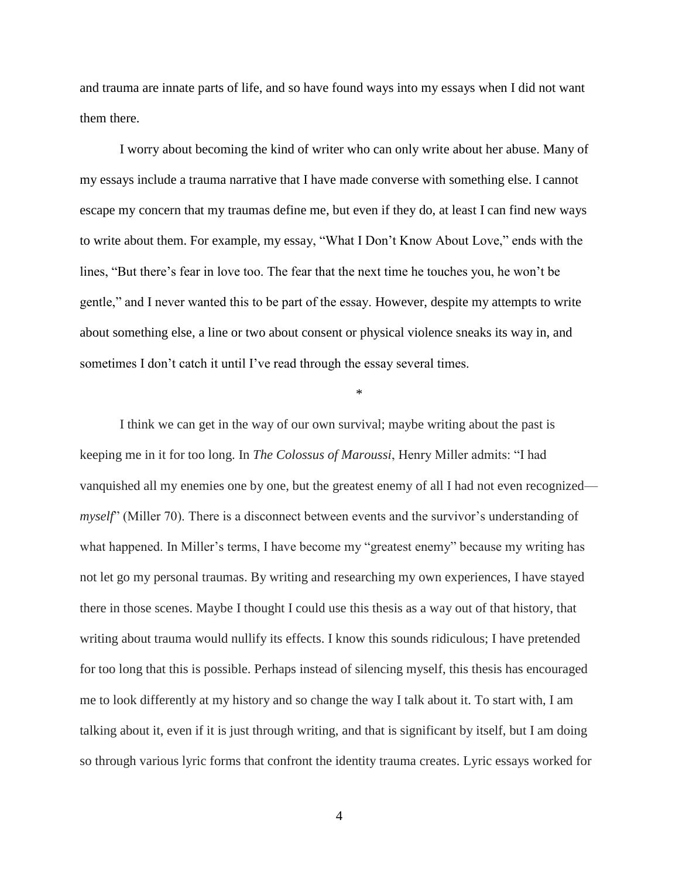and trauma are innate parts of life, and so have found ways into my essays when I did not want them there.

I worry about becoming the kind of writer who can only write about her abuse. Many of my essays include a trauma narrative that I have made converse with something else. I cannot escape my concern that my traumas define me, but even if they do, at least I can find new ways to write about them. For example, my essay, "What I Don't Know About Love," ends with the lines, "But there's fear in love too. The fear that the next time he touches you, he won't be gentle," and I never wanted this to be part of the essay. However, despite my attempts to write about something else, a line or two about consent or physical violence sneaks its way in, and sometimes I don't catch it until I've read through the essay several times.

*

I think we can get in the way of our own survival; maybe writing about the past is keeping me in it for too long. In *The Colossus of Maroussi*, Henry Miller admits: "I had vanquished all my enemies one by one, but the greatest enemy of all I had not even recognized—*myself*" (Miller 70). There is a disconnect between events and the survivor's understanding of what happened. In Miller's terms, I have become my "greatest enemy" because my writing has not let go my personal traumas. By writing and researching my own experiences, I have stayed there in those scenes. Maybe I thought I could use this thesis as a way out of that history, that writing about trauma would nullify its effects. I know this sounds ridiculous; I have pretended for too long that this is possible. Perhaps instead of silencing myself, this thesis has encouraged me to look differently at my history and so change the way I talk about it. To start with, I am talking about it, even if it is just through writing, and that is significant by itself, but I am doing so through various lyric forms that confront the identity trauma creates. Lyric essays worked for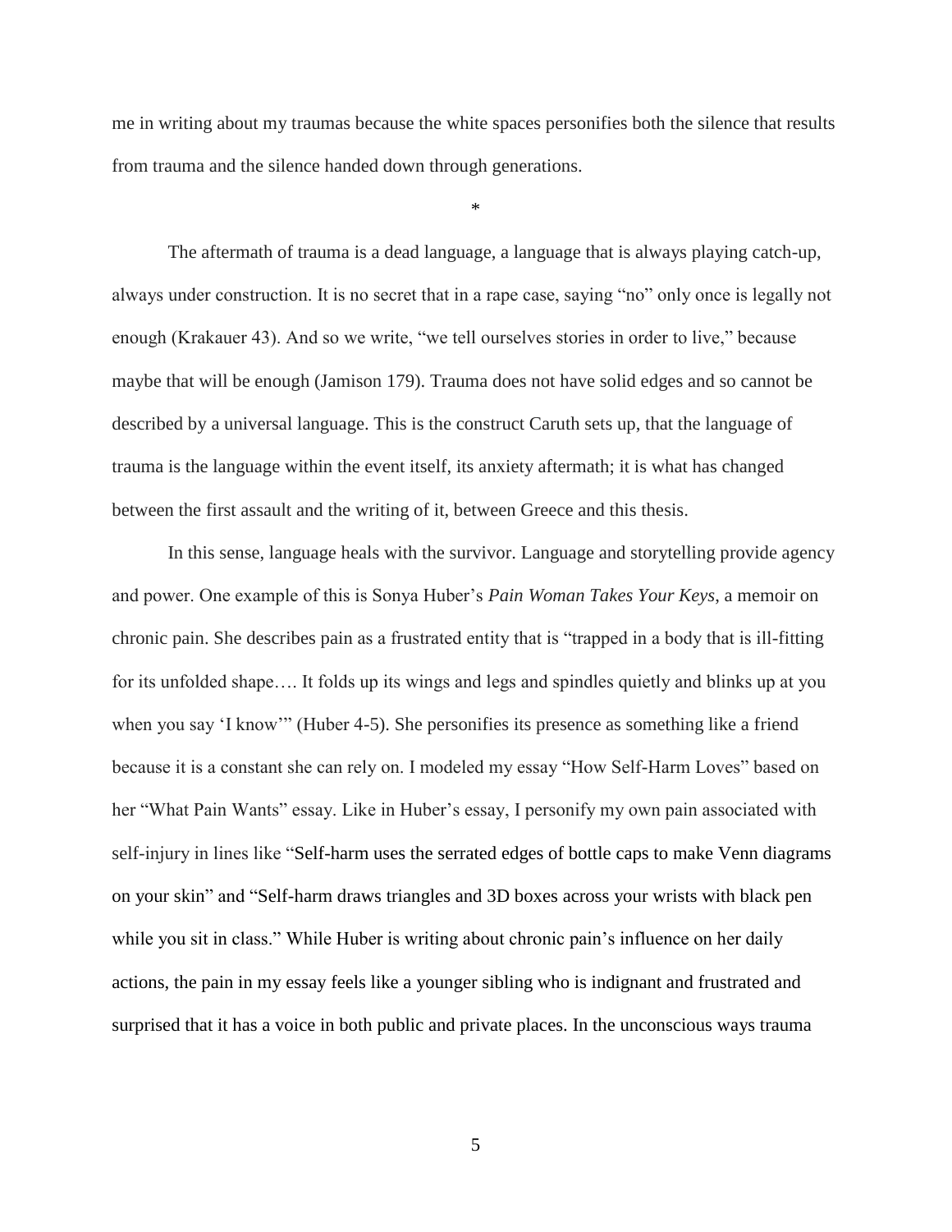me in writing about my traumas because the white spaces personifies both the silence that results from trauma and the silence handed down through generations.

*

The aftermath of trauma is a dead language, a language that is always playing catch-up, always under construction. It is no secret that in a rape case, saying "no" only once is legally not enough (Krakauer 43). And so we write, "we tell ourselves stories in order to live," because maybe that will be enough (Jamison 179). Trauma does not have solid edges and so cannot be described by a universal language. This is the construct Caruth sets up, that the language of trauma is the language within the event itself, its anxiety aftermath; it is what has changed between the first assault and the writing of it, between Greece and this thesis.

In this sense, language heals with the survivor. Language and storytelling provide agency and power. One example of this is Sonya Huber's *Pain Woman Takes Your Keys*, a memoir on chronic pain. She describes pain as a frustrated entity that is "trapped in a body that is ill-fitting for its unfolded shape…. It folds up its wings and legs and spindles quietly and blinks up at you when you say 'I know'" (Huber 4-5). She personifies its presence as something like a friend because it is a constant she can rely on. I modeled my essay "How Self-Harm Loves" based on her "What Pain Wants" essay. Like in Huber's essay, I personify my own pain associated with self-injury in lines like "Self-harm uses the serrated edges of bottle caps to make Venn diagrams on your skin" and "Self-harm draws triangles and 3D boxes across your wrists with black pen while you sit in class." While Huber is writing about chronic pain's influence on her daily actions, the pain in my essay feels like a younger sibling who is indignant and frustrated and surprised that it has a voice in both public and private places. In the unconscious ways trauma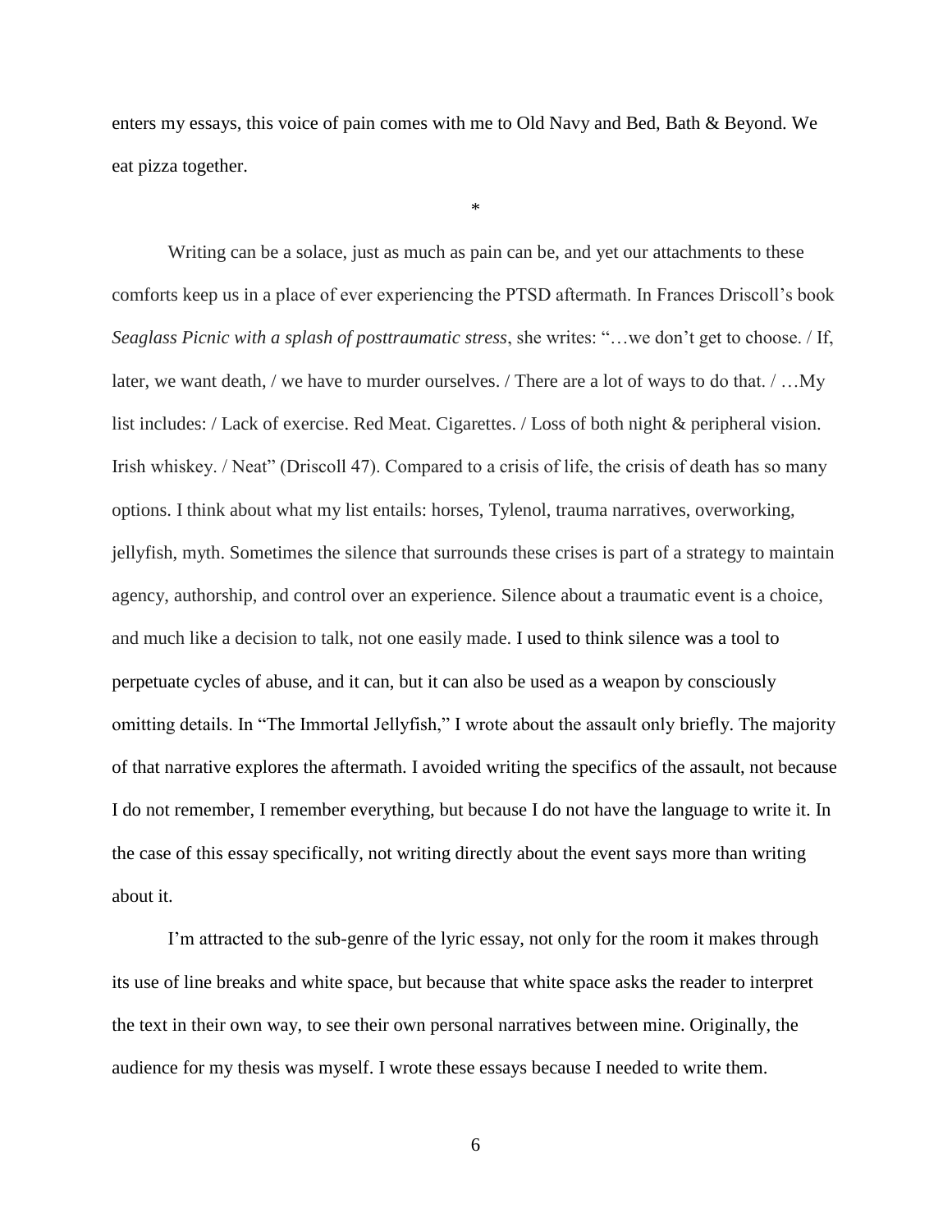enters my essays, this voice of pain comes with me to Old Navy and Bed, Bath & Beyond. We eat pizza together.

*

Writing can be a solace, just as much as pain can be, and yet our attachments to these comforts keep us in a place of ever experiencing the PTSD aftermath. In Frances Driscoll's book *Seaglass Picnic with a splash of posttraumatic stress*, she writes: "…we don't get to choose. / If, later, we want death, / we have to murder ourselves. / There are a lot of ways to do that. / …My list includes: / Lack of exercise. Red Meat. Cigarettes. / Loss of both night & peripheral vision. Irish whiskey. / Neat" (Driscoll 47). Compared to a crisis of life, the crisis of death has so many options. I think about what my list entails: horses, Tylenol, trauma narratives, overworking, jellyfish, myth. Sometimes the silence that surrounds these crises is part of a strategy to maintain agency, authorship, and control over an experience. Silence about a traumatic event is a choice, and much like a decision to talk, not one easily made. I used to think silence was a tool to perpetuate cycles of abuse, and it can, but it can also be used as a weapon by consciously omitting details. In "The Immortal Jellyfish," I wrote about the assault only briefly. The majority of that narrative explores the aftermath. I avoided writing the specifics of the assault, not because I do not remember, I remember everything, but because I do not have the language to write it. In the case of this essay specifically, not writing directly about the event says more than writing about it.

I'm attracted to the sub-genre of the lyric essay, not only for the room it makes through its use of line breaks and white space, but because that white space asks the reader to interpret the text in their own way, to see their own personal narratives between mine. Originally, the audience for my thesis was myself. I wrote these essays because I needed to write them.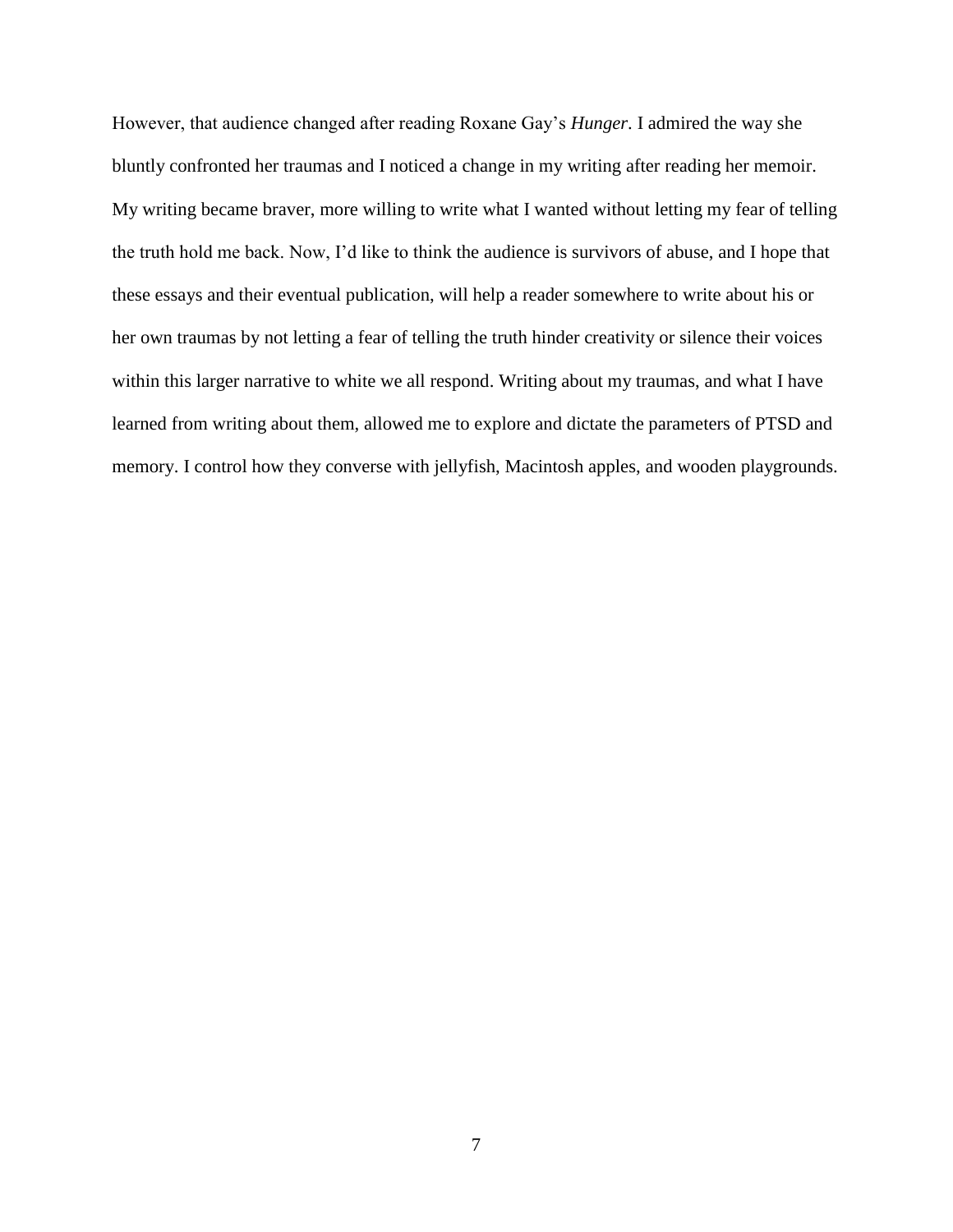However, that audience changed after reading Roxane Gay's *Hunger*. I admired the way she bluntly confronted her traumas and I noticed a change in my writing after reading her memoir. My writing became braver, more willing to write what I wanted without letting my fear of telling the truth hold me back. Now, I'd like to think the audience is survivors of abuse, and I hope that these essays and their eventual publication, will help a reader somewhere to write about his or her own traumas by not letting a fear of telling the truth hinder creativity or silence their voices within this larger narrative to white we all respond. Writing about my traumas, and what I have learned from writing about them, allowed me to explore and dictate the parameters of PTSD and memory. I control how they converse with jellyfish, Macintosh apples, and wooden playgrounds.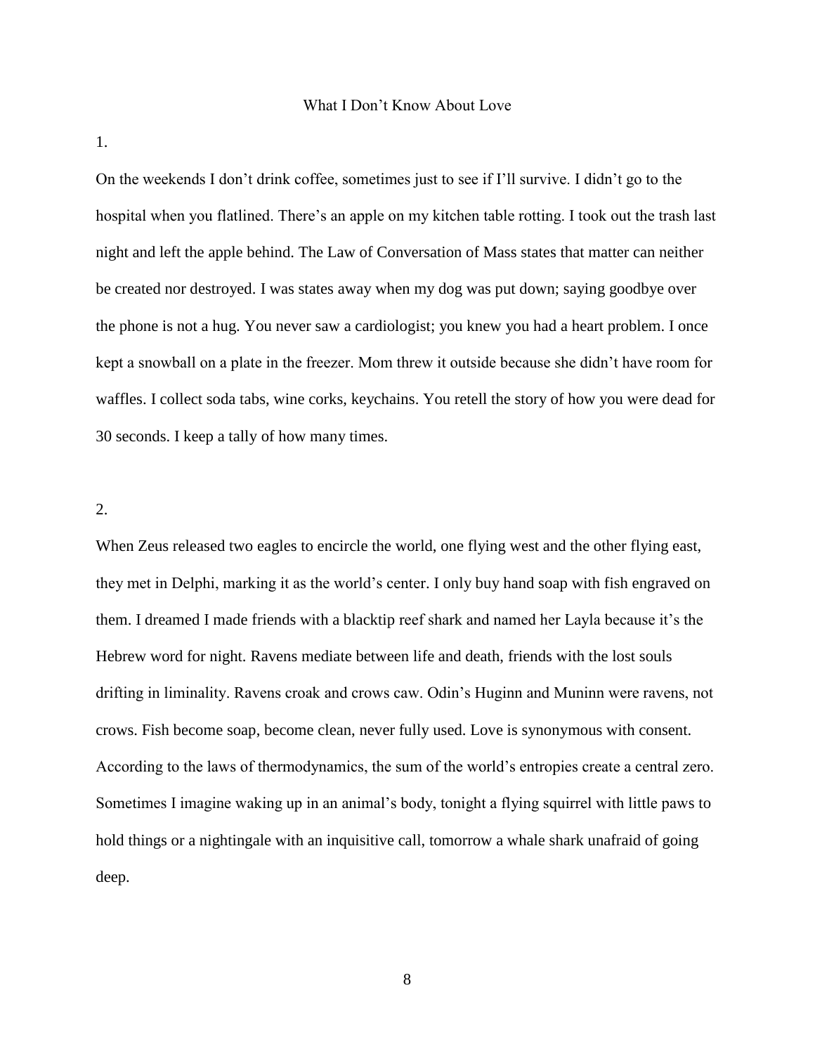# What I Don't Know About Love

1.

On the weekends I don't drink coffee, sometimes just to see if I'll survive. I didn't go to the hospital when you flatlined. There's an apple on my kitchen table rotting. I took out the trash last night and left the apple behind. The Law of Conversation of Mass states that matter can neither be created nor destroyed. I was states away when my dog was put down; saying goodbye over the phone is not a hug. You never saw a cardiologist; you knew you had a heart problem. I once kept a snowball on a plate in the freezer. Mom threw it outside because she didn't have room for waffles. I collect soda tabs, wine corks, keychains. You retell the story of how you were dead for 30 seconds. I keep a tally of how many times.

2.

When Zeus released two eagles to encircle the world, one flying west and the other flying east, they met in Delphi, marking it as the world's center. I only buy hand soap with fish engraved on them. I dreamed I made friends with a blacktip reef shark and named her Layla because it's the Hebrew word for night. Ravens mediate between life and death, friends with the lost souls drifting in liminality. Ravens croak and crows caw. Odin's Huginn and Muninn were ravens, not crows. Fish become soap, become clean, never fully used. Love is synonymous with consent. According to the laws of thermodynamics, the sum of the world's entropies create a central zero. Sometimes I imagine waking up in an animal's body, tonight a flying squirrel with little paws to hold things or a nightingale with an inquisitive call, tomorrow a whale shark unafraid of going deep.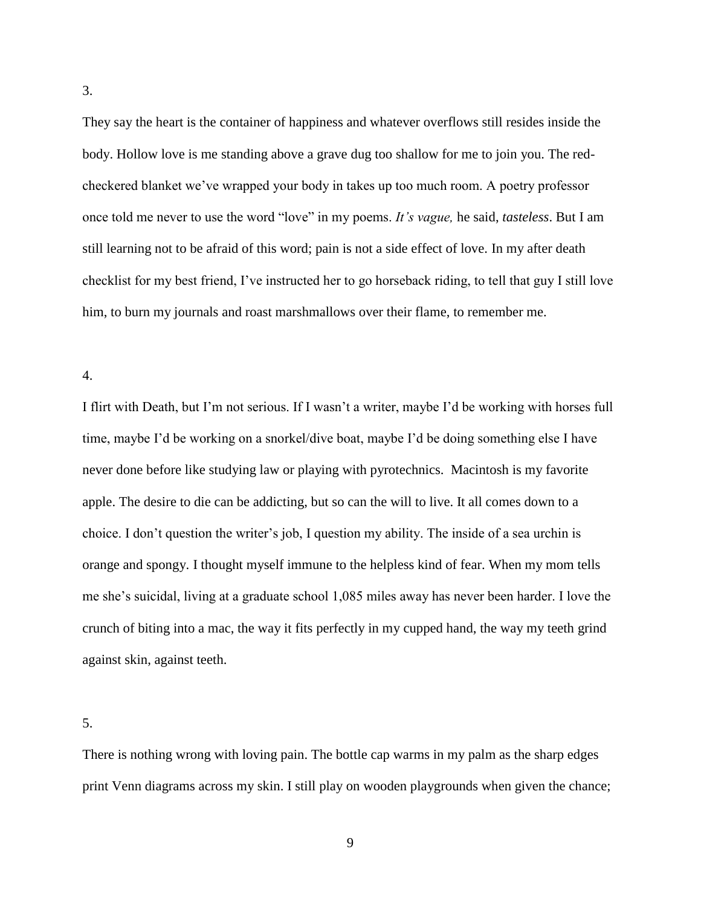3.

They say the heart is the container of happiness and whatever overflows still resides inside the body. Hollow love is me standing above a grave dug too shallow for me to join you. The red-checkered blanket we've wrapped your body in takes up too much room. A poetry professor once told me never to use the word "love" in my poems. *It's vague,* he said, *tasteless*. But I am still learning not to be afraid of this word; pain is not a side effect of love. In my after death checklist for my best friend, I've instructed her to go horseback riding, to tell that guy I still love him, to burn my journals and roast marshmallows over their flame, to remember me.

4.

I flirt with Death, but I'm not serious. If I wasn't a writer, maybe I'd be working with horses full time, maybe I'd be working on a snorkel/dive boat, maybe I'd be doing something else I have never done before like studying law or playing with pyrotechnics. Macintosh is my favorite apple. The desire to die can be addicting, but so can the will to live. It all comes down to a choice. I don't question the writer's job, I question my ability. The inside of a sea urchin is orange and spongy. I thought myself immune to the helpless kind of fear. When my mom tells me she's suicidal, living at a graduate school 1,085 miles away has never been harder. I love the crunch of biting into a mac, the way it fits perfectly in my cupped hand, the way my teeth grind against skin, against teeth.

5.

There is nothing wrong with loving pain. The bottle cap warms in my palm as the sharp edges print Venn diagrams across my skin. I still play on wooden playgrounds when given the chance;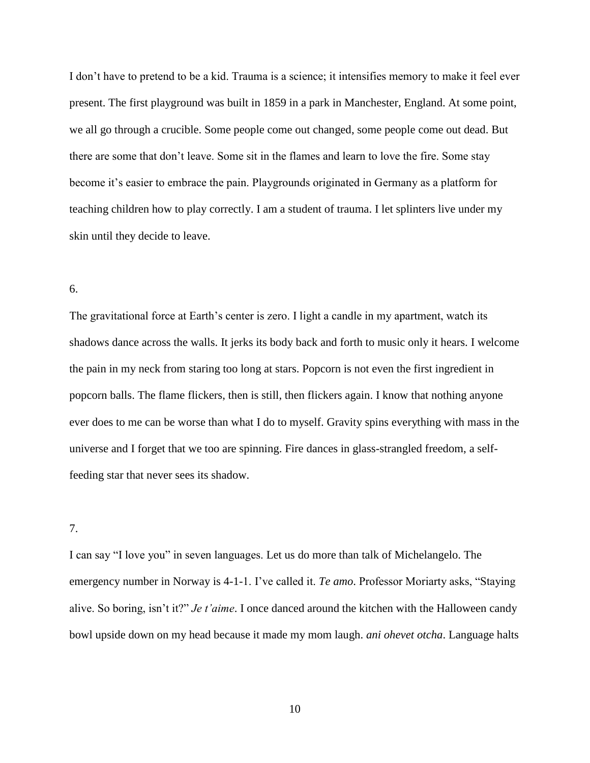I don't have to pretend to be a kid. Trauma is a science; it intensifies memory to make it feel ever present. The first playground was built in 1859 in a park in Manchester, England. At some point, we all go through a crucible. Some people come out changed, some people come out dead. But there are some that don't leave. Some sit in the flames and learn to love the fire. Some stay become it's easier to embrace the pain. Playgrounds originated in Germany as a platform for teaching children how to play correctly. I am a student of trauma. I let splinters live under my skin until they decide to leave.

6.

The gravitational force at Earth's center is zero. I light a candle in my apartment, watch its shadows dance across the walls. It jerks its body back and forth to music only it hears. I welcome the pain in my neck from staring too long at stars. Popcorn is not even the first ingredient in popcorn balls. The flame flickers, then is still, then flickers again. I know that nothing anyone ever does to me can be worse than what I do to myself. Gravity spins everything with mass in the universe and I forget that we too are spinning. Fire dances in glass-strangled freedom, a self-feeding star that never sees its shadow.

7.

I can say "I love you" in seven languages. Let us do more than talk of Michelangelo. The emergency number in Norway is 4-1-1. I've called it. *Te amo*. Professor Moriarty asks, "Staying alive. So boring, isn't it?" *Je t'aime*. I once danced around the kitchen with the Halloween candy bowl upside down on my head because it made my mom laugh. *ani ohevet otcha*. Language halts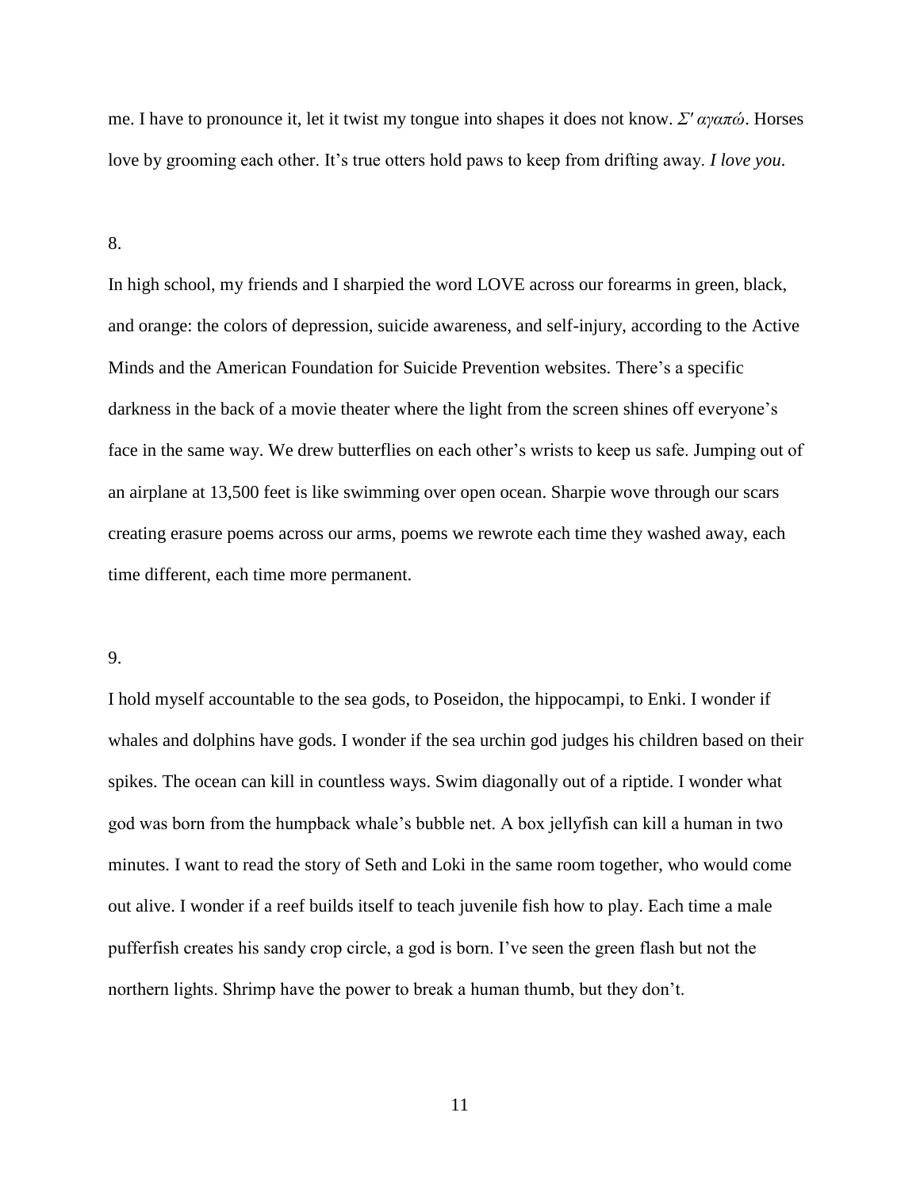me. I have to pronounce it, let it twist my tongue into shapes it does not know. *Σ' αγαπώ*. Horses love by grooming each other. It's true otters hold paws to keep from drifting away. *I love you.*

8.

In high school, my friends and I sharpied the word LOVE across our forearms in green, black, and orange: the colors of depression, suicide awareness, and self-injury, according to the Active Minds and the American Foundation for Suicide Prevention websites. There's a specific darkness in the back of a movie theater where the light from the screen shines off everyone's face in the same way. We drew butterflies on each other's wrists to keep us safe. Jumping out of an airplane at 13,500 feet is like swimming over open ocean. Sharpie wove through our scars creating erasure poems across our arms, poems we rewrote each time they washed away, each time different, each time more permanent.

9.

I hold myself accountable to the sea gods, to Poseidon, the hippocampi, to Enki. I wonder if whales and dolphins have gods. I wonder if the sea urchin god judges his children based on their spikes. The ocean can kill in countless ways. Swim diagonally out of a riptide. I wonder what god was born from the humpback whale's bubble net. A box jellyfish can kill a human in two minutes. I want to read the story of Seth and Loki in the same room together, who would come out alive. I wonder if a reef builds itself to teach juvenile fish how to play. Each time a male pufferfish creates his sandy crop circle, a god is born. I've seen the green flash but not the northern lights. Shrimp have the power to break a human thumb, but they don't.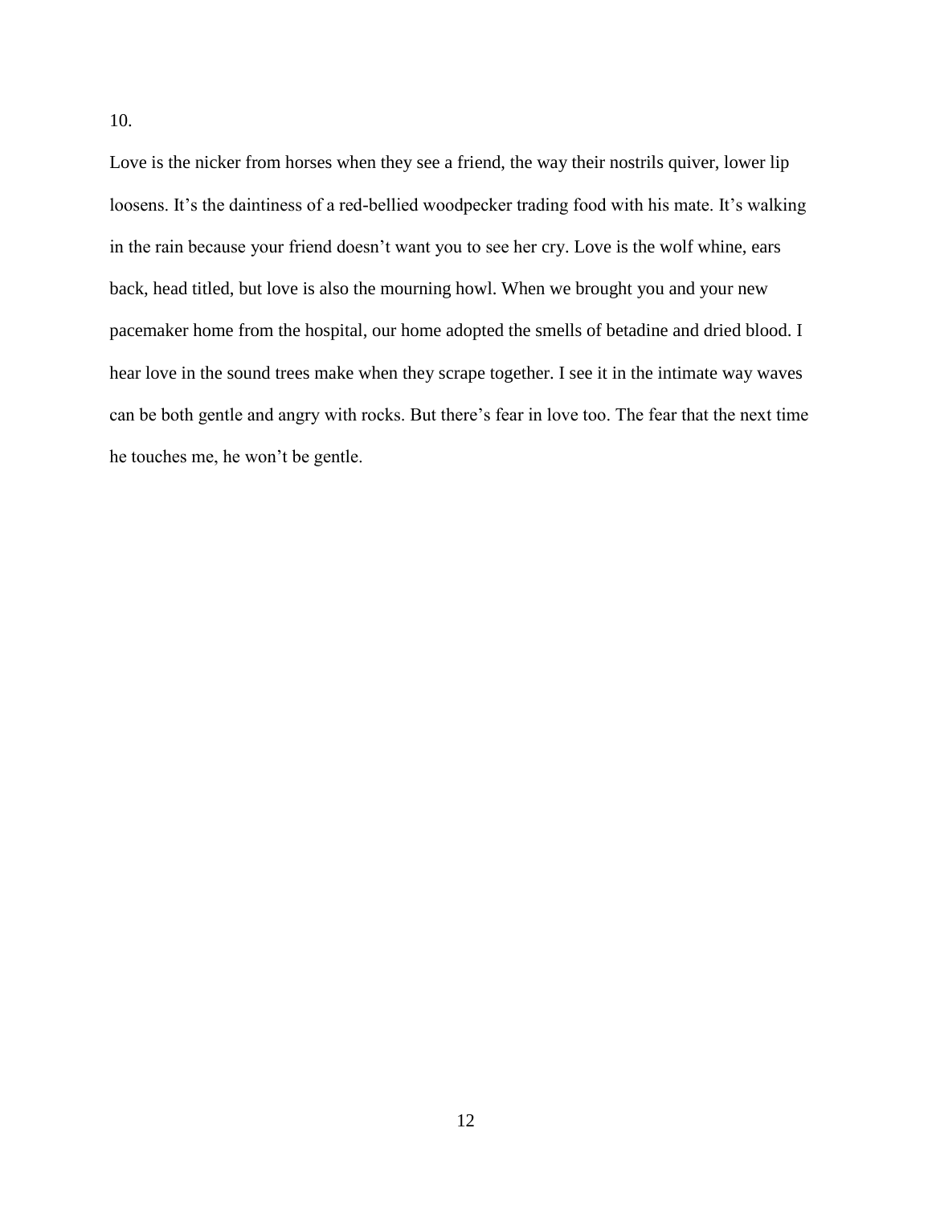10.

Love is the nicker from horses when they see a friend, the way their nostrils quiver, lower lip loosens. It's the daintiness of a red-bellied woodpecker trading food with his mate. It's walking in the rain because your friend doesn't want you to see her cry. Love is the wolf whine, ears back, head titled, but love is also the mourning howl. When we brought you and your new pacemaker home from the hospital, our home adopted the smells of betadine and dried blood. I hear love in the sound trees make when they scrape together. I see it in the intimate way waves can be both gentle and angry with rocks. But there's fear in love too. The fear that the next time he touches me, he won't be gentle.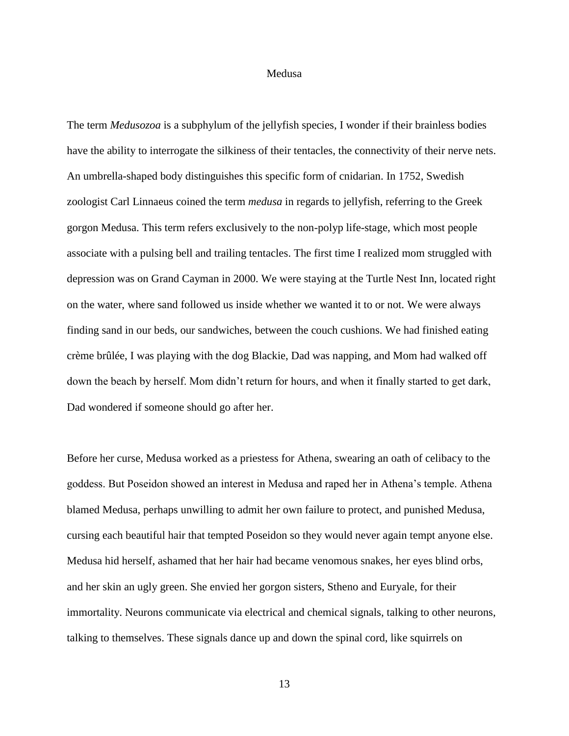# Medusa

The term *Medusozoa* is a subphylum of the jellyfish species, I wonder if their brainless bodies have the ability to interrogate the silkiness of their tentacles, the connectivity of their nerve nets. An umbrella-shaped body distinguishes this specific form of cnidarian. In 1752, Swedish zoologist Carl Linnaeus coined the term *medusa* in regards to jellyfish, referring to the Greek gorgon Medusa. This term refers exclusively to the non-polyp life-stage, which most people associate with a pulsing bell and trailing tentacles. The first time I realized mom struggled with depression was on Grand Cayman in 2000. We were staying at the Turtle Nest Inn, located right on the water, where sand followed us inside whether we wanted it to or not. We were always finding sand in our beds, our sandwiches, between the couch cushions. We had finished eating crème brûlée, I was playing with the dog Blackie, Dad was napping, and Mom had walked off down the beach by herself. Mom didn't return for hours, and when it finally started to get dark, Dad wondered if someone should go after her.

Before her curse, Medusa worked as a priestess for Athena, swearing an oath of celibacy to the goddess. But Poseidon showed an interest in Medusa and raped her in Athena's temple. Athena blamed Medusa, perhaps unwilling to admit her own failure to protect, and punished Medusa, cursing each beautiful hair that tempted Poseidon so they would never again tempt anyone else. Medusa hid herself, ashamed that her hair had became venomous snakes, her eyes blind orbs, and her skin an ugly green. She envied her gorgon sisters, Stheno and Euryale, for their immortality. Neurons communicate via electrical and chemical signals, talking to other neurons, talking to themselves. These signals dance up and down the spinal cord, like squirrels on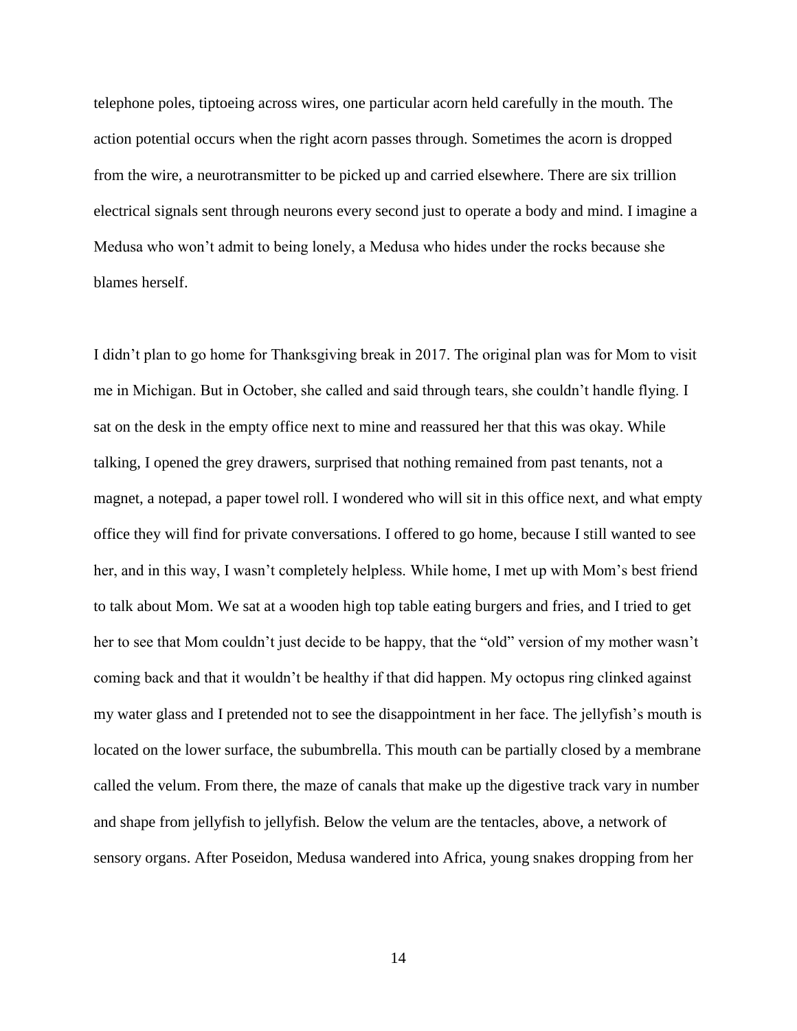telephone poles, tiptoeing across wires, one particular acorn held carefully in the mouth. The action potential occurs when the right acorn passes through. Sometimes the acorn is dropped from the wire, a neurotransmitter to be picked up and carried elsewhere. There are six trillion electrical signals sent through neurons every second just to operate a body and mind. I imagine a Medusa who won't admit to being lonely, a Medusa who hides under the rocks because she blames herself.

I didn't plan to go home for Thanksgiving break in 2017. The original plan was for Mom to visit me in Michigan. But in October, she called and said through tears, she couldn't handle flying. I sat on the desk in the empty office next to mine and reassured her that this was okay. While talking, I opened the grey drawers, surprised that nothing remained from past tenants, not a magnet, a notepad, a paper towel roll. I wondered who will sit in this office next, and what empty office they will find for private conversations. I offered to go home, because I still wanted to see her, and in this way, I wasn't completely helpless. While home, I met up with Mom's best friend to talk about Mom. We sat at a wooden high top table eating burgers and fries, and I tried to get her to see that Mom couldn't just decide to be happy, that the "old" version of my mother wasn't coming back and that it wouldn't be healthy if that did happen. My octopus ring clinked against my water glass and I pretended not to see the disappointment in her face. The jellyfish's mouth is located on the lower surface, the subumbrella. This mouth can be partially closed by a membrane called the velum. From there, the maze of canals that make up the digestive track vary in number and shape from jellyfish to jellyfish. Below the velum are the tentacles, above, a network of sensory organs. After Poseidon, Medusa wandered into Africa, young snakes dropping from her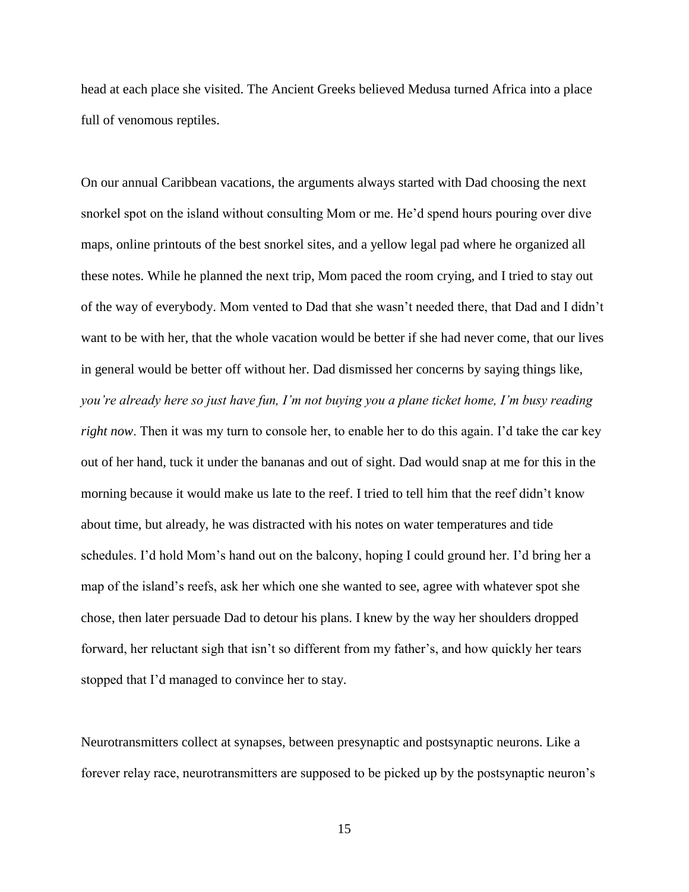head at each place she visited. The Ancient Greeks believed Medusa turned Africa into a place full of venomous reptiles.

On our annual Caribbean vacations, the arguments always started with Dad choosing the next snorkel spot on the island without consulting Mom or me. He'd spend hours pouring over dive maps, online printouts of the best snorkel sites, and a yellow legal pad where he organized all these notes. While he planned the next trip, Mom paced the room crying, and I tried to stay out of the way of everybody. Mom vented to Dad that she wasn't needed there, that Dad and I didn't want to be with her, that the whole vacation would be better if she had never come, that our lives in general would be better off without her. Dad dismissed her concerns by saying things like, *you're already here so just have fun, I'm not buying you a plane ticket home, I'm busy reading right now*. Then it was my turn to console her, to enable her to do this again. I'd take the car key out of her hand, tuck it under the bananas and out of sight. Dad would snap at me for this in the morning because it would make us late to the reef. I tried to tell him that the reef didn't know about time, but already, he was distracted with his notes on water temperatures and tide schedules. I'd hold Mom's hand out on the balcony, hoping I could ground her. I'd bring her a map of the island's reefs, ask her which one she wanted to see, agree with whatever spot she chose, then later persuade Dad to detour his plans. I knew by the way her shoulders dropped forward, her reluctant sigh that isn't so different from my father's, and how quickly her tears stopped that I'd managed to convince her to stay.

Neurotransmitters collect at synapses, between presynaptic and postsynaptic neurons. Like a forever relay race, neurotransmitters are supposed to be picked up by the postsynaptic neuron's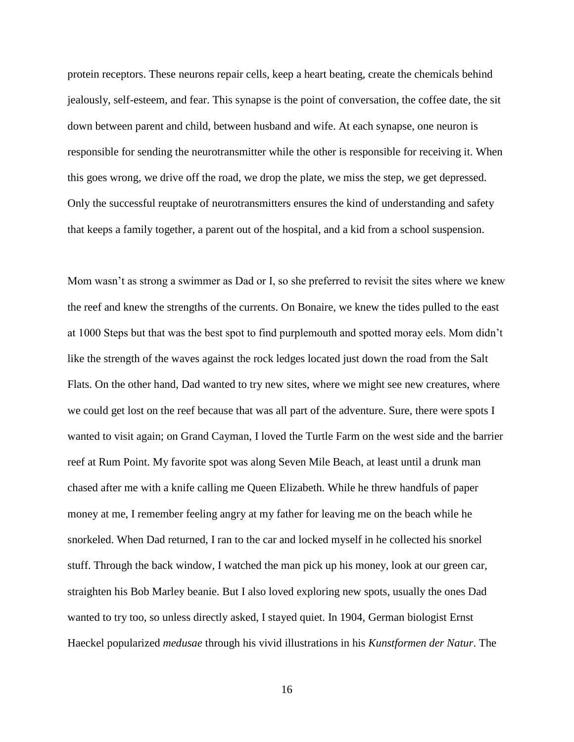protein receptors. These neurons repair cells, keep a heart beating, create the chemicals behind jealously, self-esteem, and fear. This synapse is the point of conversation, the coffee date, the sit down between parent and child, between husband and wife. At each synapse, one neuron is responsible for sending the neurotransmitter while the other is responsible for receiving it. When this goes wrong, we drive off the road, we drop the plate, we miss the step, we get depressed. Only the successful reuptake of neurotransmitters ensures the kind of understanding and safety that keeps a family together, a parent out of the hospital, and a kid from a school suspension.

Mom wasn't as strong a swimmer as Dad or I, so she preferred to revisit the sites where we knew the reef and knew the strengths of the currents. On Bonaire, we knew the tides pulled to the east at 1000 Steps but that was the best spot to find purplemouth and spotted moray eels. Mom didn't like the strength of the waves against the rock ledges located just down the road from the Salt Flats. On the other hand, Dad wanted to try new sites, where we might see new creatures, where we could get lost on the reef because that was all part of the adventure. Sure, there were spots I wanted to visit again; on Grand Cayman, I loved the Turtle Farm on the west side and the barrier reef at Rum Point. My favorite spot was along Seven Mile Beach, at least until a drunk man chased after me with a knife calling me Queen Elizabeth. While he threw handfuls of paper money at me, I remember feeling angry at my father for leaving me on the beach while he snorkeled. When Dad returned, I ran to the car and locked myself in he collected his snorkel stuff. Through the back window, I watched the man pick up his money, look at our green car, straighten his Bob Marley beanie. But I also loved exploring new spots, usually the ones Dad wanted to try too, so unless directly asked, I stayed quiet. In 1904, German biologist Ernst Haeckel popularized *medusae* through his vivid illustrations in his *Kunstformen der Natur*. The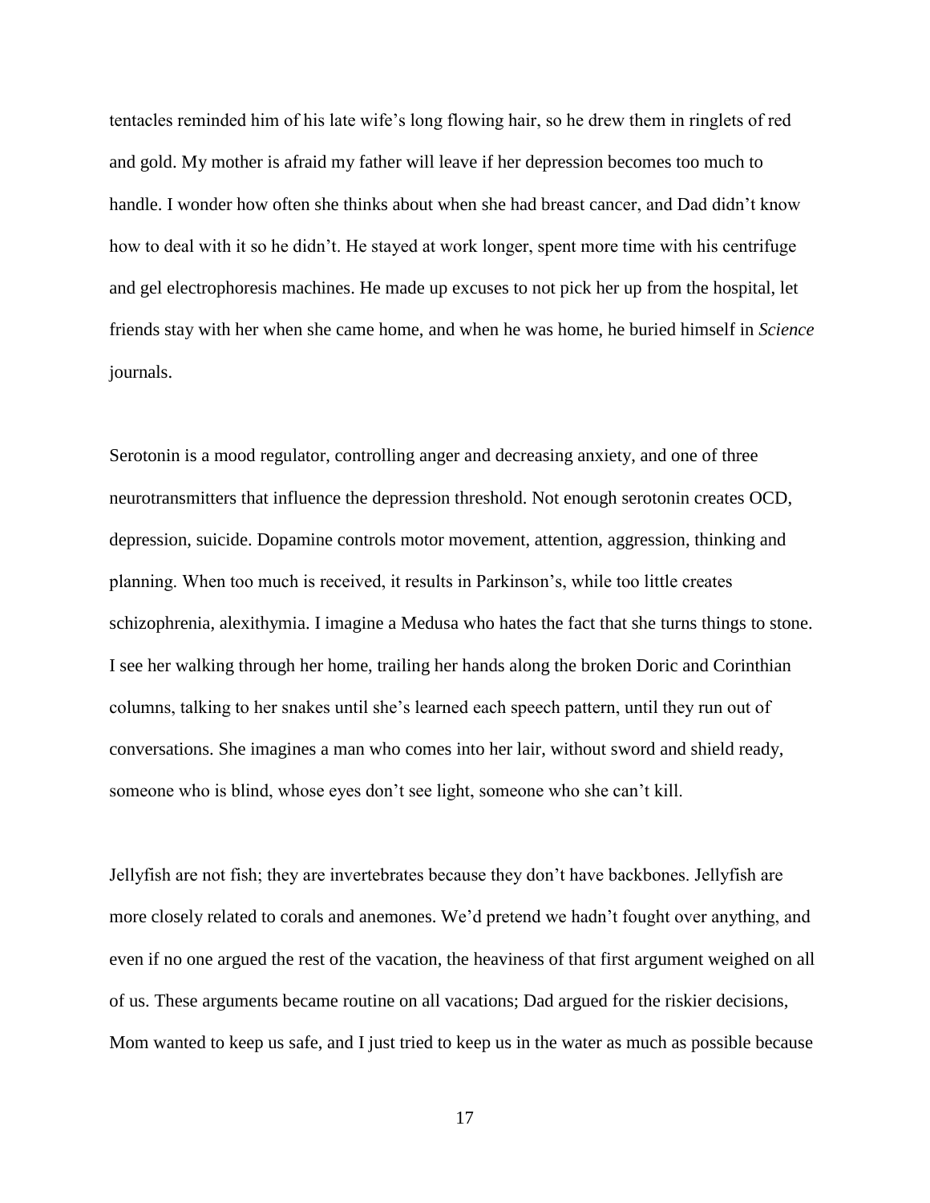tentacles reminded him of his late wife's long flowing hair, so he drew them in ringlets of red and gold. My mother is afraid my father will leave if her depression becomes too much to handle. I wonder how often she thinks about when she had breast cancer, and Dad didn't know how to deal with it so he didn't. He stayed at work longer, spent more time with his centrifuge and gel electrophoresis machines. He made up excuses to not pick her up from the hospital, let friends stay with her when she came home, and when he was home, he buried himself in *Science* journals.

Serotonin is a mood regulator, controlling anger and decreasing anxiety, and one of three neurotransmitters that influence the depression threshold. Not enough serotonin creates OCD, depression, suicide. Dopamine controls motor movement, attention, aggression, thinking and planning. When too much is received, it results in Parkinson's, while too little creates schizophrenia, alexithymia. I imagine a Medusa who hates the fact that she turns things to stone. I see her walking through her home, trailing her hands along the broken Doric and Corinthian columns, talking to her snakes until she's learned each speech pattern, until they run out of conversations. She imagines a man who comes into her lair, without sword and shield ready, someone who is blind, whose eyes don't see light, someone who she can't kill.

Jellyfish are not fish; they are invertebrates because they don't have backbones. Jellyfish are more closely related to corals and anemones. We'd pretend we hadn't fought over anything, and even if no one argued the rest of the vacation, the heaviness of that first argument weighed on all of us. These arguments became routine on all vacations; Dad argued for the riskier decisions, Mom wanted to keep us safe, and I just tried to keep us in the water as much as possible because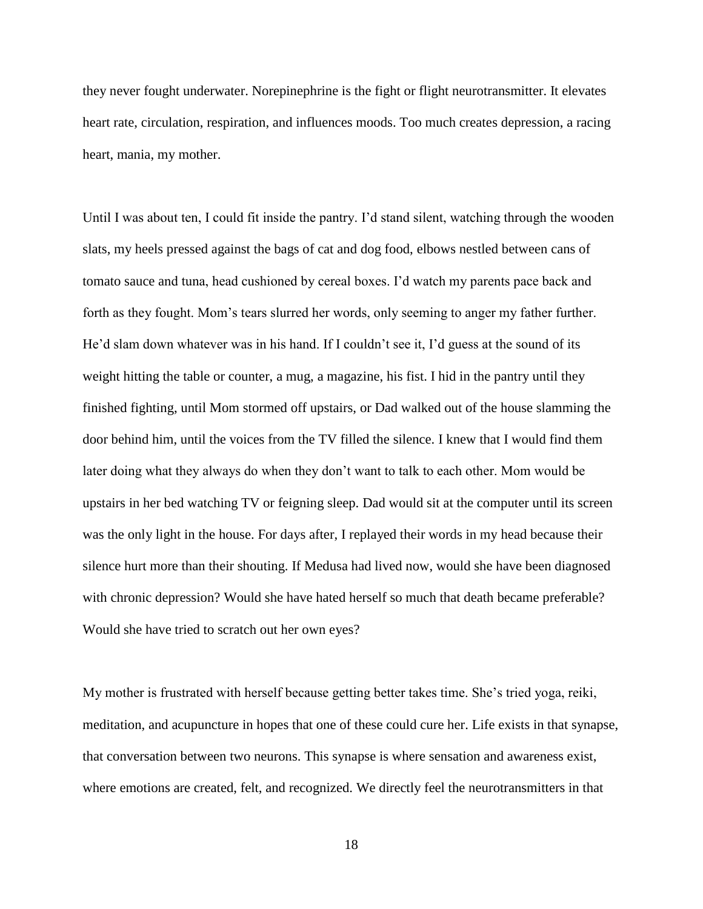they never fought underwater. Norepinephrine is the fight or flight neurotransmitter. It elevates heart rate, circulation, respiration, and influences moods. Too much creates depression, a racing heart, mania, my mother.

Until I was about ten, I could fit inside the pantry. I'd stand silent, watching through the wooden slats, my heels pressed against the bags of cat and dog food, elbows nestled between cans of tomato sauce and tuna, head cushioned by cereal boxes. I'd watch my parents pace back and forth as they fought. Mom's tears slurred her words, only seeming to anger my father further. He'd slam down whatever was in his hand. If I couldn't see it, I'd guess at the sound of its weight hitting the table or counter, a mug, a magazine, his fist. I hid in the pantry until they finished fighting, until Mom stormed off upstairs, or Dad walked out of the house slamming the door behind him, until the voices from the TV filled the silence. I knew that I would find them later doing what they always do when they don't want to talk to each other. Mom would be upstairs in her bed watching TV or feigning sleep. Dad would sit at the computer until its screen was the only light in the house. For days after, I replayed their words in my head because their silence hurt more than their shouting. If Medusa had lived now, would she have been diagnosed with chronic depression? Would she have hated herself so much that death became preferable? Would she have tried to scratch out her own eyes?

My mother is frustrated with herself because getting better takes time. She's tried yoga, reiki, meditation, and acupuncture in hopes that one of these could cure her. Life exists in that synapse, that conversation between two neurons. This synapse is where sensation and awareness exist, where emotions are created, felt, and recognized. We directly feel the neurotransmitters in that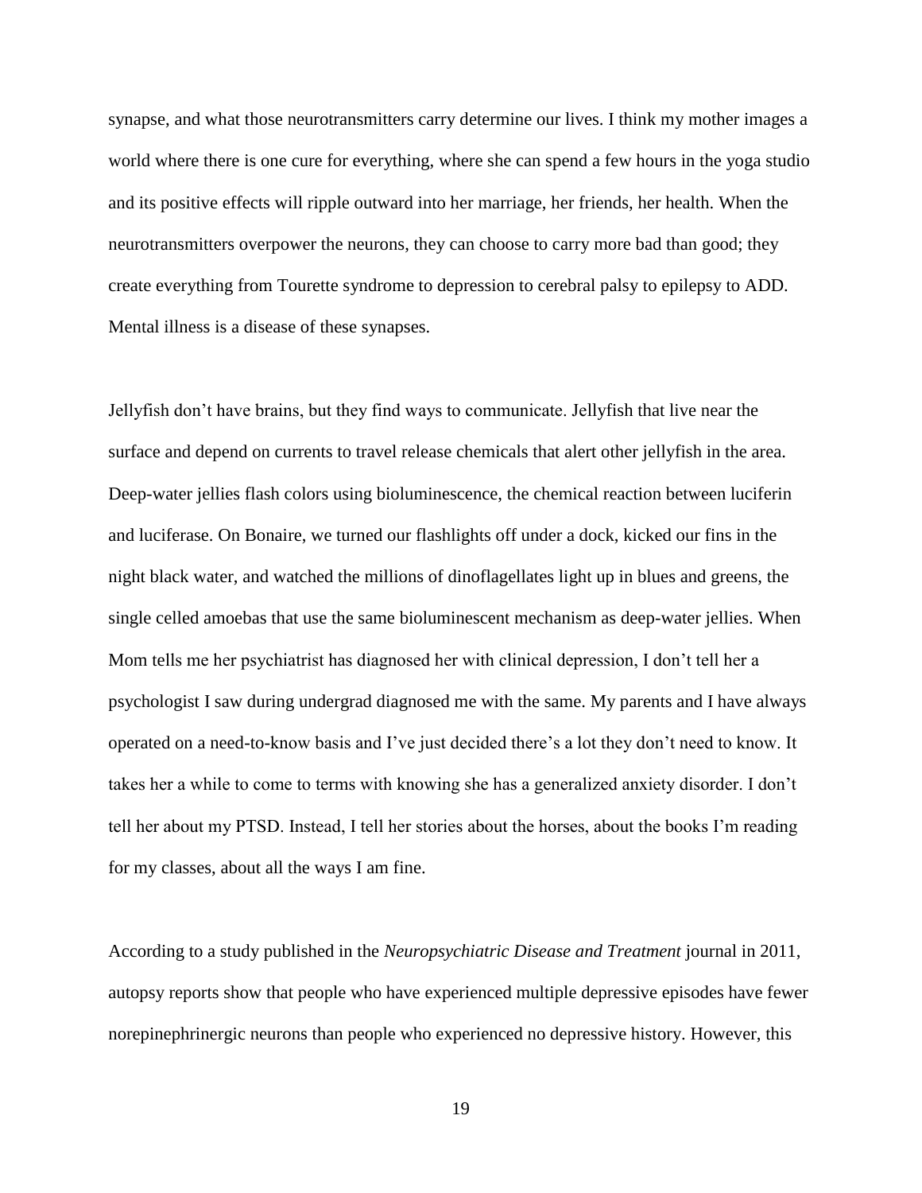synapse, and what those neurotransmitters carry determine our lives. I think my mother images a world where there is one cure for everything, where she can spend a few hours in the yoga studio and its positive effects will ripple outward into her marriage, her friends, her health. When the neurotransmitters overpower the neurons, they can choose to carry more bad than good; they create everything from Tourette syndrome to depression to cerebral palsy to epilepsy to ADD. Mental illness is a disease of these synapses.

Jellyfish don't have brains, but they find ways to communicate. Jellyfish that live near the surface and depend on currents to travel release chemicals that alert other jellyfish in the area. Deep-water jellies flash colors using bioluminescence, the chemical reaction between luciferin and luciferase. On Bonaire, we turned our flashlights off under a dock, kicked our fins in the night black water, and watched the millions of dinoflagellates light up in blues and greens, the single celled amoebas that use the same bioluminescent mechanism as deep-water jellies. When Mom tells me her psychiatrist has diagnosed her with clinical depression, I don't tell her a psychologist I saw during undergrad diagnosed me with the same. My parents and I have always operated on a need-to-know basis and I've just decided there's a lot they don't need to know. It takes her a while to come to terms with knowing she has a generalized anxiety disorder. I don't tell her about my PTSD. Instead, I tell her stories about the horses, about the books I'm reading for my classes, about all the ways I am fine.

According to a study published in the *Neuropsychiatric Disease and Treatment* journal in 2011, autopsy reports show that people who have experienced multiple depressive episodes have fewer norepinephrinergic neurons than people who experienced no depressive history. However, this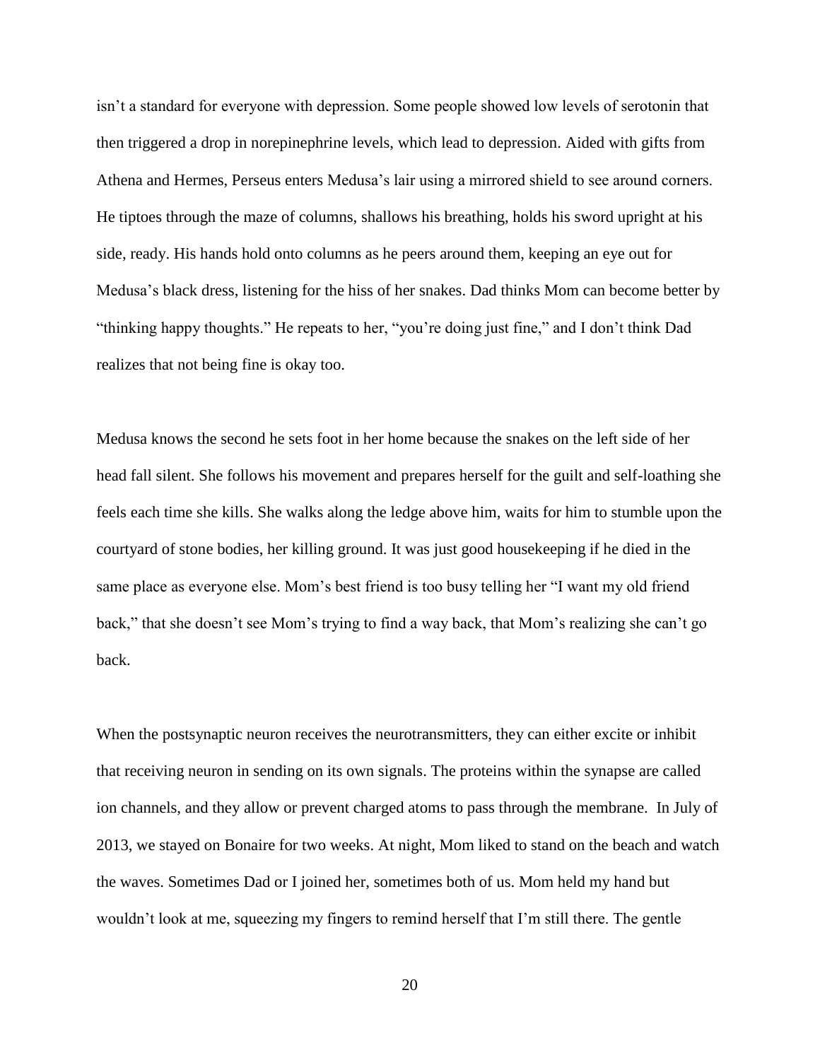isn't a standard for everyone with depression. Some people showed low levels of serotonin that then triggered a drop in norepinephrine levels, which lead to depression. Aided with gifts from Athena and Hermes, Perseus enters Medusa's lair using a mirrored shield to see around corners. He tiptoes through the maze of columns, shallows his breathing, holds his sword upright at his side, ready. His hands hold onto columns as he peers around them, keeping an eye out for Medusa's black dress, listening for the hiss of her snakes. Dad thinks Mom can become better by "thinking happy thoughts." He repeats to her, "you're doing just fine," and I don't think Dad realizes that not being fine is okay too.

Medusa knows the second he sets foot in her home because the snakes on the left side of her head fall silent. She follows his movement and prepares herself for the guilt and self-loathing she feels each time she kills. She walks along the ledge above him, waits for him to stumble upon the courtyard of stone bodies, her killing ground. It was just good housekeeping if he died in the same place as everyone else. Mom's best friend is too busy telling her "I want my old friend back," that she doesn't see Mom's trying to find a way back, that Mom's realizing she can't go back.

When the postsynaptic neuron receives the neurotransmitters, they can either excite or inhibit that receiving neuron in sending on its own signals. The proteins within the synapse are called ion channels, and they allow or prevent charged atoms to pass through the membrane. In July of 2013, we stayed on Bonaire for two weeks. At night, Mom liked to stand on the beach and watch the waves. Sometimes Dad or I joined her, sometimes both of us. Mom held my hand but wouldn't look at me, squeezing my fingers to remind herself that I'm still there. The gentle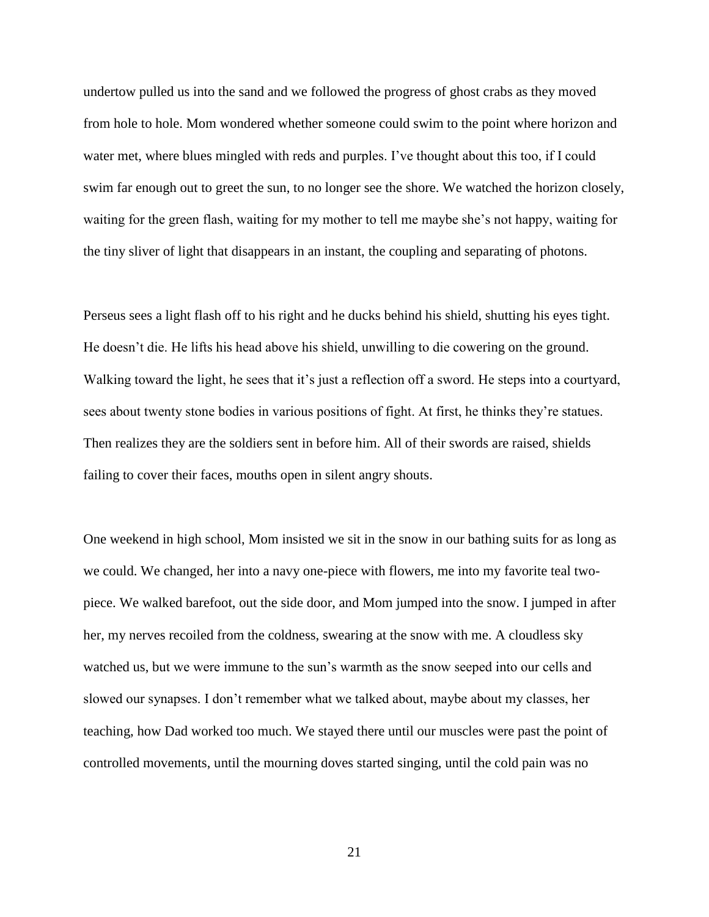undertow pulled us into the sand and we followed the progress of ghost crabs as they moved from hole to hole. Mom wondered whether someone could swim to the point where horizon and water met, where blues mingled with reds and purples. I've thought about this too, if I could swim far enough out to greet the sun, to no longer see the shore. We watched the horizon closely, waiting for the green flash, waiting for my mother to tell me maybe she's not happy, waiting for the tiny sliver of light that disappears in an instant, the coupling and separating of photons.

Perseus sees a light flash off to his right and he ducks behind his shield, shutting his eyes tight. He doesn't die. He lifts his head above his shield, unwilling to die cowering on the ground. Walking toward the light, he sees that it's just a reflection off a sword. He steps into a courtyard, sees about twenty stone bodies in various positions of fight. At first, he thinks they're statues. Then realizes they are the soldiers sent in before him. All of their swords are raised, shields failing to cover their faces, mouths open in silent angry shouts.

One weekend in high school, Mom insisted we sit in the snow in our bathing suits for as long as we could. We changed, her into a navy one-piece with flowers, me into my favorite teal two-piece. We walked barefoot, out the side door, and Mom jumped into the snow. I jumped in after her, my nerves recoiled from the coldness, swearing at the snow with me. A cloudless sky watched us, but we were immune to the sun's warmth as the snow seeped into our cells and slowed our synapses. I don't remember what we talked about, maybe about my classes, her teaching, how Dad worked too much. We stayed there until our muscles were past the point of controlled movements, until the mourning doves started singing, until the cold pain was no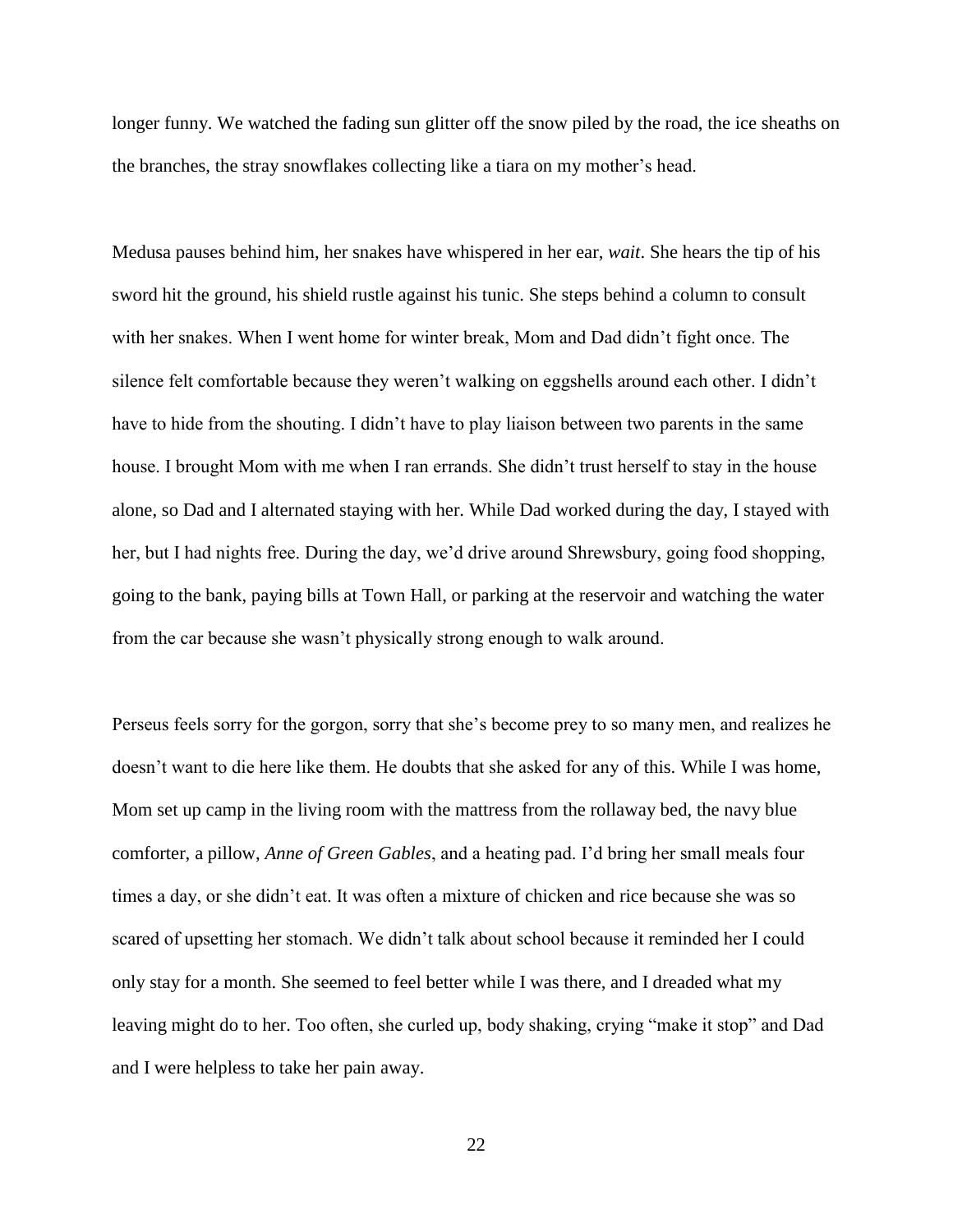longer funny. We watched the fading sun glitter off the snow piled by the road, the ice sheaths on the branches, the stray snowflakes collecting like a tiara on my mother's head.

Medusa pauses behind him, her snakes have whispered in her ear, *wait*. She hears the tip of his sword hit the ground, his shield rustle against his tunic. She steps behind a column to consult with her snakes. When I went home for winter break, Mom and Dad didn't fight once. The silence felt comfortable because they weren't walking on eggshells around each other. I didn't have to hide from the shouting. I didn't have to play liaison between two parents in the same house. I brought Mom with me when I ran errands. She didn't trust herself to stay in the house alone, so Dad and I alternated staying with her. While Dad worked during the day, I stayed with her, but I had nights free. During the day, we'd drive around Shrewsbury, going food shopping, going to the bank, paying bills at Town Hall, or parking at the reservoir and watching the water from the car because she wasn't physically strong enough to walk around.

Perseus feels sorry for the gorgon, sorry that she's become prey to so many men, and realizes he doesn't want to die here like them. He doubts that she asked for any of this. While I was home, Mom set up camp in the living room with the mattress from the rollaway bed, the navy blue comforter, a pillow, *Anne of Green Gables*, and a heating pad. I'd bring her small meals four times a day, or she didn't eat. It was often a mixture of chicken and rice because she was so scared of upsetting her stomach. We didn't talk about school because it reminded her I could only stay for a month. She seemed to feel better while I was there, and I dreaded what my leaving might do to her. Too often, she curled up, body shaking, crying "make it stop" and Dad and I were helpless to take her pain away.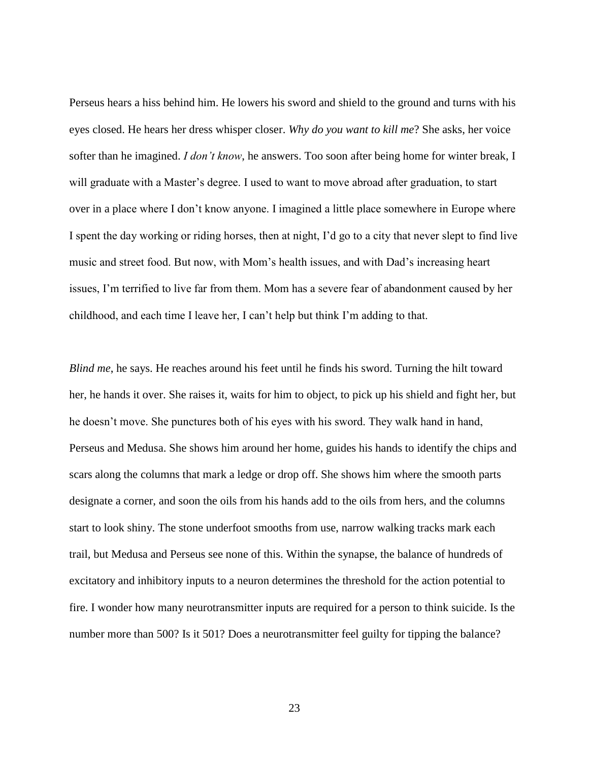Perseus hears a hiss behind him. He lowers his sword and shield to the ground and turns with his eyes closed. He hears her dress whisper closer. *Why do you want to kill me*? She asks, her voice softer than he imagined. *I don't know*, he answers. Too soon after being home for winter break, I will graduate with a Master's degree. I used to want to move abroad after graduation, to start over in a place where I don't know anyone. I imagined a little place somewhere in Europe where I spent the day working or riding horses, then at night, I'd go to a city that never slept to find live music and street food. But now, with Mom's health issues, and with Dad's increasing heart issues, I'm terrified to live far from them. Mom has a severe fear of abandonment caused by her childhood, and each time I leave her, I can't help but think I'm adding to that.

*Blind me*, he says. He reaches around his feet until he finds his sword. Turning the hilt toward her, he hands it over. She raises it, waits for him to object, to pick up his shield and fight her, but he doesn't move. She punctures both of his eyes with his sword. They walk hand in hand, Perseus and Medusa. She shows him around her home, guides his hands to identify the chips and scars along the columns that mark a ledge or drop off. She shows him where the smooth parts designate a corner, and soon the oils from his hands add to the oils from hers, and the columns start to look shiny. The stone underfoot smooths from use, narrow walking tracks mark each trail, but Medusa and Perseus see none of this. Within the synapse, the balance of hundreds of excitatory and inhibitory inputs to a neuron determines the threshold for the action potential to fire. I wonder how many neurotransmitter inputs are required for a person to think suicide. Is the number more than 500? Is it 501? Does a neurotransmitter feel guilty for tipping the balance?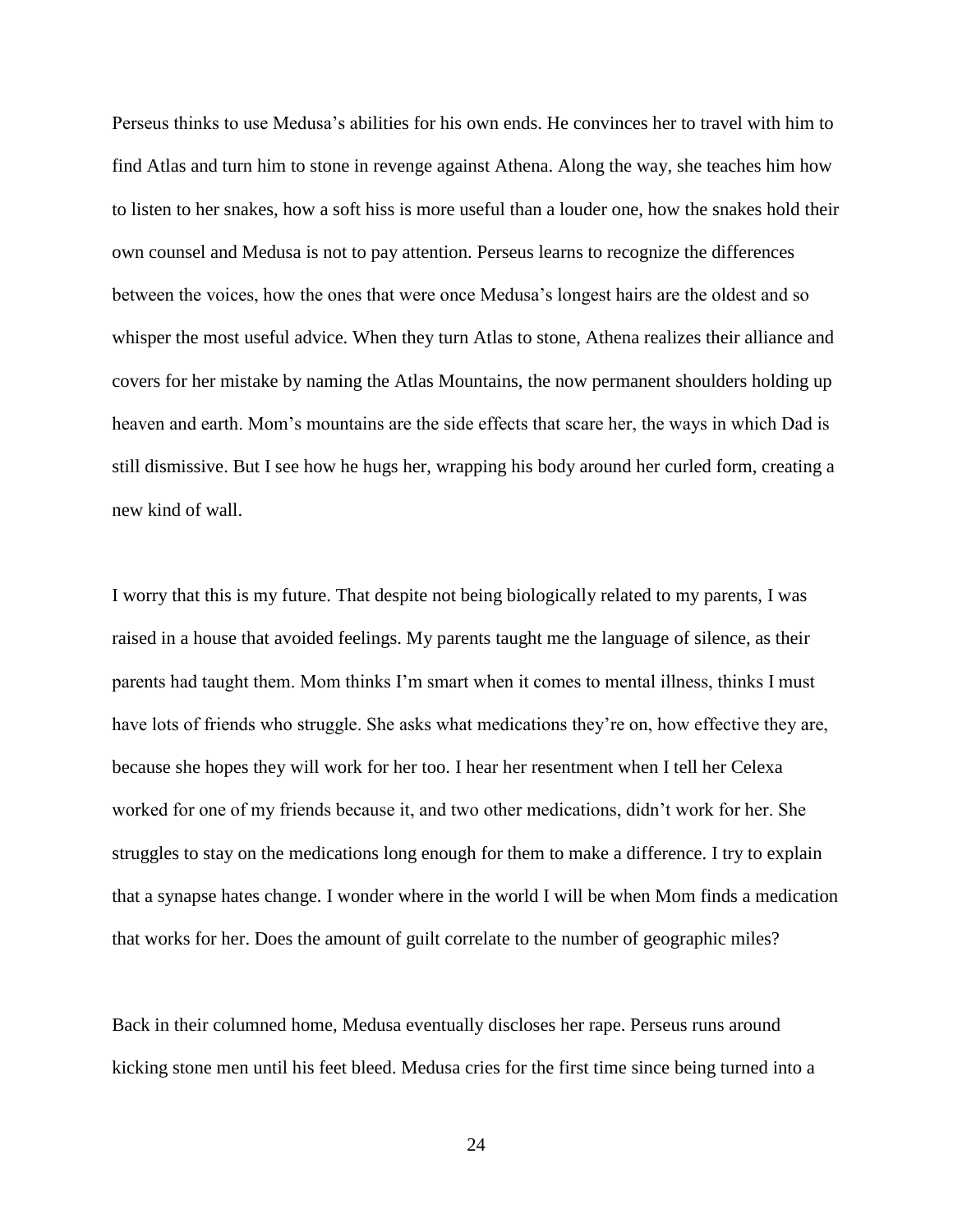Perseus thinks to use Medusa's abilities for his own ends. He convinces her to travel with him to find Atlas and turn him to stone in revenge against Athena. Along the way, she teaches him how to listen to her snakes, how a soft hiss is more useful than a louder one, how the snakes hold their own counsel and Medusa is not to pay attention. Perseus learns to recognize the differences between the voices, how the ones that were once Medusa's longest hairs are the oldest and so whisper the most useful advice. When they turn Atlas to stone, Athena realizes their alliance and covers for her mistake by naming the Atlas Mountains, the now permanent shoulders holding up heaven and earth. Mom's mountains are the side effects that scare her, the ways in which Dad is still dismissive. But I see how he hugs her, wrapping his body around her curled form, creating a new kind of wall.

I worry that this is my future. That despite not being biologically related to my parents, I was raised in a house that avoided feelings. My parents taught me the language of silence, as their parents had taught them. Mom thinks I'm smart when it comes to mental illness, thinks I must have lots of friends who struggle. She asks what medications they're on, how effective they are, because she hopes they will work for her too. I hear her resentment when I tell her Celexa worked for one of my friends because it, and two other medications, didn't work for her. She struggles to stay on the medications long enough for them to make a difference. I try to explain that a synapse hates change. I wonder where in the world I will be when Mom finds a medication that works for her. Does the amount of guilt correlate to the number of geographic miles?

Back in their columned home, Medusa eventually discloses her rape. Perseus runs around kicking stone men until his feet bleed. Medusa cries for the first time since being turned into a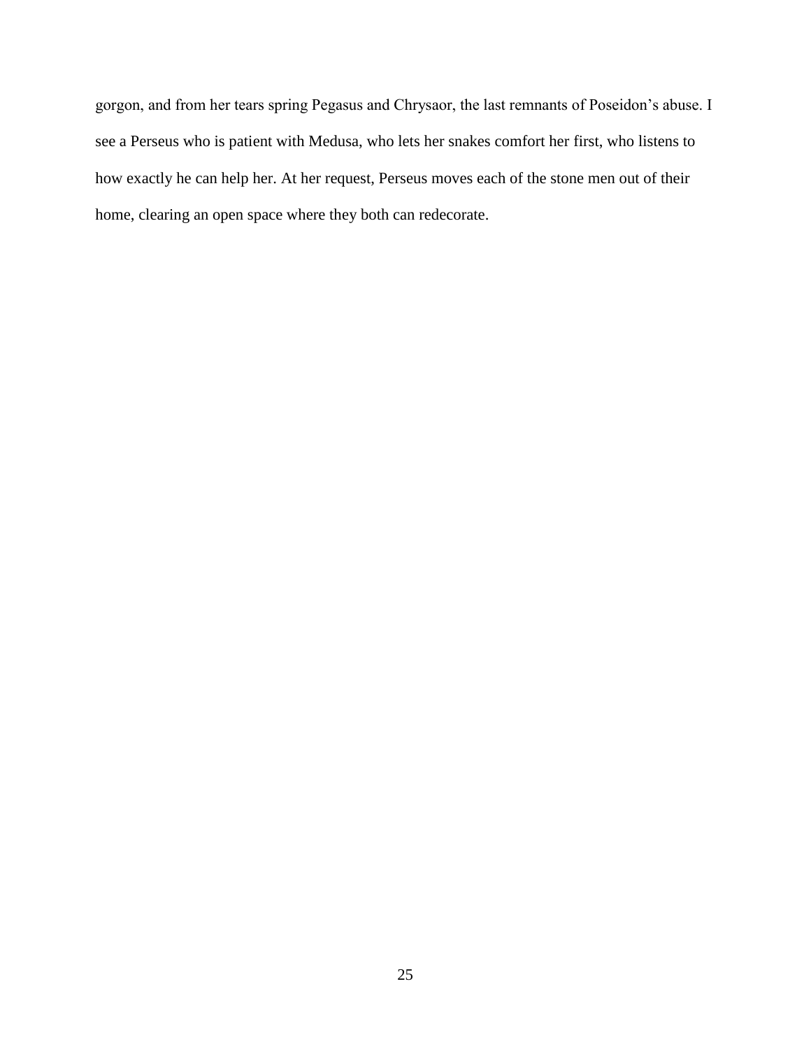gorgon, and from her tears spring Pegasus and Chrysaor, the last remnants of Poseidon's abuse. I see a Perseus who is patient with Medusa, who lets her snakes comfort her first, who listens to how exactly he can help her. At her request, Perseus moves each of the stone men out of their home, clearing an open space where they both can redecorate.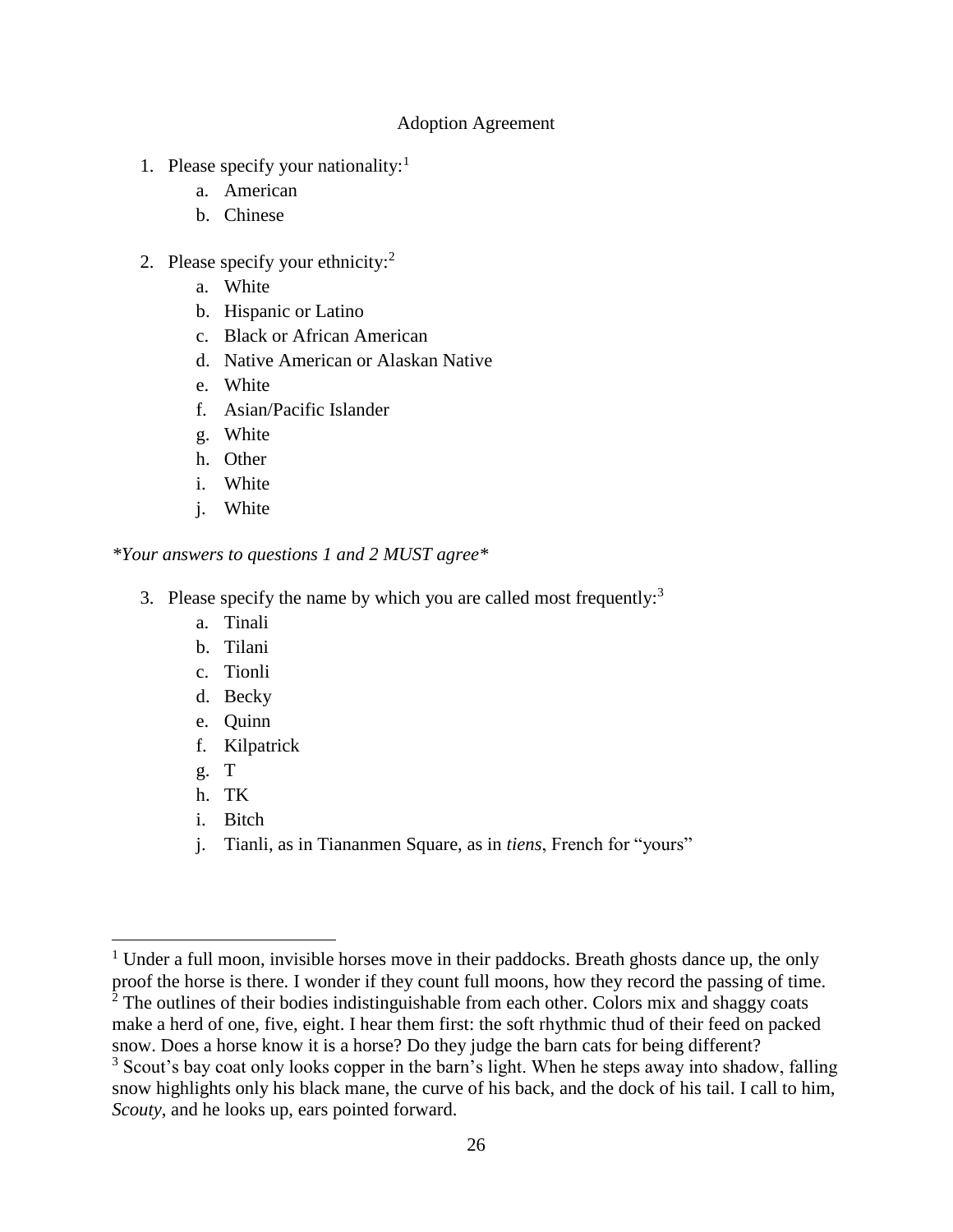Adoption Agreement

1. Please specify your nationality:[1]
    a. American
    b. Chinese

2. Please specify your ethnicity:[2]
    a. White
    b. Hispanic or Latino
    c. Black or African American
    d. Native American or Alaskan Native
    e. White
    f. Asian/Pacific Islander
    g. White
    h. Other
    i. White
    j. White

*\*Your answers to questions 1 and 2 MUST agree\**

3. Please specify the name by which you are called most frequently:[3]
    a. Tinali
    b. Tilani
    c. Tionli
    d. Becky
    e. Quinn
    f. Kilpatrick
    g. T
    h. TK
    i. Bitch
    j. Tianli, as in Tiananmen Square, as in *tiens*, French for "yours"

---

[1] Under a full moon, invisible horses move in their paddocks. Breath ghosts dance up, the only proof the horse is there. I wonder if they count full moons, how they record the passing of time.

[2] The outlines of their bodies indistinguishable from each other. Colors mix and shaggy coats make a herd of one, five, eight. I hear them first: the soft rhythmic thud of their feed on packed snow. Does a horse know it is a horse? Do they judge the barn cats for being different?

[3] Scout's bay coat only looks copper in the barn's light. When he steps away into shadow, falling snow highlights only his black mane, the curve of his back, and the dock of his tail. I call to him, *Scouty*, and he looks up, ears pointed forward.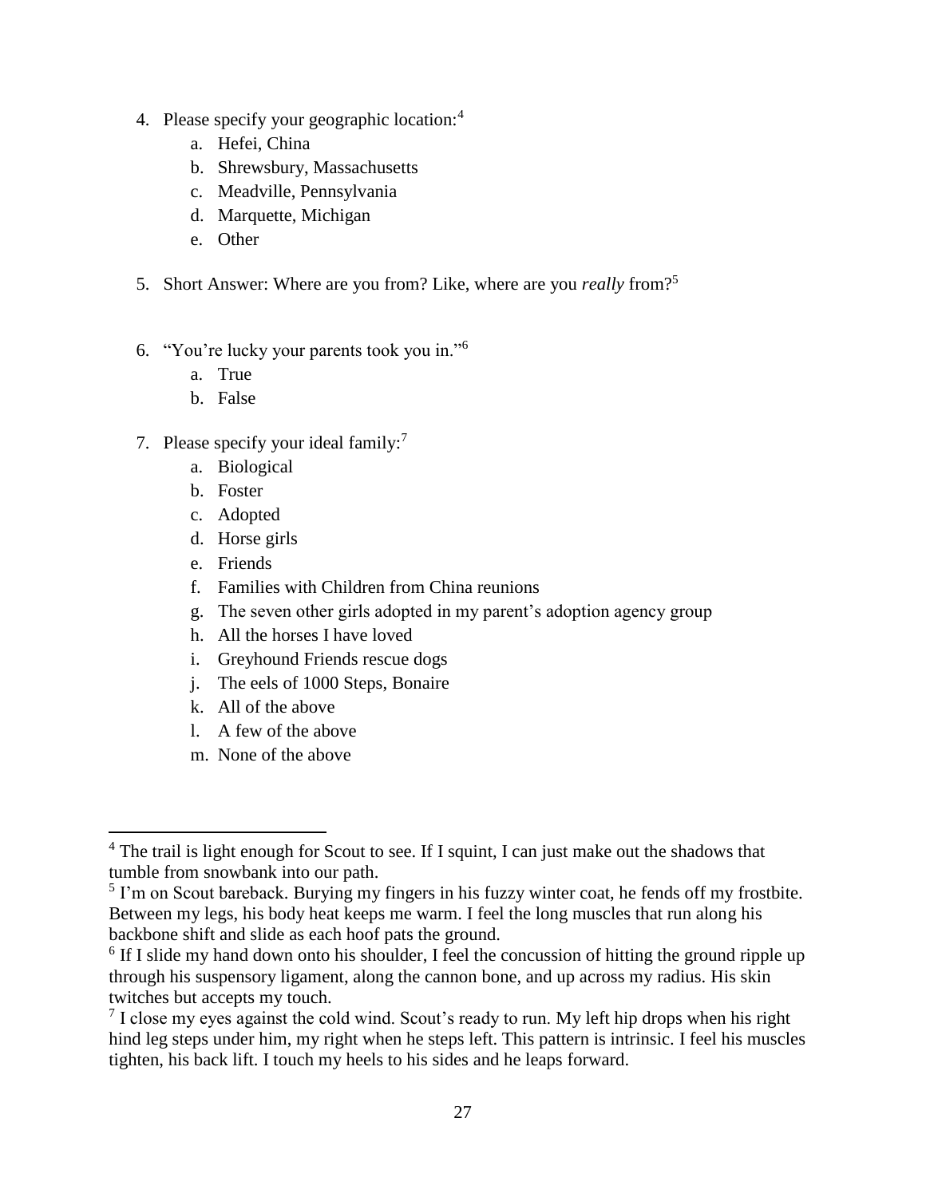4. Please specify your geographic location:[4]
    a. Hefei, China
    b. Shrewsbury, Massachusetts
    c. Meadville, Pennsylvania
    d. Marquette, Michigan
    e. Other

5. Short Answer: Where are you from? Like, where are you *really* from?[5]

6. "You're lucky your parents took you in."[6]
    a. True
    b. False

7. Please specify your ideal family:[7]
    a. Biological
    b. Foster
    c. Adopted
    d. Horse girls
    e. Friends
    f. Families with Children from China reunions
    g. The seven other girls adopted in my parent's adoption agency group
    h. All the horses I have loved
    i. Greyhound Friends rescue dogs
    j. The eels of 1000 Steps, Bonaire
    k. All of the above
    l. A few of the above
    m. None of the above

---

[4] The trail is light enough for Scout to see. If I squint, I can just make out the shadows that tumble from snowbank into our path.

[5] I'm on Scout bareback. Burying my fingers in his fuzzy winter coat, he fends off my frostbite. Between my legs, his body heat keeps me warm. I feel the long muscles that run along his backbone shift and slide as each hoof pats the ground.

[6] If I slide my hand down onto his shoulder, I feel the concussion of hitting the ground ripple up through his suspensory ligament, along the cannon bone, and up across my radius. His skin twitches but accepts my touch.

[7] I close my eyes against the cold wind. Scout's ready to run. My left hip drops when his right hind leg steps under him, my right when he steps left. This pattern is intrinsic. I feel his muscles tighten, his back lift. I touch my heels to his sides and he leaps forward.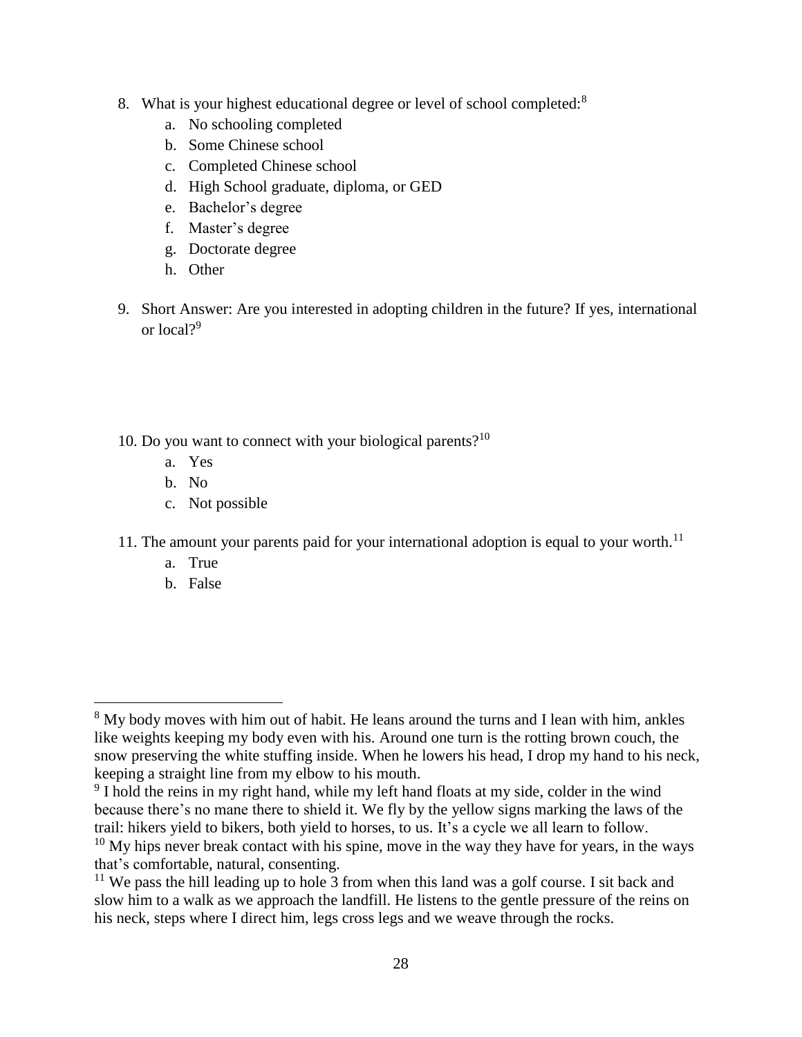8. What is your highest educational degree or level of school completed:[8]
    a. No schooling completed
    b. Some Chinese school
    c. Completed Chinese school
    d. High School graduate, diploma, or GED
    e. Bachelor's degree
    f. Master's degree
    g. Doctorate degree
    h. Other

9. Short Answer: Are you interested in adopting children in the future? If yes, international or local?[9]

10. Do you want to connect with your biological parents?[10]
    a. Yes
    b. No
    c. Not possible

11. The amount your parents paid for your international adoption is equal to your worth.[11]
    a. True
    b. False

---

[8] My body moves with him out of habit. He leans around the turns and I lean with him, ankles like weights keeping my body even with his. Around one turn is the rotting brown couch, the snow preserving the white stuffing inside. When he lowers his head, I drop my hand to his neck, keeping a straight line from my elbow to his mouth.

[9] I hold the reins in my right hand, while my left hand floats at my side, colder in the wind because there's no mane there to shield it. We fly by the yellow signs marking the laws of the trail: hikers yield to bikers, both yield to horses, to us. It's a cycle we all learn to follow.

[10] My hips never break contact with his spine, move in the way they have for years, in the ways that's comfortable, natural, consenting.

[11] We pass the hill leading up to hole 3 from when this land was a golf course. I sit back and slow him to a walk as we approach the landfill. He listens to the gentle pressure of the reins on his neck, steps where I direct him, legs cross legs and we weave through the rocks.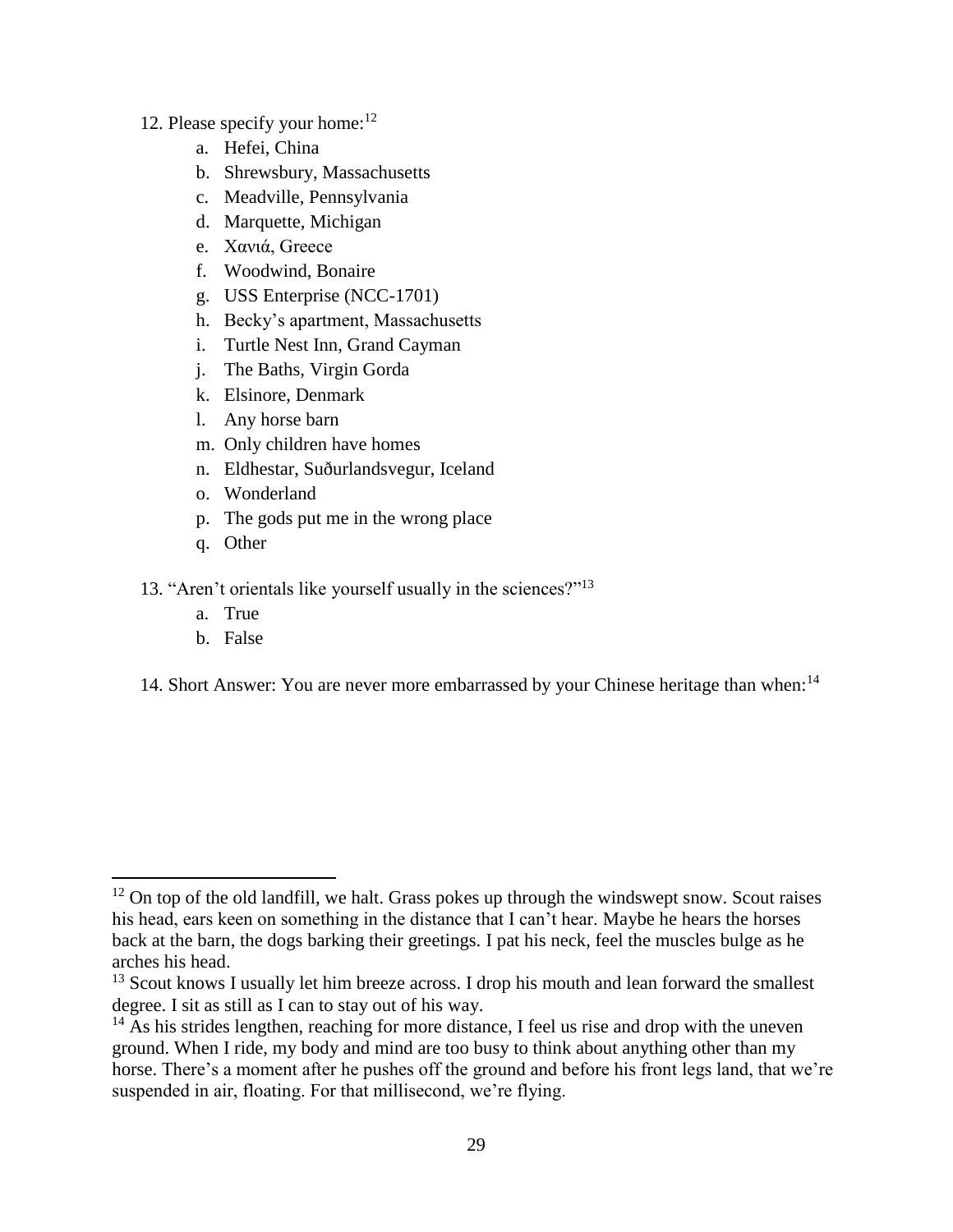12. Please specify your home:[12]
    a. Hefei, China
    b. Shrewsbury, Massachusetts
    c. Meadville, Pennsylvania
    d. Marquette, Michigan
    e. Χανιά, Greece
    f. Woodwind, Bonaire
    g. USS Enterprise (NCC-1701)
    h. Becky's apartment, Massachusetts
    i. Turtle Nest Inn, Grand Cayman
    j. The Baths, Virgin Gorda
    k. Elsinore, Denmark
    l. Any horse barn
    m. Only children have homes
    n. Eldhestar, Suðurlandsvegur, Iceland
    o. Wonderland
    p. The gods put me in the wrong place
    q. Other

13. "Aren't orientals like yourself usually in the sciences?"[13]
    a. True
    b. False

14. Short Answer: You are never more embarrassed by your Chinese heritage than when:[14]

---

[12] On top of the old landfill, we halt. Grass pokes up through the windswept snow. Scout raises his head, ears keen on something in the distance that I can't hear. Maybe he hears the horses back at the barn, the dogs barking their greetings. I pat his neck, feel the muscles bulge as he arches his head.

[13] Scout knows I usually let him breeze across. I drop his mouth and lean forward the smallest degree. I sit as still as I can to stay out of his way.

[14] As his strides lengthen, reaching for more distance, I feel us rise and drop with the uneven ground. When I ride, my body and mind are too busy to think about anything other than my horse. There's a moment after he pushes off the ground and before his front legs land, that we're suspended in air, floating. For that millisecond, we're flying.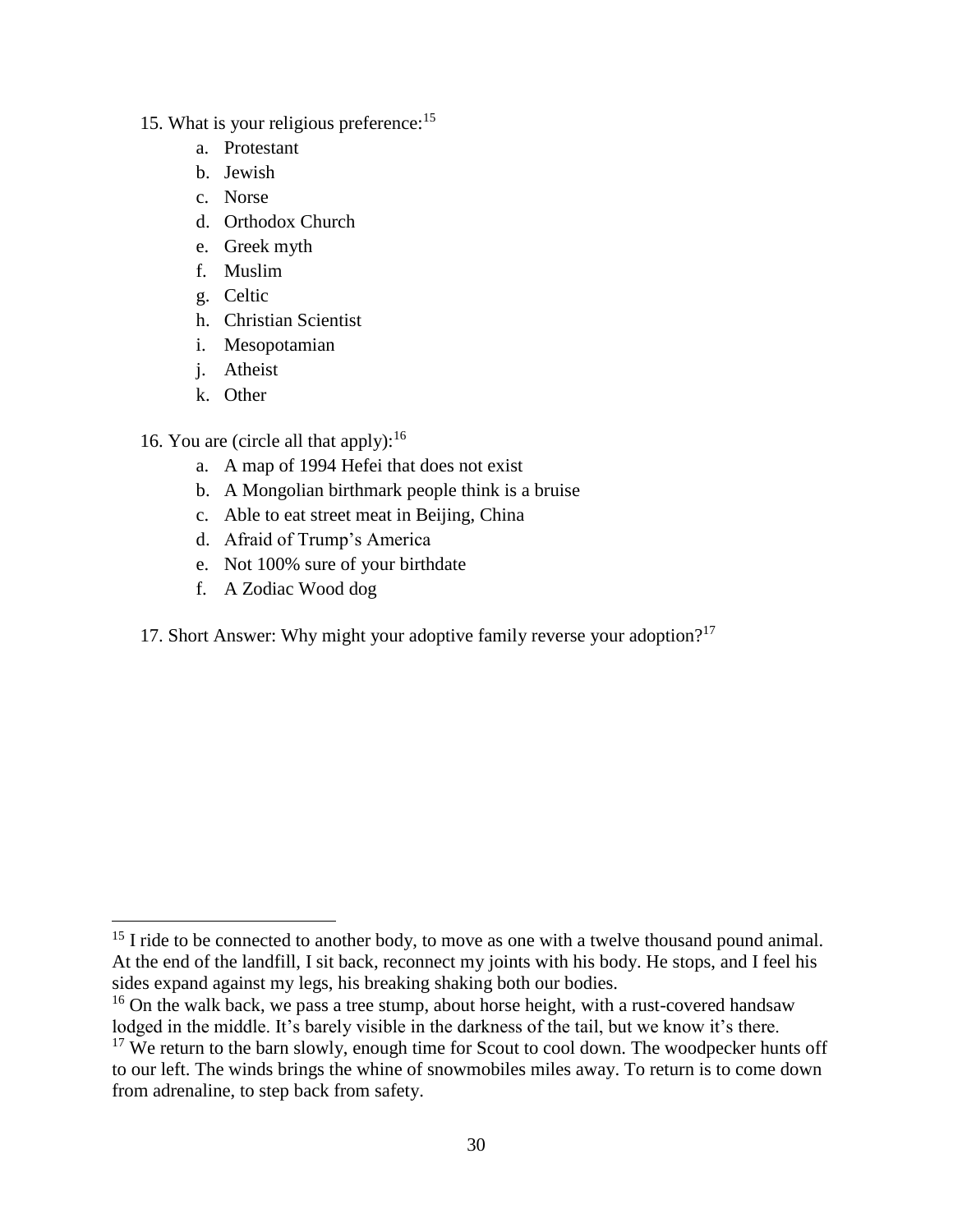15. What is your religious preference:[15]
    a. Protestant
    b. Jewish
    c. Norse
    d. Orthodox Church
    e. Greek myth
    f. Muslim
    g. Celtic
    h. Christian Scientist
    i. Mesopotamian
    j. Atheist
    k. Other

16. You are (circle all that apply):[16]
    a. A map of 1994 Hefei that does not exist
    b. A Mongolian birthmark people think is a bruise
    c. Able to eat street meat in Beijing, China
    d. Afraid of Trump's America
    e. Not 100% sure of your birthdate
    f. A Zodiac Wood dog

17. Short Answer: Why might your adoptive family reverse your adoption?[17]

---

[15] I ride to be connected to another body, to move as one with a twelve thousand pound animal. At the end of the landfill, I sit back, reconnect my joints with his body. He stops, and I feel his sides expand against my legs, his breaking shaking both our bodies.

[16] On the walk back, we pass a tree stump, about horse height, with a rust-covered handsaw lodged in the middle. It's barely visible in the darkness of the tail, but we know it's there.

[17] We return to the barn slowly, enough time for Scout to cool down. The woodpecker hunts off to our left. The winds brings the whine of snowmobiles miles away. To return is to come down from adrenaline, to step back from safety.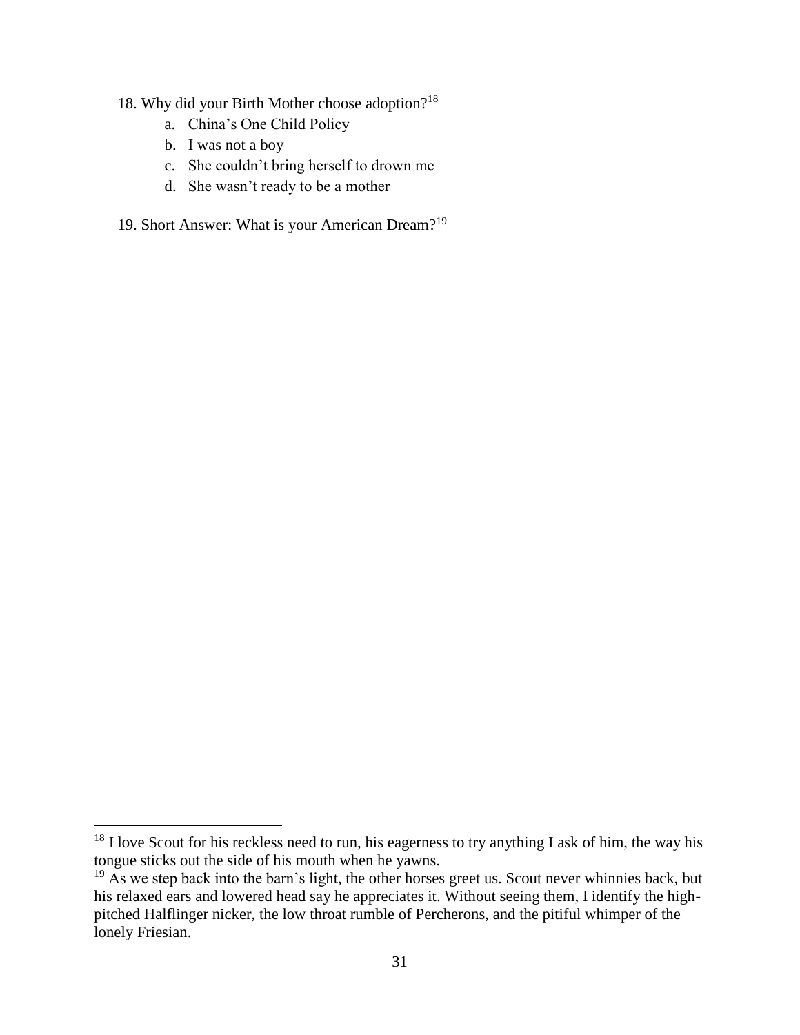18. Why did your Birth Mother choose adoption?[18]
    a. China's One Child Policy
    b. I was not a boy
    c. She couldn't bring herself to drown me
    d. She wasn't ready to be a mother

19. Short Answer: What is your American Dream?[19]

---

[18] I love Scout for his reckless need to run, his eagerness to try anything I ask of him, the way his tongue sticks out the side of his mouth when he yawns.

[19] As we step back into the barn's light, the other horses greet us. Scout never whinnies back, but his relaxed ears and lowered head say he appreciates it. Without seeing them, I identify the high-pitched Halflinger nicker, the low throat rumble of Percherons, and the pitiful whimper of the lonely Friesian.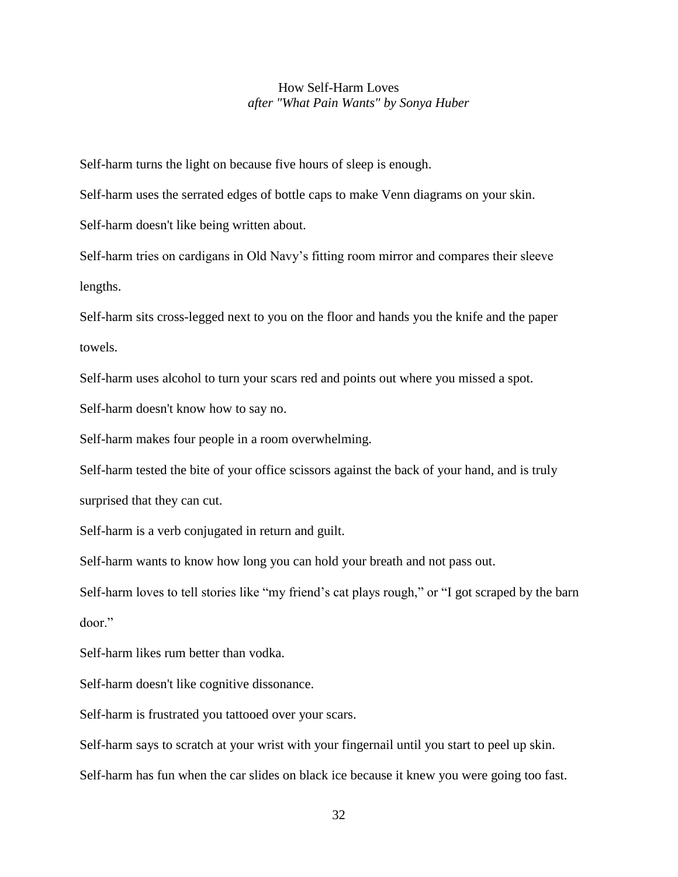# How Self-Harm Loves

*after "What Pain Wants" by Sonya Huber*

Self-harm turns the light on because five hours of sleep is enough.

Self-harm uses the serrated edges of bottle caps to make Venn diagrams on your skin.

Self-harm doesn't like being written about.

Self-harm tries on cardigans in Old Navy's fitting room mirror and compares their sleeve lengths.

Self-harm sits cross-legged next to you on the floor and hands you the knife and the paper towels.

Self-harm uses alcohol to turn your scars red and points out where you missed a spot.

Self-harm doesn't know how to say no.

Self-harm makes four people in a room overwhelming.

Self-harm tested the bite of your office scissors against the back of your hand, and is truly surprised that they can cut.

Self-harm is a verb conjugated in return and guilt.

Self-harm wants to know how long you can hold your breath and not pass out.

Self-harm loves to tell stories like "my friend's cat plays rough," or "I got scraped by the barn door."

Self-harm likes rum better than vodka.

Self-harm doesn't like cognitive dissonance.

Self-harm is frustrated you tattooed over your scars.

Self-harm says to scratch at your wrist with your fingernail until you start to peel up skin.

Self-harm has fun when the car slides on black ice because it knew you were going too fast.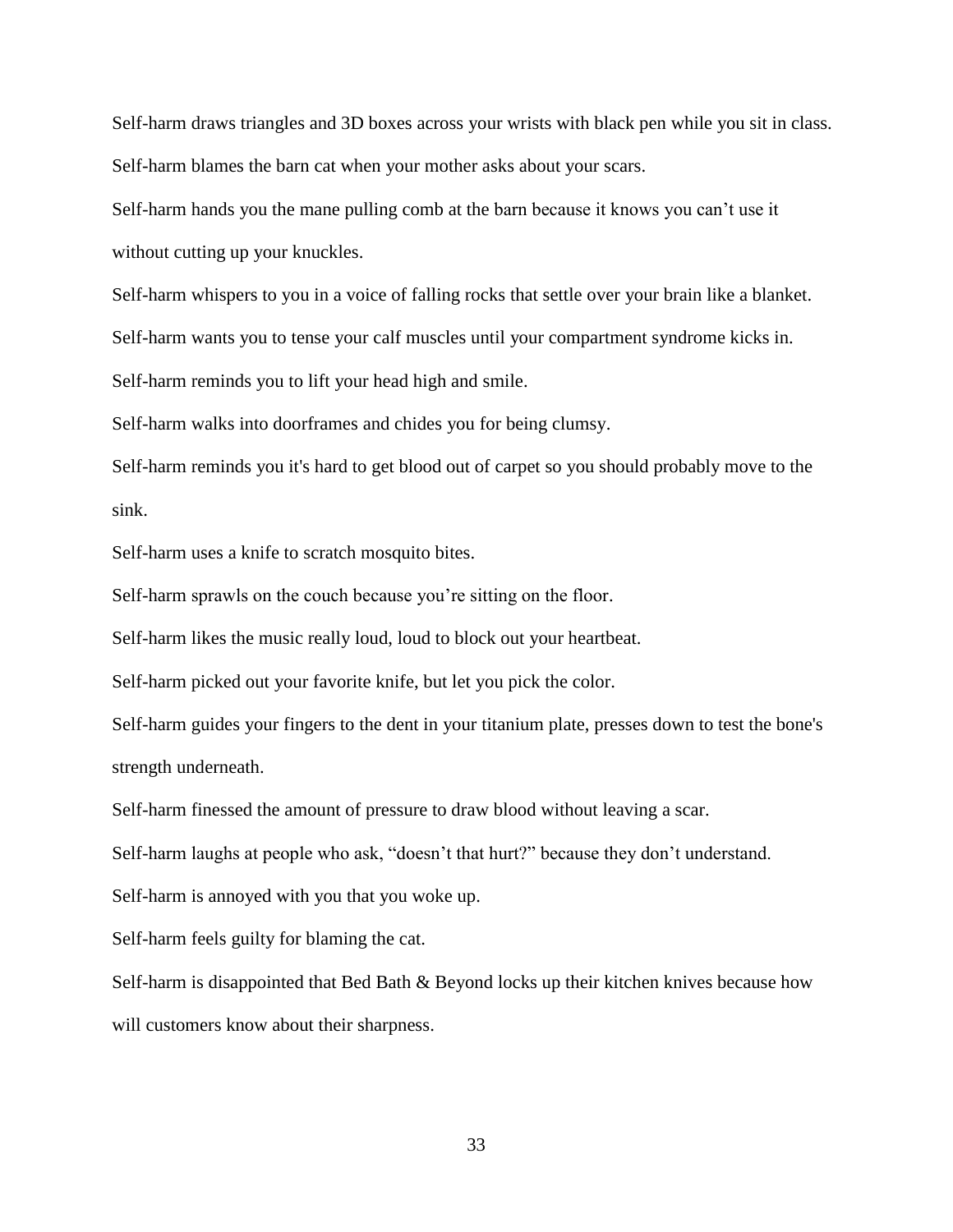Self-harm draws triangles and 3D boxes across your wrists with black pen while you sit in class.

Self-harm blames the barn cat when your mother asks about your scars.

Self-harm hands you the mane pulling comb at the barn because it knows you can't use it without cutting up your knuckles.

Self-harm whispers to you in a voice of falling rocks that settle over your brain like a blanket.

Self-harm wants you to tense your calf muscles until your compartment syndrome kicks in.

Self-harm reminds you to lift your head high and smile.

Self-harm walks into doorframes and chides you for being clumsy.

Self-harm reminds you it's hard to get blood out of carpet so you should probably move to the sink.

Self-harm uses a knife to scratch mosquito bites.

Self-harm sprawls on the couch because you're sitting on the floor.

Self-harm likes the music really loud, loud to block out your heartbeat.

Self-harm picked out your favorite knife, but let you pick the color.

Self-harm guides your fingers to the dent in your titanium plate, presses down to test the bone's strength underneath.

Self-harm finessed the amount of pressure to draw blood without leaving a scar.

Self-harm laughs at people who ask, "doesn't that hurt?" because they don't understand.

Self-harm is annoyed with you that you woke up.

Self-harm feels guilty for blaming the cat.

Self-harm is disappointed that Bed Bath & Beyond locks up their kitchen knives because how will customers know about their sharpness.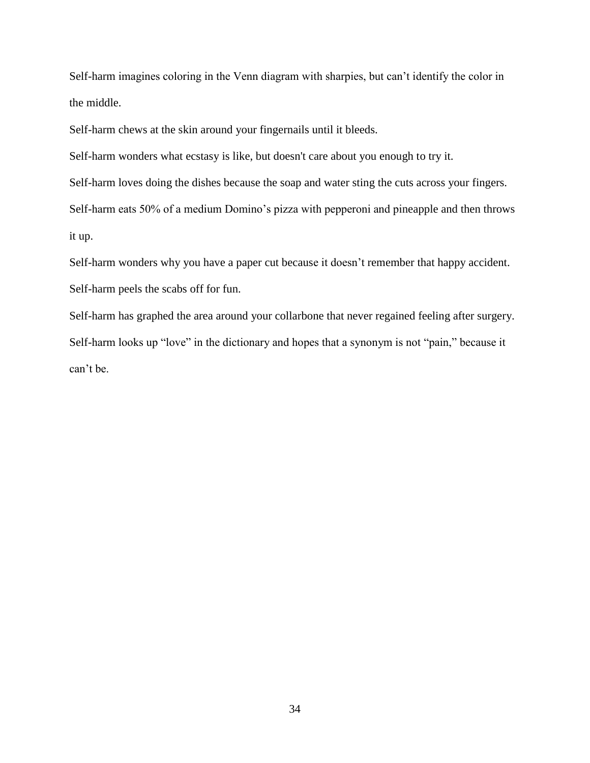Self-harm imagines coloring in the Venn diagram with sharpies, but can't identify the color in the middle.

Self-harm chews at the skin around your fingernails until it bleeds.

Self-harm wonders what ecstasy is like, but doesn't care about you enough to try it.

Self-harm loves doing the dishes because the soap and water sting the cuts across your fingers.

Self-harm eats 50% of a medium Domino's pizza with pepperoni and pineapple and then throws it up.

Self-harm wonders why you have a paper cut because it doesn't remember that happy accident.

Self-harm peels the scabs off for fun.

Self-harm has graphed the area around your collarbone that never regained feeling after surgery.

Self-harm looks up "love" in the dictionary and hopes that a synonym is not "pain," because it can't be.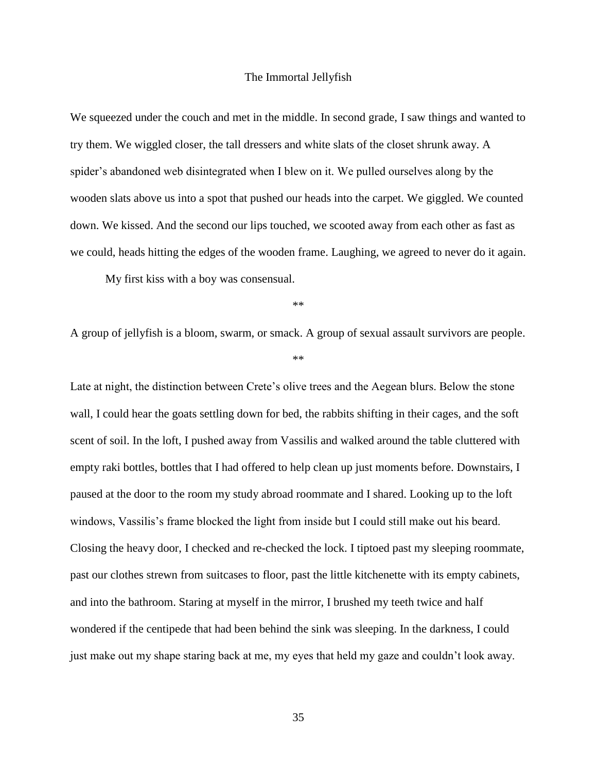# The Immortal Jellyfish

We squeezed under the couch and met in the middle. In second grade, I saw things and wanted to try them. We wiggled closer, the tall dressers and white slats of the closet shrunk away. A spider's abandoned web disintegrated when I blew on it. We pulled ourselves along by the wooden slats above us into a spot that pushed our heads into the carpet. We giggled. We counted down. We kissed. And the second our lips touched, we scooted away from each other as fast as we could, heads hitting the edges of the wooden frame. Laughing, we agreed to never do it again.

My first kiss with a boy was consensual.

**

A group of jellyfish is a bloom, swarm, or smack. A group of sexual assault survivors are people.

**

Late at night, the distinction between Crete's olive trees and the Aegean blurs. Below the stone wall, I could hear the goats settling down for bed, the rabbits shifting in their cages, and the soft scent of soil. In the loft, I pushed away from Vassilis and walked around the table cluttered with empty raki bottles, bottles that I had offered to help clean up just moments before. Downstairs, I paused at the door to the room my study abroad roommate and I shared. Looking up to the loft windows, Vassilis's frame blocked the light from inside but I could still make out his beard. Closing the heavy door, I checked and re-checked the lock. I tiptoed past my sleeping roommate, past our clothes strewn from suitcases to floor, past the little kitchenette with its empty cabinets, and into the bathroom. Staring at myself in the mirror, I brushed my teeth twice and half wondered if the centipede that had been behind the sink was sleeping. In the darkness, I could just make out my shape staring back at me, my eyes that held my gaze and couldn't look away.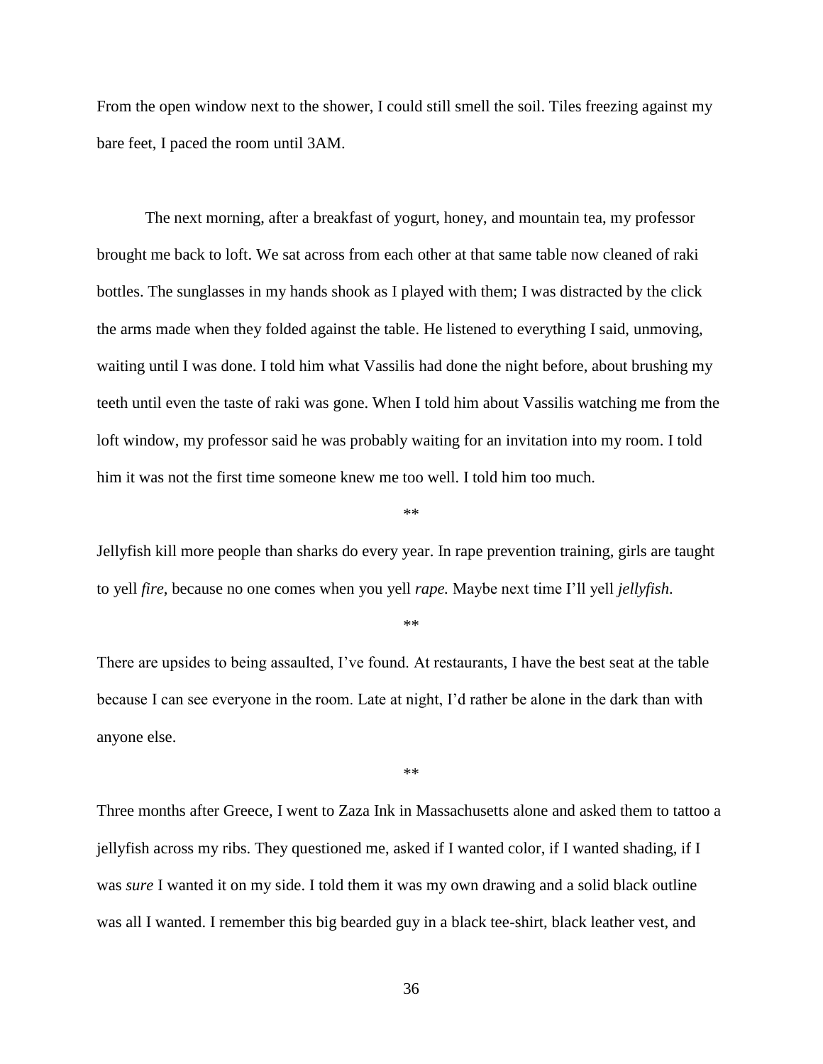From the open window next to the shower, I could still smell the soil. Tiles freezing against my bare feet, I paced the room until 3AM.

The next morning, after a breakfast of yogurt, honey, and mountain tea, my professor brought me back to loft. We sat across from each other at that same table now cleaned of raki bottles. The sunglasses in my hands shook as I played with them; I was distracted by the click the arms made when they folded against the table. He listened to everything I said, unmoving, waiting until I was done. I told him what Vassilis had done the night before, about brushing my teeth until even the taste of raki was gone. When I told him about Vassilis watching me from the loft window, my professor said he was probably waiting for an invitation into my room. I told him it was not the first time someone knew me too well. I told him too much.

**

Jellyfish kill more people than sharks do every year. In rape prevention training, girls are taught to yell *fire*, because no one comes when you yell *rape.* Maybe next time I'll yell *jellyfish*.

**

There are upsides to being assaulted, I've found. At restaurants, I have the best seat at the table because I can see everyone in the room. Late at night, I'd rather be alone in the dark than with anyone else.

**

Three months after Greece, I went to Zaza Ink in Massachusetts alone and asked them to tattoo a jellyfish across my ribs. They questioned me, asked if I wanted color, if I wanted shading, if I was *sure* I wanted it on my side. I told them it was my own drawing and a solid black outline was all I wanted. I remember this big bearded guy in a black tee-shirt, black leather vest, and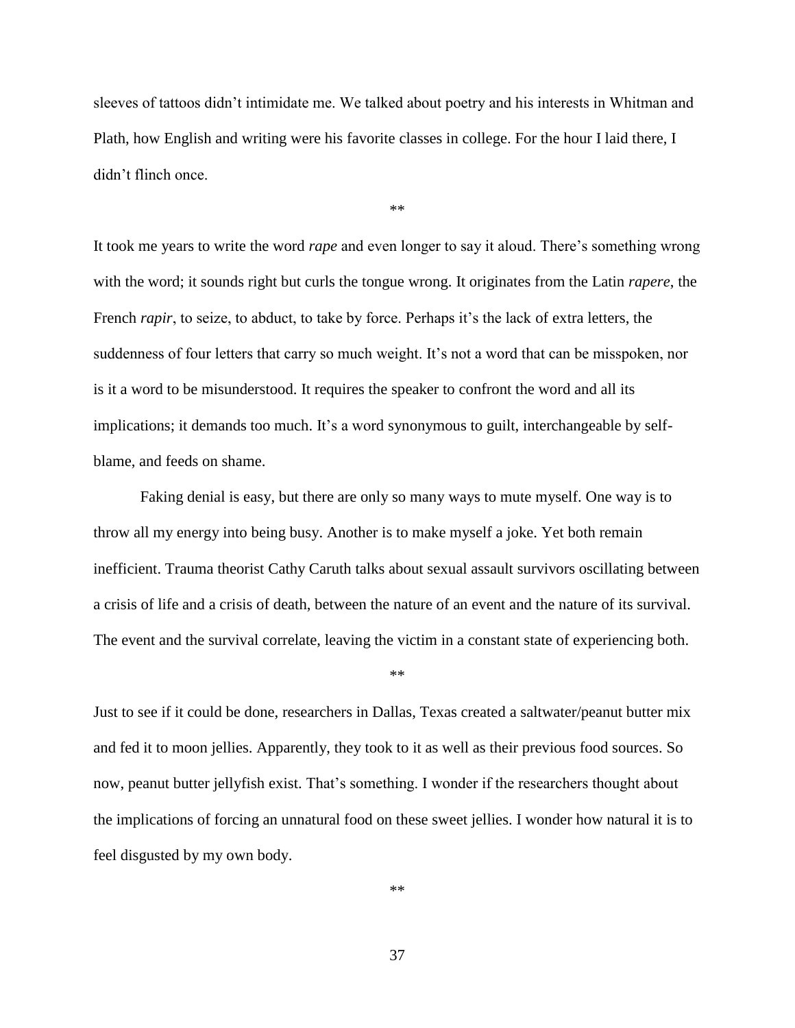sleeves of tattoos didn't intimidate me. We talked about poetry and his interests in Whitman and Plath, how English and writing were his favorite classes in college. For the hour I laid there, I didn't flinch once.

**

It took me years to write the word *rape* and even longer to say it aloud. There's something wrong with the word; it sounds right but curls the tongue wrong. It originates from the Latin *rapere*, the French *rapir*, to seize, to abduct, to take by force. Perhaps it's the lack of extra letters, the suddenness of four letters that carry so much weight. It's not a word that can be misspoken, nor is it a word to be misunderstood. It requires the speaker to confront the word and all its implications; it demands too much. It's a word synonymous to guilt, interchangeable by self-blame, and feeds on shame.

Faking denial is easy, but there are only so many ways to mute myself. One way is to throw all my energy into being busy. Another is to make myself a joke. Yet both remain inefficient. Trauma theorist Cathy Caruth talks about sexual assault survivors oscillating between a crisis of life and a crisis of death, between the nature of an event and the nature of its survival. The event and the survival correlate, leaving the victim in a constant state of experiencing both.

**

Just to see if it could be done, researchers in Dallas, Texas created a saltwater/peanut butter mix and fed it to moon jellies. Apparently, they took to it as well as their previous food sources. So now, peanut butter jellyfish exist. That's something. I wonder if the researchers thought about the implications of forcing an unnatural food on these sweet jellies. I wonder how natural it is to feel disgusted by my own body.

**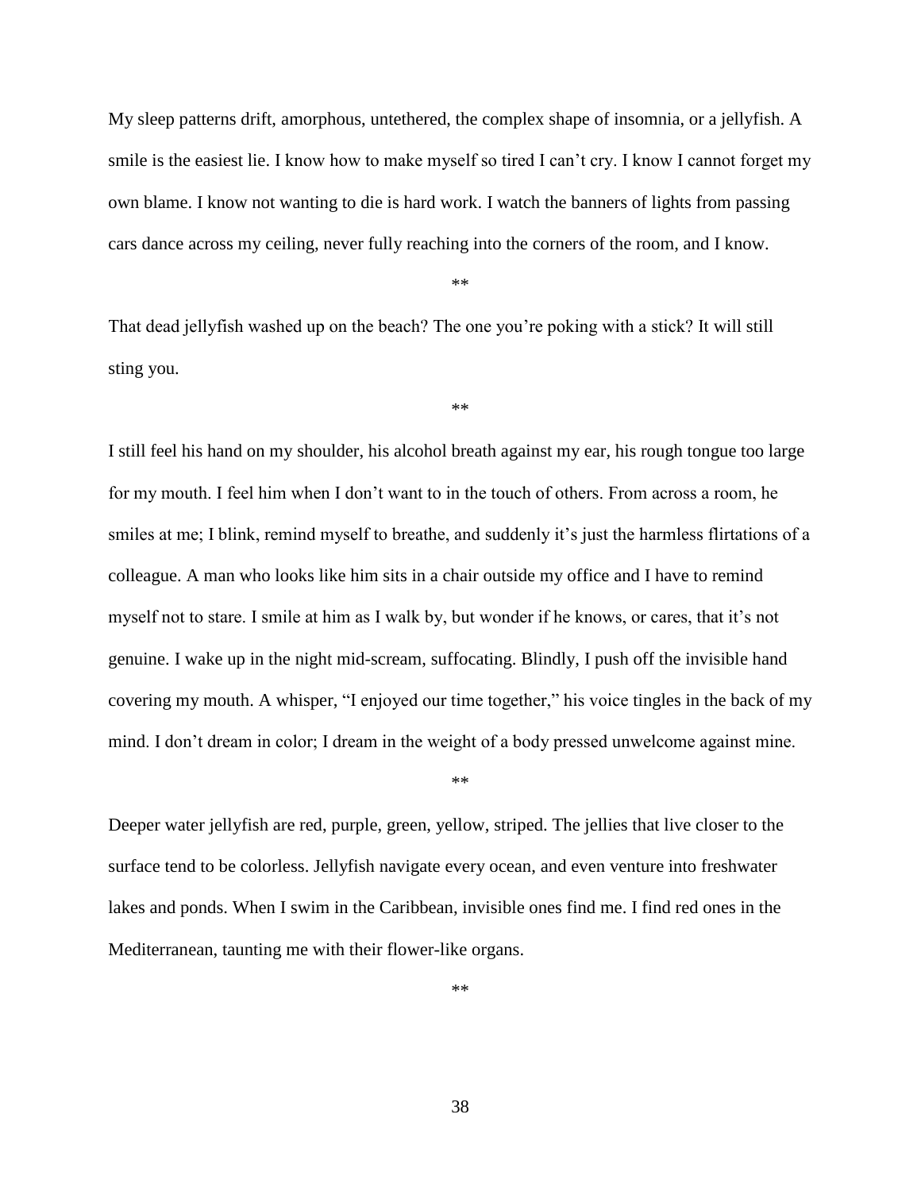My sleep patterns drift, amorphous, untethered, the complex shape of insomnia, or a jellyfish. A smile is the easiest lie. I know how to make myself so tired I can't cry. I know I cannot forget my own blame. I know not wanting to die is hard work. I watch the banners of lights from passing cars dance across my ceiling, never fully reaching into the corners of the room, and I know.

**

That dead jellyfish washed up on the beach? The one you're poking with a stick? It will still sting you.

**

I still feel his hand on my shoulder, his alcohol breath against my ear, his rough tongue too large for my mouth. I feel him when I don't want to in the touch of others. From across a room, he smiles at me; I blink, remind myself to breathe, and suddenly it's just the harmless flirtations of a colleague. A man who looks like him sits in a chair outside my office and I have to remind myself not to stare. I smile at him as I walk by, but wonder if he knows, or cares, that it's not genuine. I wake up in the night mid-scream, suffocating. Blindly, I push off the invisible hand covering my mouth. A whisper, "I enjoyed our time together," his voice tingles in the back of my mind. I don't dream in color; I dream in the weight of a body pressed unwelcome against mine.

**

Deeper water jellyfish are red, purple, green, yellow, striped. The jellies that live closer to the surface tend to be colorless. Jellyfish navigate every ocean, and even venture into freshwater lakes and ponds. When I swim in the Caribbean, invisible ones find me. I find red ones in the Mediterranean, taunting me with their flower-like organs.

**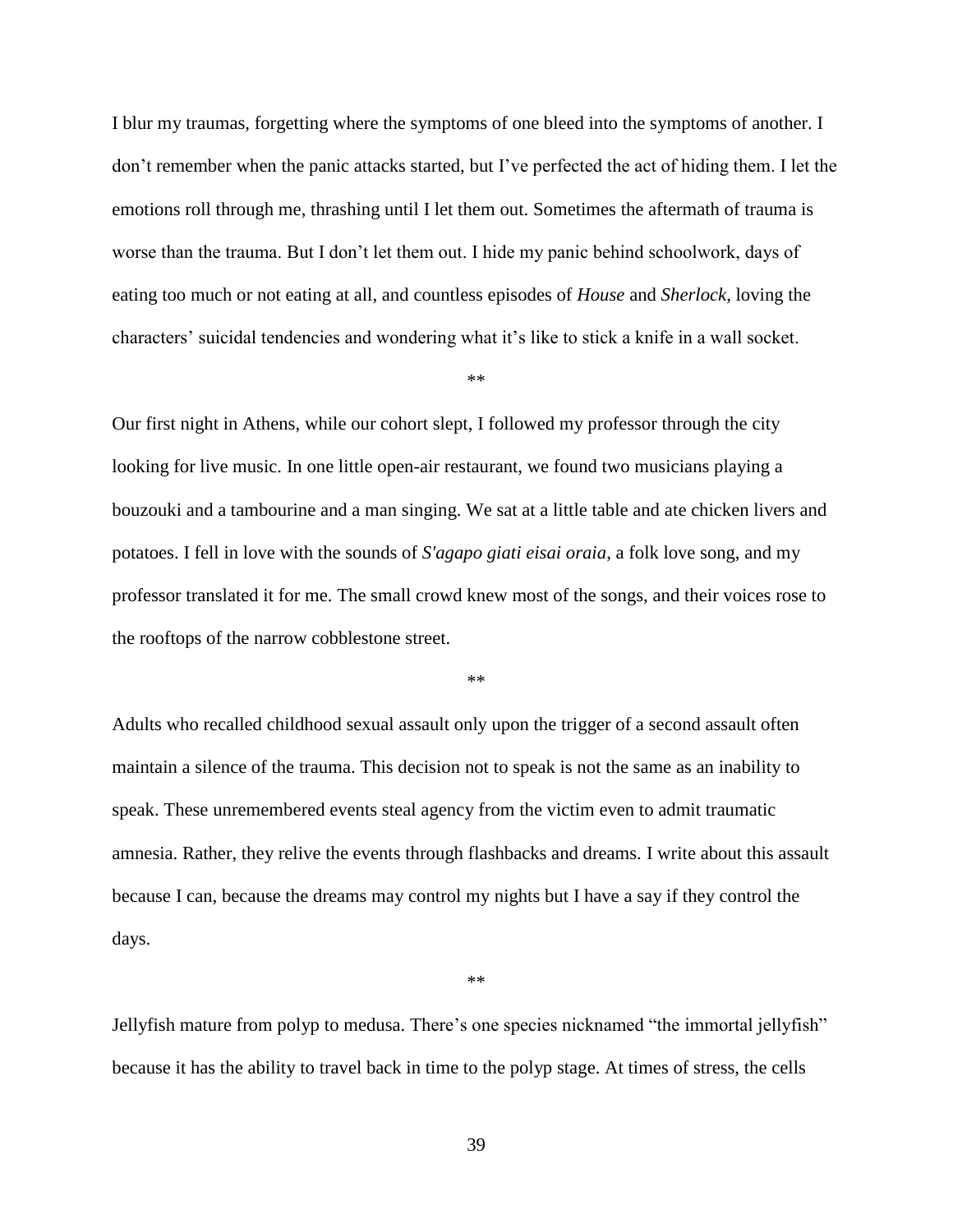I blur my traumas, forgetting where the symptoms of one bleed into the symptoms of another. I don't remember when the panic attacks started, but I've perfected the act of hiding them. I let the emotions roll through me, thrashing until I let them out. Sometimes the aftermath of trauma is worse than the trauma. But I don't let them out. I hide my panic behind schoolwork, days of eating too much or not eating at all, and countless episodes of *House* and *Sherlock*, loving the characters' suicidal tendencies and wondering what it's like to stick a knife in a wall socket.

**

Our first night in Athens, while our cohort slept, I followed my professor through the city looking for live music. In one little open-air restaurant, we found two musicians playing a bouzouki and a tambourine and a man singing. We sat at a little table and ate chicken livers and potatoes. I fell in love with the sounds of *S'agapo giati eisai oraia*, a folk love song, and my professor translated it for me. The small crowd knew most of the songs, and their voices rose to the rooftops of the narrow cobblestone street.

**

Adults who recalled childhood sexual assault only upon the trigger of a second assault often maintain a silence of the trauma. This decision not to speak is not the same as an inability to speak. These unremembered events steal agency from the victim even to admit traumatic amnesia. Rather, they relive the events through flashbacks and dreams. I write about this assault because I can, because the dreams may control my nights but I have a say if they control the days.

**

Jellyfish mature from polyp to medusa. There's one species nicknamed "the immortal jellyfish" because it has the ability to travel back in time to the polyp stage. At times of stress, the cells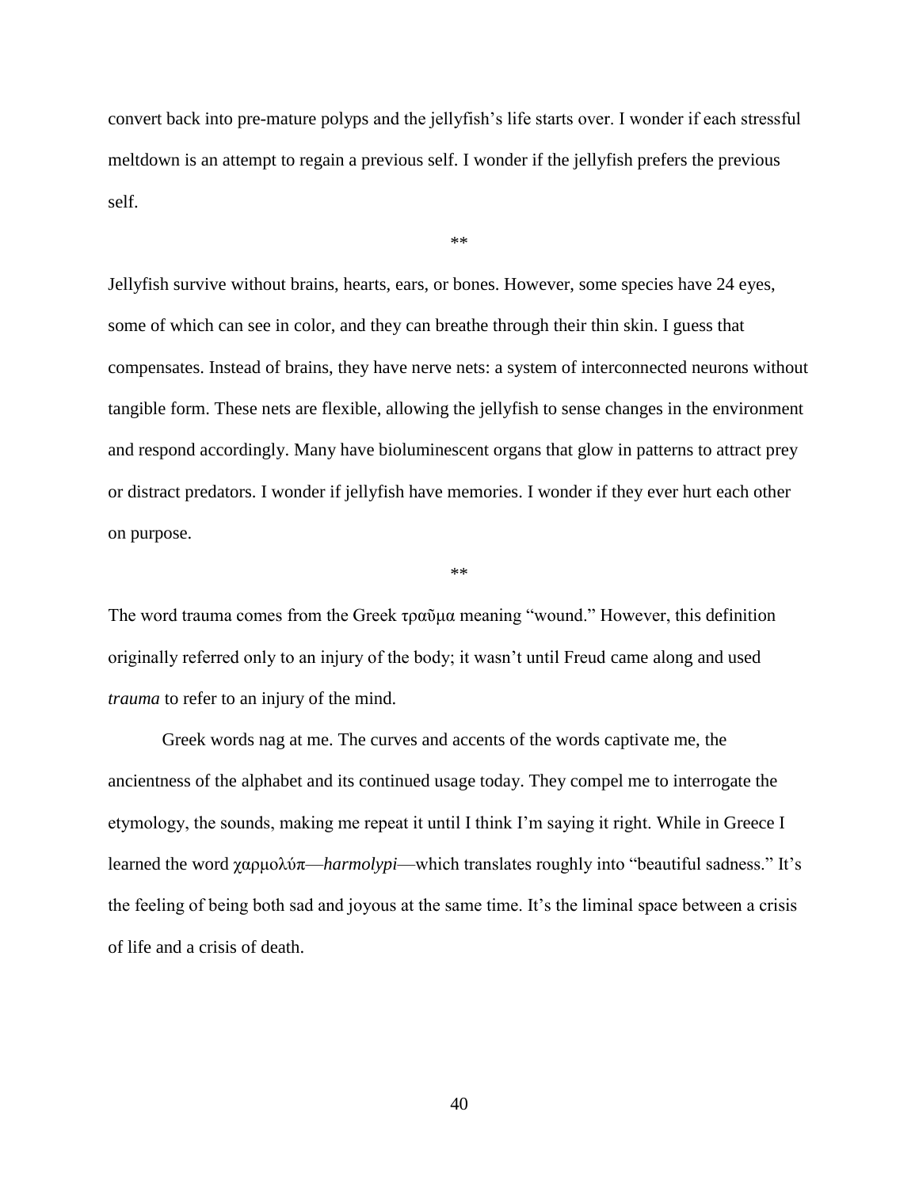convert back into pre-mature polyps and the jellyfish's life starts over. I wonder if each stressful meltdown is an attempt to regain a previous self. I wonder if the jellyfish prefers the previous self.

**

Jellyfish survive without brains, hearts, ears, or bones. However, some species have 24 eyes, some of which can see in color, and they can breathe through their thin skin. I guess that compensates. Instead of brains, they have nerve nets: a system of interconnected neurons without tangible form. These nets are flexible, allowing the jellyfish to sense changes in the environment and respond accordingly. Many have bioluminescent organs that glow in patterns to attract prey or distract predators. I wonder if jellyfish have memories. I wonder if they ever hurt each other on purpose.

**

The word trauma comes from the Greek τραῦμα meaning "wound." However, this definition originally referred only to an injury of the body; it wasn't until Freud came along and used *trauma* to refer to an injury of the mind.

Greek words nag at me. The curves and accents of the words captivate me, the ancientness of the alphabet and its continued usage today. They compel me to interrogate the etymology, the sounds, making me repeat it until I think I'm saying it right. While in Greece I learned the word χαρμολύπ—*harmolypi*—which translates roughly into "beautiful sadness." It's the feeling of being both sad and joyous at the same time. It's the liminal space between a crisis of life and a crisis of death.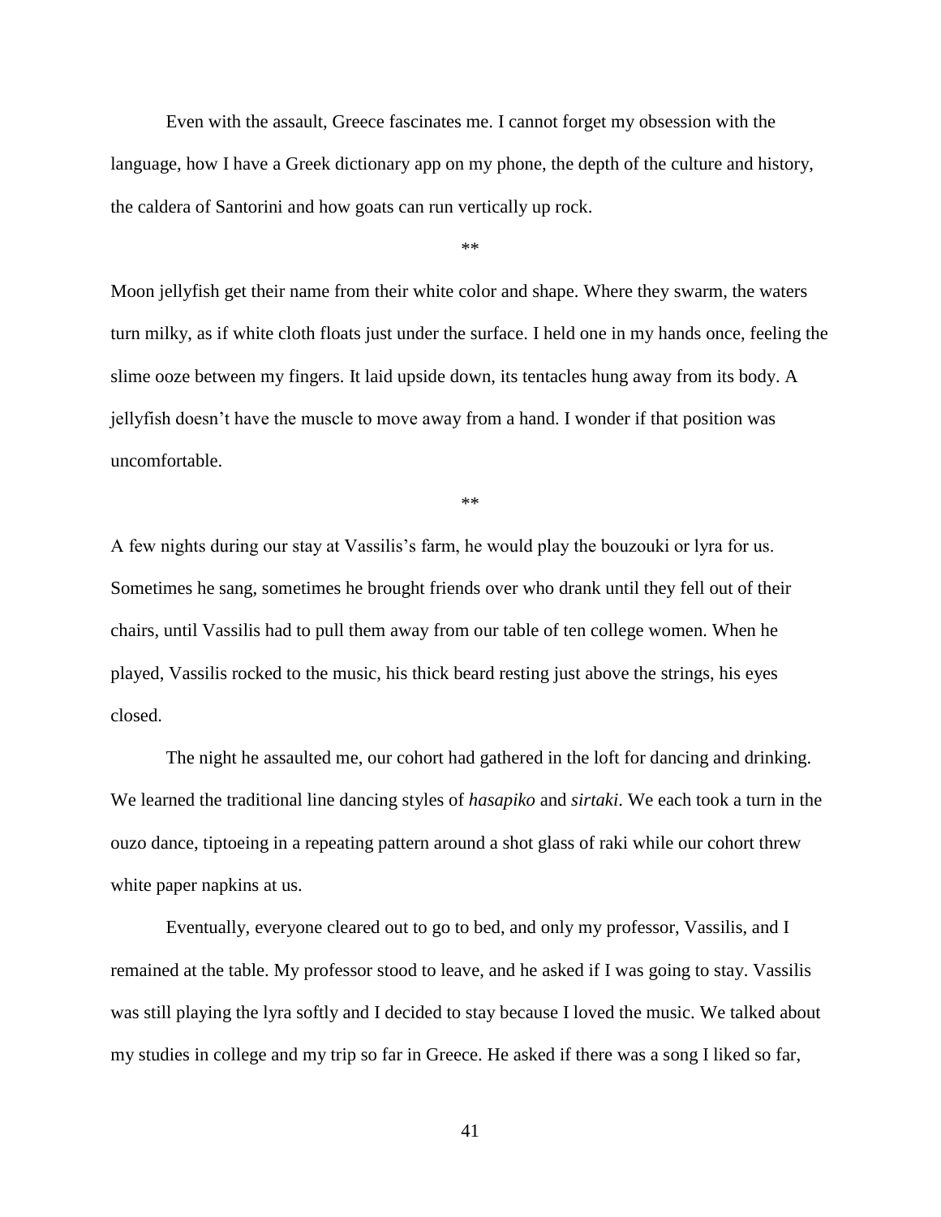Even with the assault, Greece fascinates me. I cannot forget my obsession with the language, how I have a Greek dictionary app on my phone, the depth of the culture and history, the caldera of Santorini and how goats can run vertically up rock.

**

Moon jellyfish get their name from their white color and shape. Where they swarm, the waters turn milky, as if white cloth floats just under the surface. I held one in my hands once, feeling the slime ooze between my fingers. It laid upside down, its tentacles hung away from its body. A jellyfish doesn't have the muscle to move away from a hand. I wonder if that position was uncomfortable.

**

A few nights during our stay at Vassilis's farm, he would play the bouzouki or lyra for us. Sometimes he sang, sometimes he brought friends over who drank until they fell out of their chairs, until Vassilis had to pull them away from our table of ten college women. When he played, Vassilis rocked to the music, his thick beard resting just above the strings, his eyes closed.

The night he assaulted me, our cohort had gathered in the loft for dancing and drinking. We learned the traditional line dancing styles of *hasapiko* and *sirtaki*. We each took a turn in the ouzo dance, tiptoeing in a repeating pattern around a shot glass of raki while our cohort threw white paper napkins at us.

Eventually, everyone cleared out to go to bed, and only my professor, Vassilis, and I remained at the table. My professor stood to leave, and he asked if I was going to stay. Vassilis was still playing the lyra softly and I decided to stay because I loved the music. We talked about my studies in college and my trip so far in Greece. He asked if there was a song I liked so far,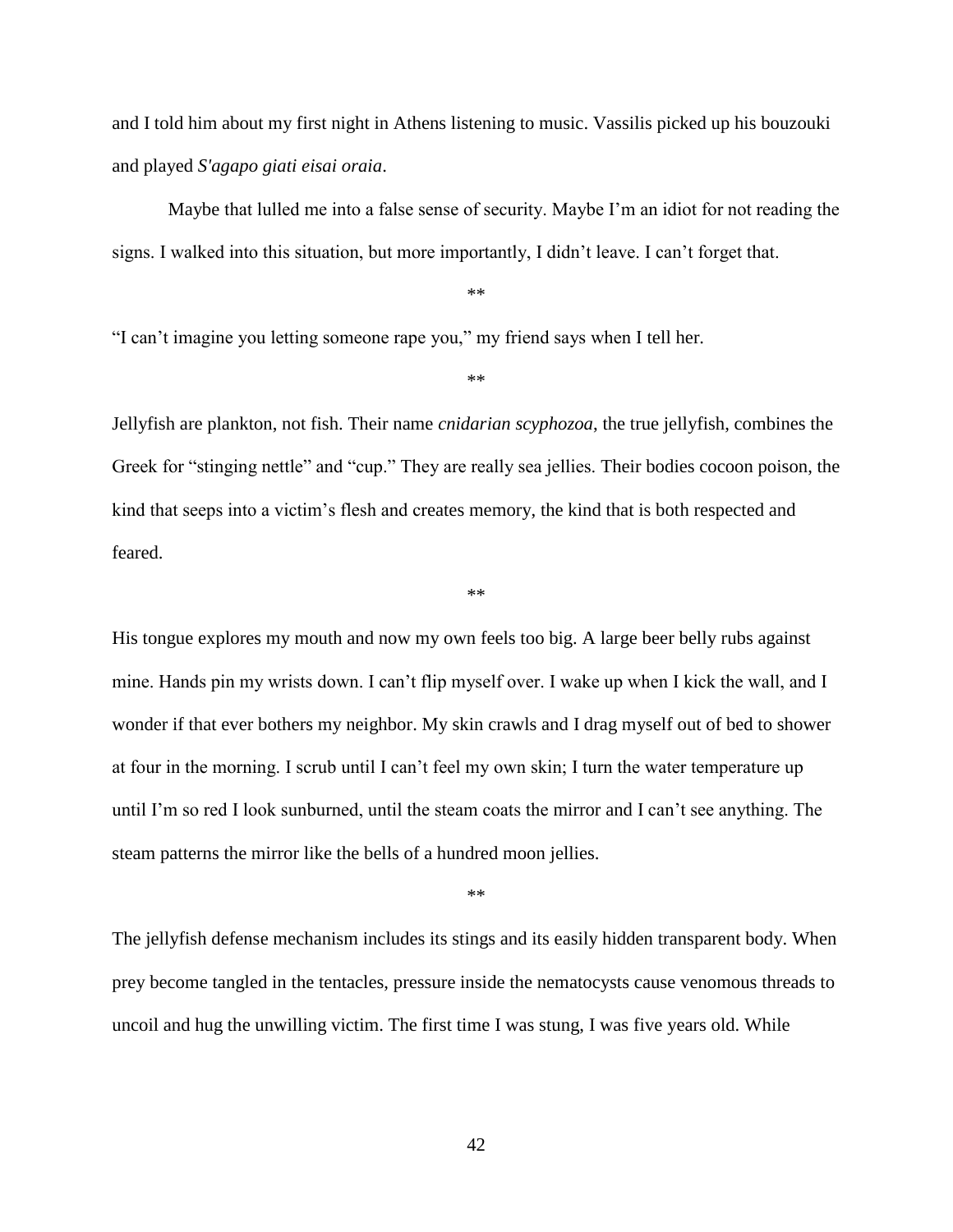and I told him about my first night in Athens listening to music. Vassilis picked up his bouzouki and played *S'agapo giati eisai oraia*.

Maybe that lulled me into a false sense of security. Maybe I'm an idiot for not reading the signs. I walked into this situation, but more importantly, I didn't leave. I can't forget that.

**

"I can't imagine you letting someone rape you," my friend says when I tell her.

**

Jellyfish are plankton, not fish. Their name *cnidarian scyphozoa*, the true jellyfish, combines the Greek for "stinging nettle" and "cup." They are really sea jellies. Their bodies cocoon poison, the kind that seeps into a victim's flesh and creates memory, the kind that is both respected and feared.

**

His tongue explores my mouth and now my own feels too big. A large beer belly rubs against mine. Hands pin my wrists down. I can't flip myself over. I wake up when I kick the wall, and I wonder if that ever bothers my neighbor. My skin crawls and I drag myself out of bed to shower at four in the morning. I scrub until I can't feel my own skin; I turn the water temperature up until I'm so red I look sunburned, until the steam coats the mirror and I can't see anything. The steam patterns the mirror like the bells of a hundred moon jellies.

**

The jellyfish defense mechanism includes its stings and its easily hidden transparent body. When prey become tangled in the tentacles, pressure inside the nematocysts cause venomous threads to uncoil and hug the unwilling victim. The first time I was stung, I was five years old. While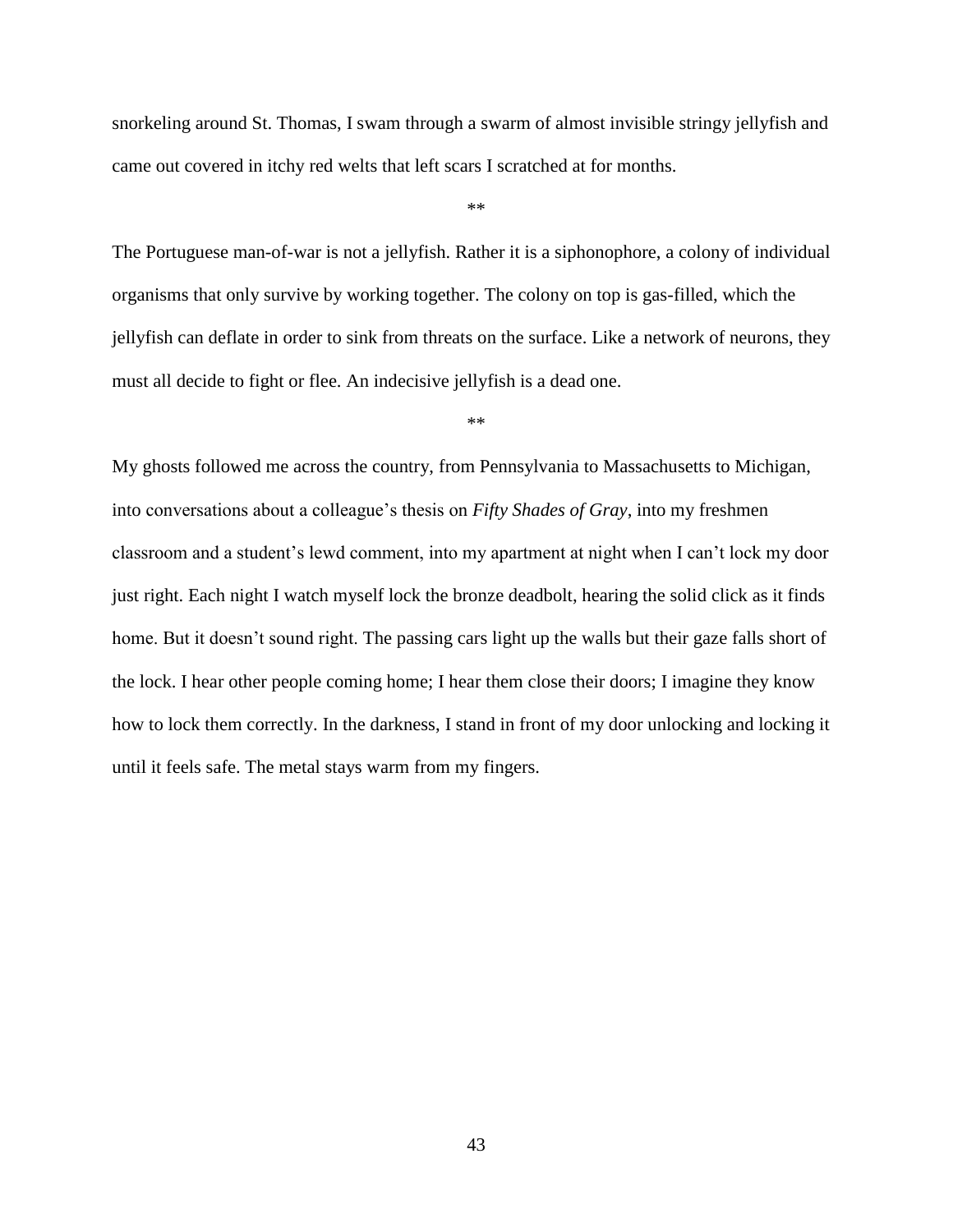snorkeling around St. Thomas, I swam through a swarm of almost invisible stringy jellyfish and came out covered in itchy red welts that left scars I scratched at for months.

**

The Portuguese man-of-war is not a jellyfish. Rather it is a siphonophore, a colony of individual organisms that only survive by working together. The colony on top is gas-filled, which the jellyfish can deflate in order to sink from threats on the surface. Like a network of neurons, they must all decide to fight or flee. An indecisive jellyfish is a dead one.

**

My ghosts followed me across the country, from Pennsylvania to Massachusetts to Michigan, into conversations about a colleague's thesis on *Fifty Shades of Gray*, into my freshmen classroom and a student's lewd comment, into my apartment at night when I can't lock my door just right. Each night I watch myself lock the bronze deadbolt, hearing the solid click as it finds home. But it doesn't sound right. The passing cars light up the walls but their gaze falls short of the lock. I hear other people coming home; I hear them close their doors; I imagine they know how to lock them correctly. In the darkness, I stand in front of my door unlocking and locking it until it feels safe. The metal stays warm from my fingers.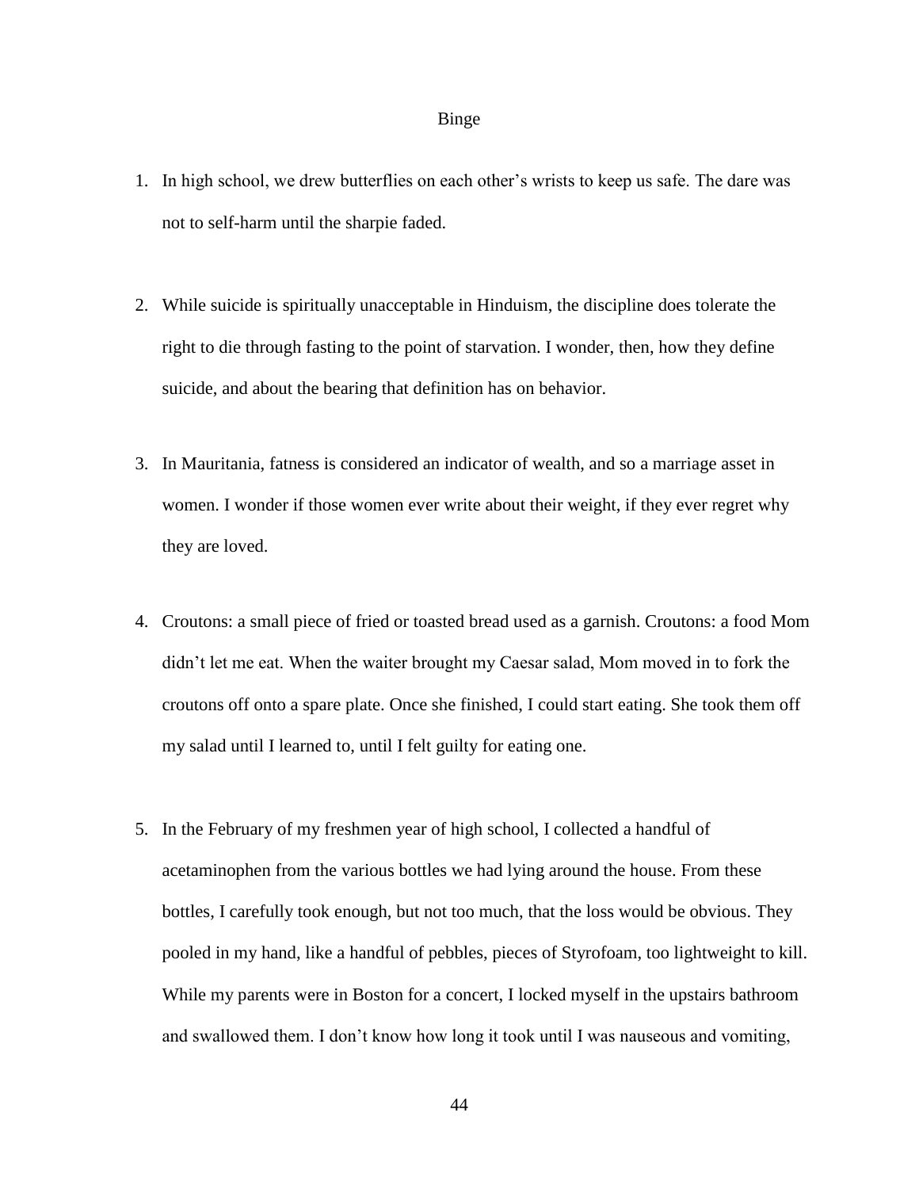# Binge

1. In high school, we drew butterflies on each other's wrists to keep us safe. The dare was not to self-harm until the sharpie faded.

2. While suicide is spiritually unacceptable in Hinduism, the discipline does tolerate the right to die through fasting to the point of starvation. I wonder, then, how they define suicide, and about the bearing that definition has on behavior.

3. In Mauritania, fatness is considered an indicator of wealth, and so a marriage asset in women. I wonder if those women ever write about their weight, if they ever regret why they are loved.

4. Croutons: a small piece of fried or toasted bread used as a garnish. Croutons: a food Mom didn't let me eat. When the waiter brought my Caesar salad, Mom moved in to fork the croutons off onto a spare plate. Once she finished, I could start eating. She took them off my salad until I learned to, until I felt guilty for eating one.

5. In the February of my freshmen year of high school, I collected a handful of acetaminophen from the various bottles we had lying around the house. From these bottles, I carefully took enough, but not too much, that the loss would be obvious. They pooled in my hand, like a handful of pebbles, pieces of Styrofoam, too lightweight to kill. While my parents were in Boston for a concert, I locked myself in the upstairs bathroom and swallowed them. I don't know how long it took until I was nauseous and vomiting,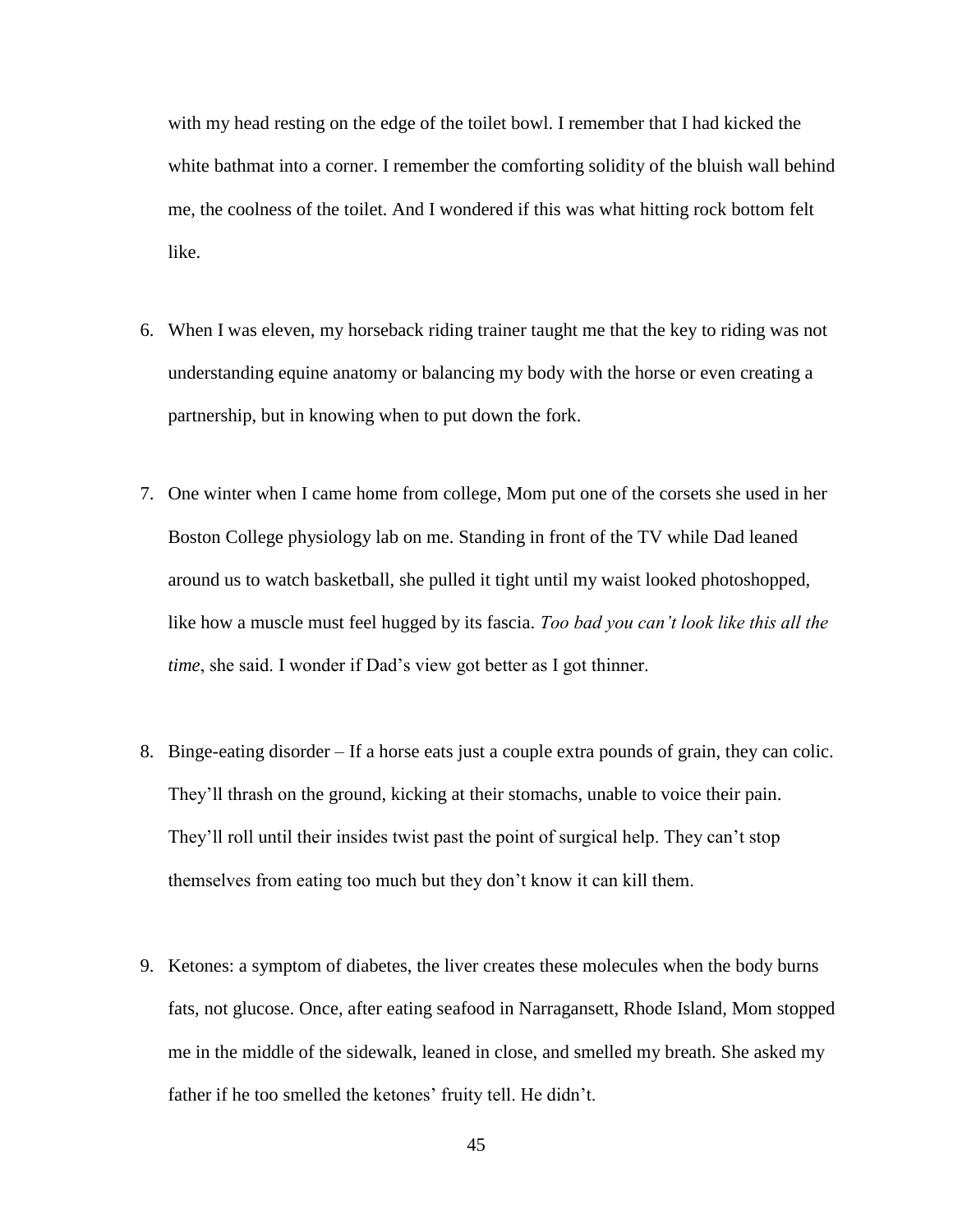with my head resting on the edge of the toilet bowl. I remember that I had kicked the white bathmat into a corner. I remember the comforting solidity of the bluish wall behind me, the coolness of the toilet. And I wondered if this was what hitting rock bottom felt like.

6. When I was eleven, my horseback riding trainer taught me that the key to riding was not understanding equine anatomy or balancing my body with the horse or even creating a partnership, but in knowing when to put down the fork.

7. One winter when I came home from college, Mom put one of the corsets she used in her Boston College physiology lab on me. Standing in front of the TV while Dad leaned around us to watch basketball, she pulled it tight until my waist looked photoshopped, like how a muscle must feel hugged by its fascia. *Too bad you can't look like this all the time*, she said. I wonder if Dad's view got better as I got thinner.

8. Binge-eating disorder – If a horse eats just a couple extra pounds of grain, they can colic. They'll thrash on the ground, kicking at their stomachs, unable to voice their pain. They'll roll until their insides twist past the point of surgical help. They can't stop themselves from eating too much but they don't know it can kill them.

9. Ketones: a symptom of diabetes, the liver creates these molecules when the body burns fats, not glucose. Once, after eating seafood in Narragansett, Rhode Island, Mom stopped me in the middle of the sidewalk, leaned in close, and smelled my breath. She asked my father if he too smelled the ketones' fruity tell. He didn't.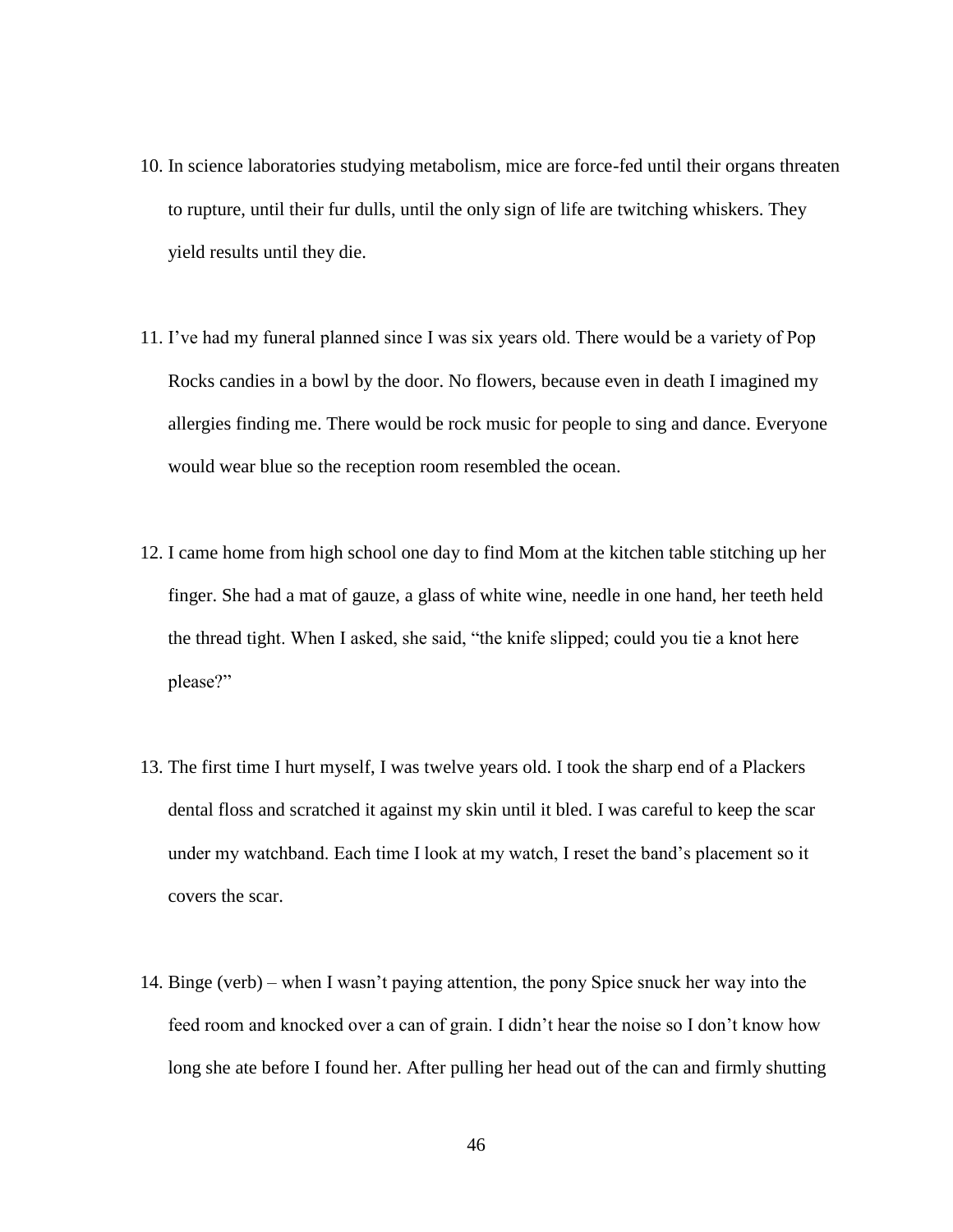10. In science laboratories studying metabolism, mice are force-fed until their organs threaten to rupture, until their fur dulls, until the only sign of life are twitching whiskers. They yield results until they die.

11. I've had my funeral planned since I was six years old. There would be a variety of Pop Rocks candies in a bowl by the door. No flowers, because even in death I imagined my allergies finding me. There would be rock music for people to sing and dance. Everyone would wear blue so the reception room resembled the ocean.

12. I came home from high school one day to find Mom at the kitchen table stitching up her finger. She had a mat of gauze, a glass of white wine, needle in one hand, her teeth held the thread tight. When I asked, she said, "the knife slipped; could you tie a knot here please?"

13. The first time I hurt myself, I was twelve years old. I took the sharp end of a Plackers dental floss and scratched it against my skin until it bled. I was careful to keep the scar under my watchband. Each time I look at my watch, I reset the band's placement so it covers the scar.

14. Binge (verb) – when I wasn't paying attention, the pony Spice snuck her way into the feed room and knocked over a can of grain. I didn't hear the noise so I don't know how long she ate before I found her. After pulling her head out of the can and firmly shutting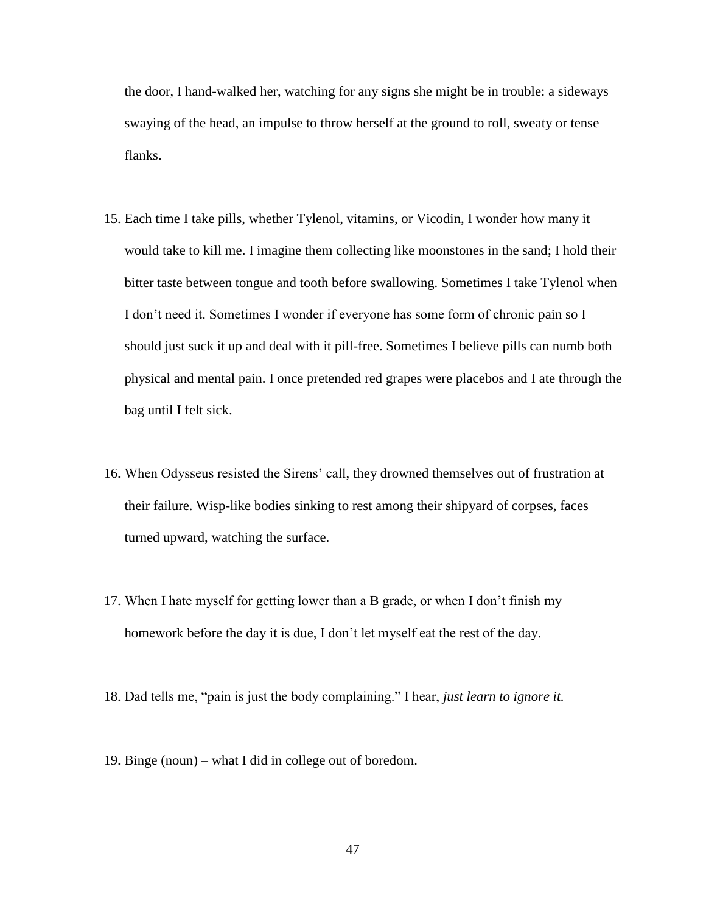the door, I hand-walked her, watching for any signs she might be in trouble: a sideways swaying of the head, an impulse to throw herself at the ground to roll, sweaty or tense flanks.

15. Each time I take pills, whether Tylenol, vitamins, or Vicodin, I wonder how many it would take to kill me. I imagine them collecting like moonstones in the sand; I hold their bitter taste between tongue and tooth before swallowing. Sometimes I take Tylenol when I don't need it. Sometimes I wonder if everyone has some form of chronic pain so I should just suck it up and deal with it pill-free. Sometimes I believe pills can numb both physical and mental pain. I once pretended red grapes were placebos and I ate through the bag until I felt sick.

16. When Odysseus resisted the Sirens' call, they drowned themselves out of frustration at their failure. Wisp-like bodies sinking to rest among their shipyard of corpses, faces turned upward, watching the surface.

17. When I hate myself for getting lower than a B grade, or when I don't finish my homework before the day it is due, I don't let myself eat the rest of the day.

18. Dad tells me, "pain is just the body complaining." I hear, *just learn to ignore it.*

19. Binge (noun) – what I did in college out of boredom.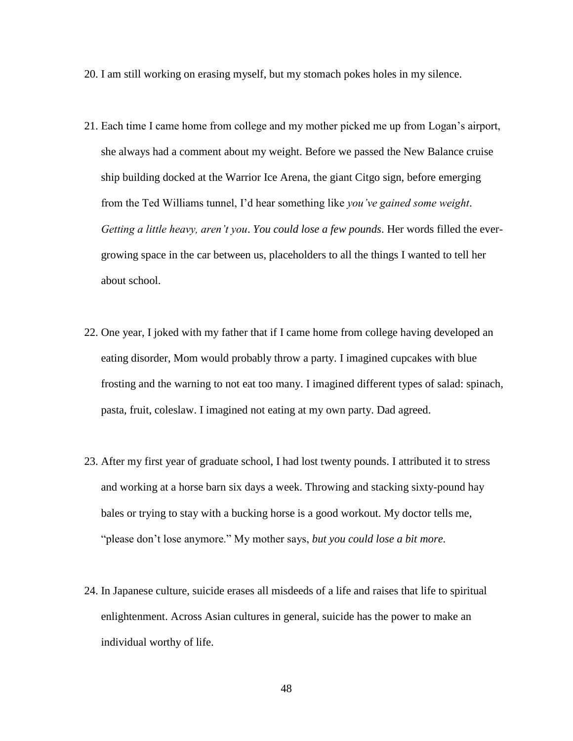20. I am still working on erasing myself, but my stomach pokes holes in my silence.

21. Each time I came home from college and my mother picked me up from Logan's airport, she always had a comment about my weight. Before we passed the New Balance cruise ship building docked at the Warrior Ice Arena, the giant Citgo sign, before emerging from the Ted Williams tunnel, I'd hear something like *you've gained some weight*. *Getting a little heavy, aren't you*. *You could lose a few pounds*. Her words filled the ever-growing space in the car between us, placeholders to all the things I wanted to tell her about school.

22. One year, I joked with my father that if I came home from college having developed an eating disorder, Mom would probably throw a party. I imagined cupcakes with blue frosting and the warning to not eat too many. I imagined different types of salad: spinach, pasta, fruit, coleslaw. I imagined not eating at my own party. Dad agreed.

23. After my first year of graduate school, I had lost twenty pounds. I attributed it to stress and working at a horse barn six days a week. Throwing and stacking sixty-pound hay bales or trying to stay with a bucking horse is a good workout. My doctor tells me, "please don't lose anymore." My mother says, *but you could lose a bit more.*

24. In Japanese culture, suicide erases all misdeeds of a life and raises that life to spiritual enlightenment. Across Asian cultures in general, suicide has the power to make an individual worthy of life.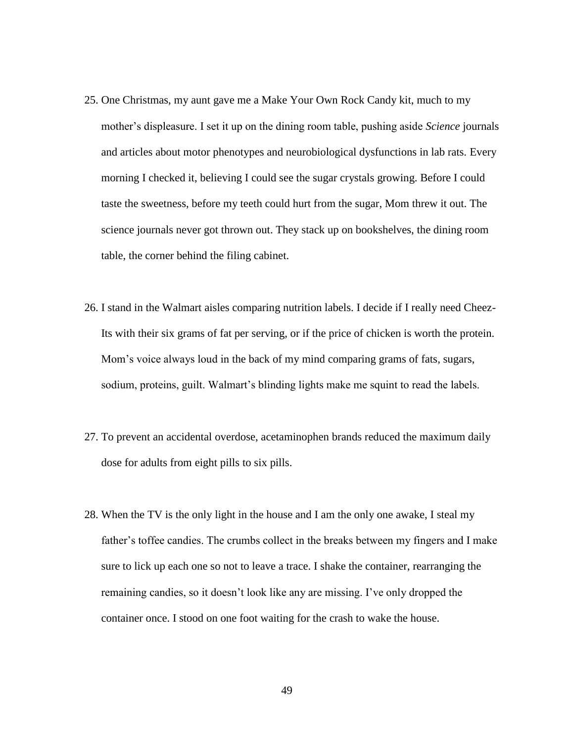25. One Christmas, my aunt gave me a Make Your Own Rock Candy kit, much to my mother's displeasure. I set it up on the dining room table, pushing aside *Science* journals and articles about motor phenotypes and neurobiological dysfunctions in lab rats. Every morning I checked it, believing I could see the sugar crystals growing. Before I could taste the sweetness, before my teeth could hurt from the sugar, Mom threw it out. The science journals never got thrown out. They stack up on bookshelves, the dining room table, the corner behind the filing cabinet.

26. I stand in the Walmart aisles comparing nutrition labels. I decide if I really need Cheez-Its with their six grams of fat per serving, or if the price of chicken is worth the protein. Mom's voice always loud in the back of my mind comparing grams of fats, sugars, sodium, proteins, guilt. Walmart's blinding lights make me squint to read the labels.

27. To prevent an accidental overdose, acetaminophen brands reduced the maximum daily dose for adults from eight pills to six pills.

28. When the TV is the only light in the house and I am the only one awake, I steal my father's toffee candies. The crumbs collect in the breaks between my fingers and I make sure to lick up each one so not to leave a trace. I shake the container, rearranging the remaining candies, so it doesn't look like any are missing. I've only dropped the container once. I stood on one foot waiting for the crash to wake the house.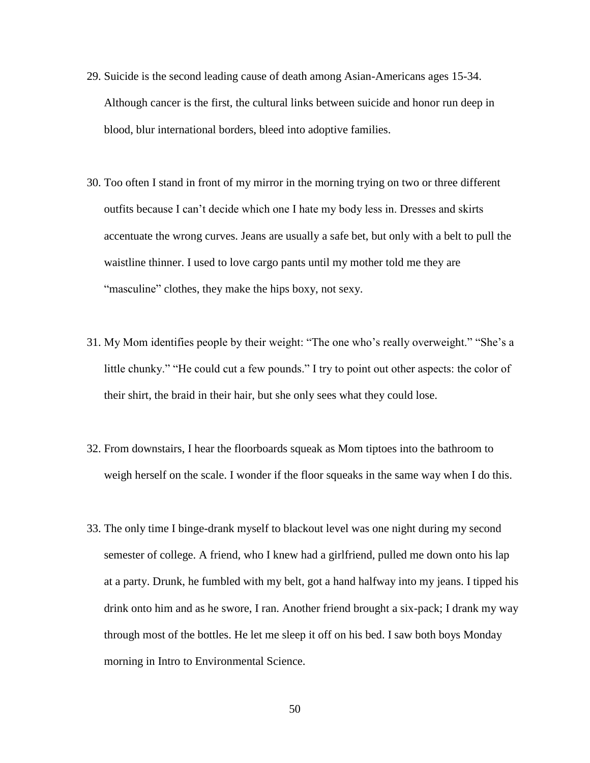29. Suicide is the second leading cause of death among Asian-Americans ages 15-34. Although cancer is the first, the cultural links between suicide and honor run deep in blood, blur international borders, bleed into adoptive families.

30. Too often I stand in front of my mirror in the morning trying on two or three different outfits because I can't decide which one I hate my body less in. Dresses and skirts accentuate the wrong curves. Jeans are usually a safe bet, but only with a belt to pull the waistline thinner. I used to love cargo pants until my mother told me they are "masculine" clothes, they make the hips boxy, not sexy.

31. My Mom identifies people by their weight: "The one who's really overweight." "She's a little chunky." "He could cut a few pounds." I try to point out other aspects: the color of their shirt, the braid in their hair, but she only sees what they could lose.

32. From downstairs, I hear the floorboards squeak as Mom tiptoes into the bathroom to weigh herself on the scale. I wonder if the floor squeaks in the same way when I do this.

33. The only time I binge-drank myself to blackout level was one night during my second semester of college. A friend, who I knew had a girlfriend, pulled me down onto his lap at a party. Drunk, he fumbled with my belt, got a hand halfway into my jeans. I tipped his drink onto him and as he swore, I ran. Another friend brought a six-pack; I drank my way through most of the bottles. He let me sleep it off on his bed. I saw both boys Monday morning in Intro to Environmental Science.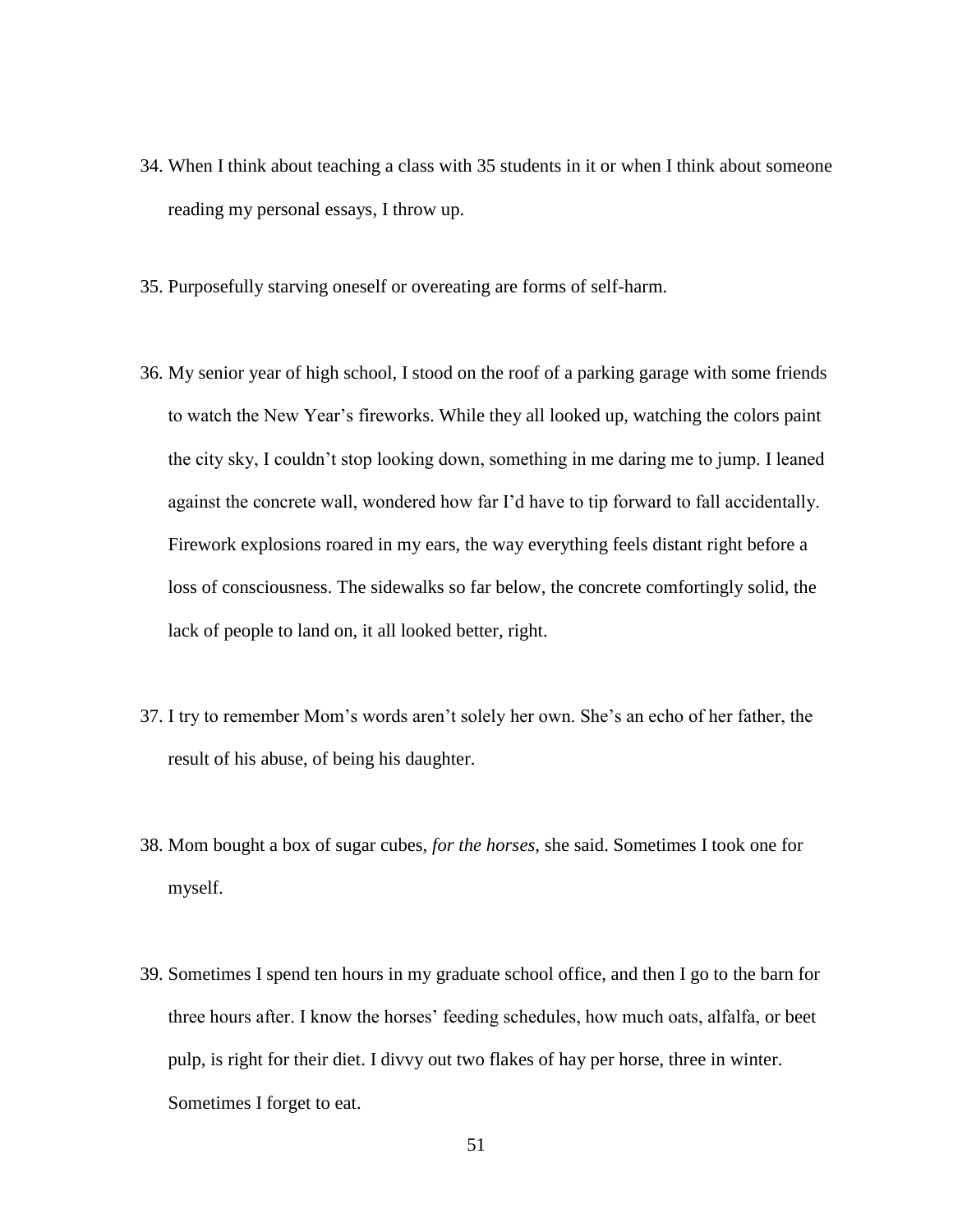34. When I think about teaching a class with 35 students in it or when I think about someone reading my personal essays, I throw up.

35. Purposefully starving oneself or overeating are forms of self-harm.

36. My senior year of high school, I stood on the roof of a parking garage with some friends to watch the New Year's fireworks. While they all looked up, watching the colors paint the city sky, I couldn't stop looking down, something in me daring me to jump. I leaned against the concrete wall, wondered how far I'd have to tip forward to fall accidentally. Firework explosions roared in my ears, the way everything feels distant right before a loss of consciousness. The sidewalks so far below, the concrete comfortingly solid, the lack of people to land on, it all looked better, right.

37. I try to remember Mom's words aren't solely her own. She's an echo of her father, the result of his abuse, of being his daughter.

38. Mom bought a box of sugar cubes, *for the horses*, she said. Sometimes I took one for myself.

39. Sometimes I spend ten hours in my graduate school office, and then I go to the barn for three hours after. I know the horses' feeding schedules, how much oats, alfalfa, or beet pulp, is right for their diet. I divvy out two flakes of hay per horse, three in winter. Sometimes I forget to eat.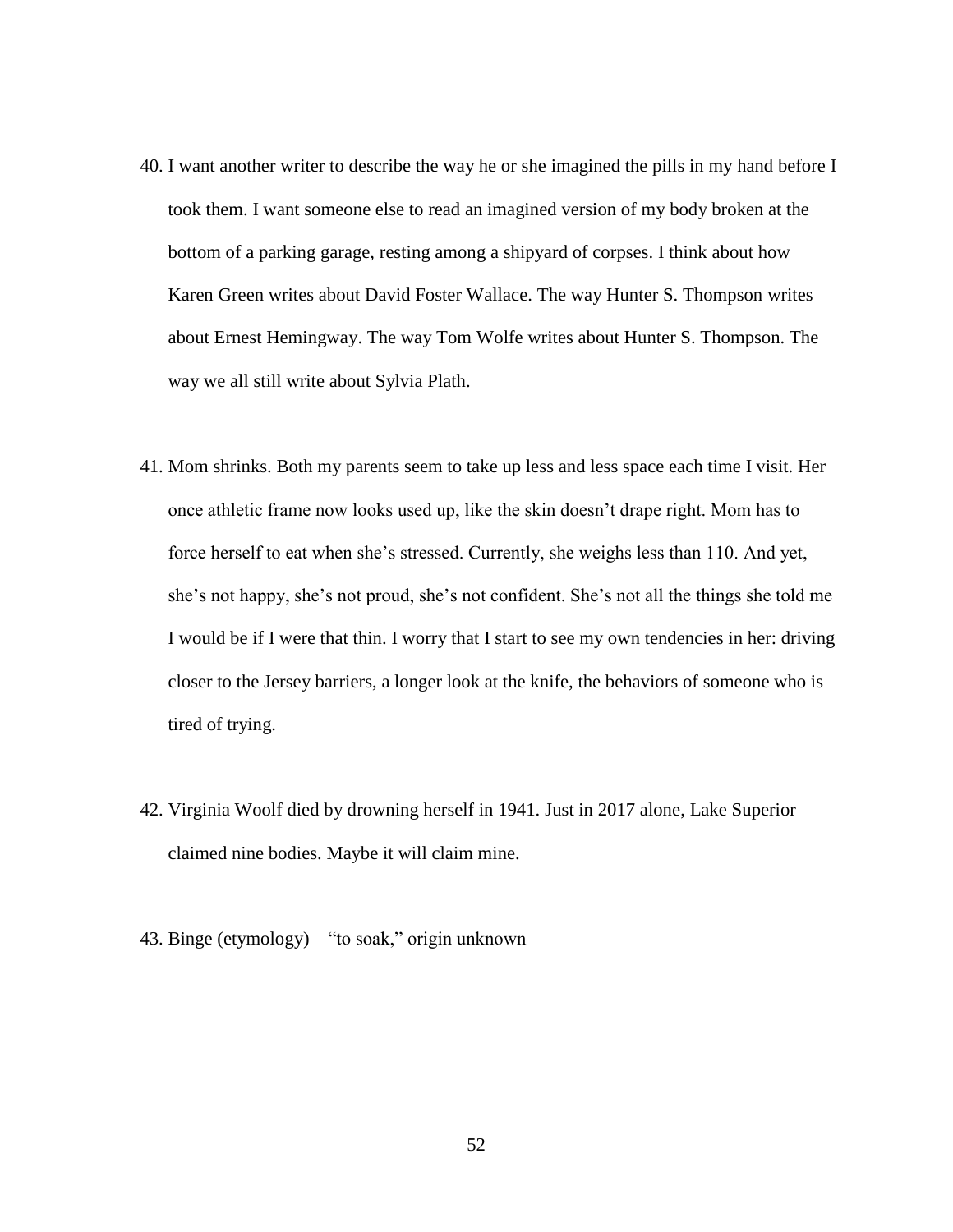40. I want another writer to describe the way he or she imagined the pills in my hand before I took them. I want someone else to read an imagined version of my body broken at the bottom of a parking garage, resting among a shipyard of corpses. I think about how Karen Green writes about David Foster Wallace. The way Hunter S. Thompson writes about Ernest Hemingway. The way Tom Wolfe writes about Hunter S. Thompson. The way we all still write about Sylvia Plath.

41. Mom shrinks. Both my parents seem to take up less and less space each time I visit. Her once athletic frame now looks used up, like the skin doesn't drape right. Mom has to force herself to eat when she's stressed. Currently, she weighs less than 110. And yet, she's not happy, she's not proud, she's not confident. She's not all the things she told me I would be if I were that thin. I worry that I start to see my own tendencies in her: driving closer to the Jersey barriers, a longer look at the knife, the behaviors of someone who is tired of trying.

42. Virginia Woolf died by drowning herself in 1941. Just in 2017 alone, Lake Superior claimed nine bodies. Maybe it will claim mine.

43. Binge (etymology) – "to soak," origin unknown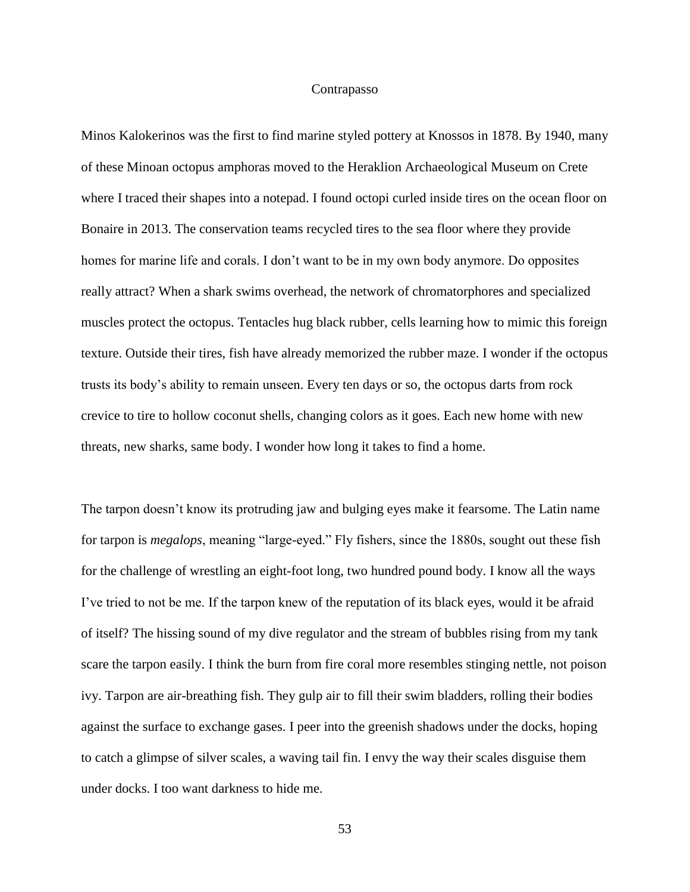# Contrapasso

Minos Kalokerinos was the first to find marine styled pottery at Knossos in 1878. By 1940, many of these Minoan octopus amphoras moved to the Heraklion Archaeological Museum on Crete where I traced their shapes into a notepad. I found octopi curled inside tires on the ocean floor on Bonaire in 2013. The conservation teams recycled tires to the sea floor where they provide homes for marine life and corals. I don't want to be in my own body anymore. Do opposites really attract? When a shark swims overhead, the network of chromatorphores and specialized muscles protect the octopus. Tentacles hug black rubber, cells learning how to mimic this foreign texture. Outside their tires, fish have already memorized the rubber maze. I wonder if the octopus trusts its body's ability to remain unseen. Every ten days or so, the octopus darts from rock crevice to tire to hollow coconut shells, changing colors as it goes. Each new home with new threats, new sharks, same body. I wonder how long it takes to find a home.

The tarpon doesn't know its protruding jaw and bulging eyes make it fearsome. The Latin name for tarpon is *megalops*, meaning "large-eyed." Fly fishers, since the 1880s, sought out these fish for the challenge of wrestling an eight-foot long, two hundred pound body. I know all the ways I've tried to not be me. If the tarpon knew of the reputation of its black eyes, would it be afraid of itself? The hissing sound of my dive regulator and the stream of bubbles rising from my tank scare the tarpon easily. I think the burn from fire coral more resembles stinging nettle, not poison ivy. Tarpon are air-breathing fish. They gulp air to fill their swim bladders, rolling their bodies against the surface to exchange gases. I peer into the greenish shadows under the docks, hoping to catch a glimpse of silver scales, a waving tail fin. I envy the way their scales disguise them under docks. I too want darkness to hide me.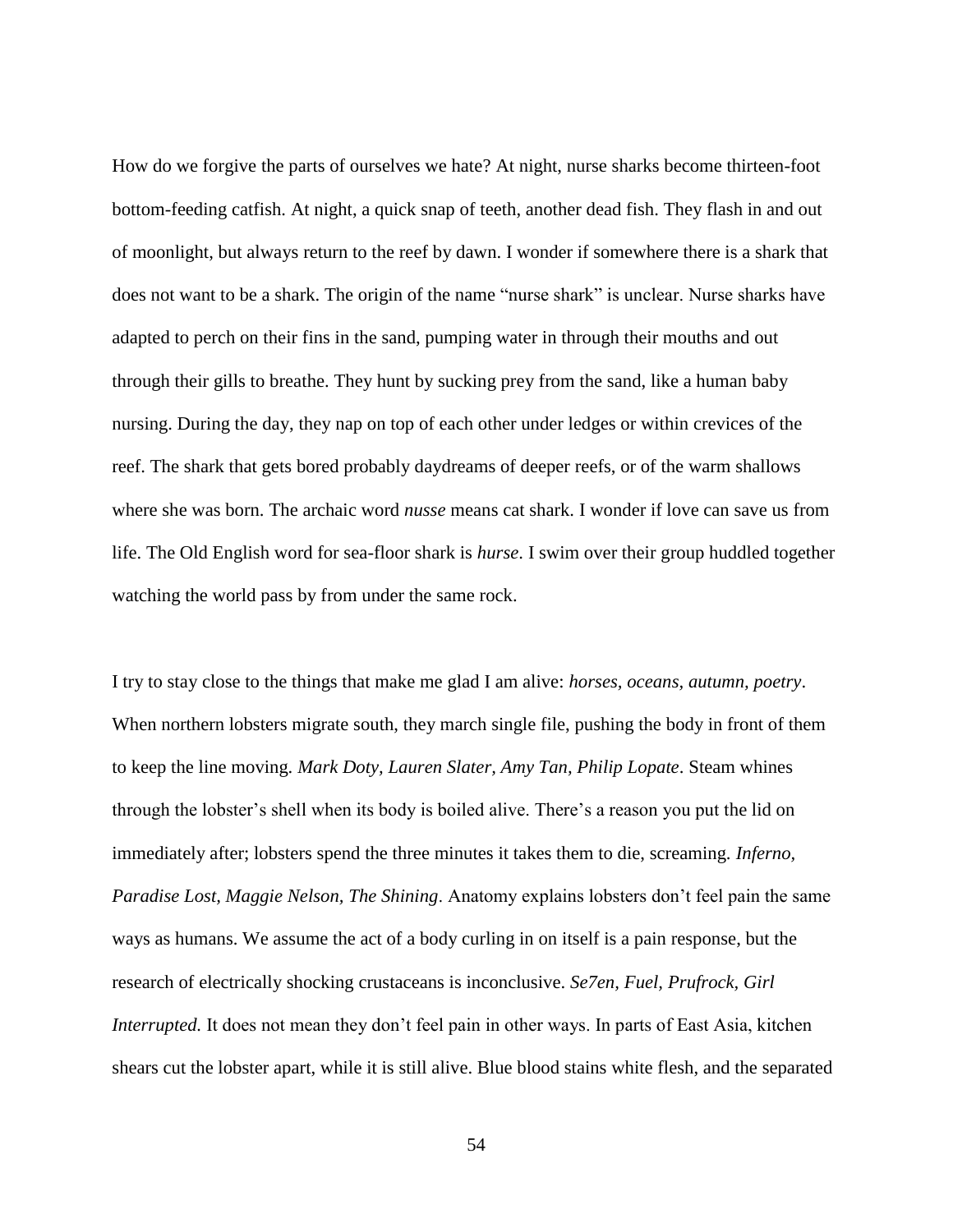How do we forgive the parts of ourselves we hate? At night, nurse sharks become thirteen-foot bottom-feeding catfish. At night, a quick snap of teeth, another dead fish. They flash in and out of moonlight, but always return to the reef by dawn. I wonder if somewhere there is a shark that does not want to be a shark. The origin of the name "nurse shark" is unclear. Nurse sharks have adapted to perch on their fins in the sand, pumping water in through their mouths and out through their gills to breathe. They hunt by sucking prey from the sand, like a human baby nursing. During the day, they nap on top of each other under ledges or within crevices of the reef. The shark that gets bored probably daydreams of deeper reefs, or of the warm shallows where she was born. The archaic word *nusse* means cat shark. I wonder if love can save us from life. The Old English word for sea-floor shark is *hurse*. I swim over their group huddled together watching the world pass by from under the same rock.

I try to stay close to the things that make me glad I am alive: *horses, oceans, autumn, poetry*. When northern lobsters migrate south, they march single file, pushing the body in front of them to keep the line moving. *Mark Doty, Lauren Slater, Amy Tan, Philip Lopate*. Steam whines through the lobster's shell when its body is boiled alive. There's a reason you put the lid on immediately after; lobsters spend the three minutes it takes them to die, screaming. *Inferno, Paradise Lost, Maggie Nelson, The Shining*. Anatomy explains lobsters don't feel pain the same ways as humans. We assume the act of a body curling in on itself is a pain response, but the research of electrically shocking crustaceans is inconclusive. *Se7en, Fuel, Prufrock, Girl Interrupted.* It does not mean they don't feel pain in other ways. In parts of East Asia, kitchen shears cut the lobster apart, while it is still alive. Blue blood stains white flesh, and the separated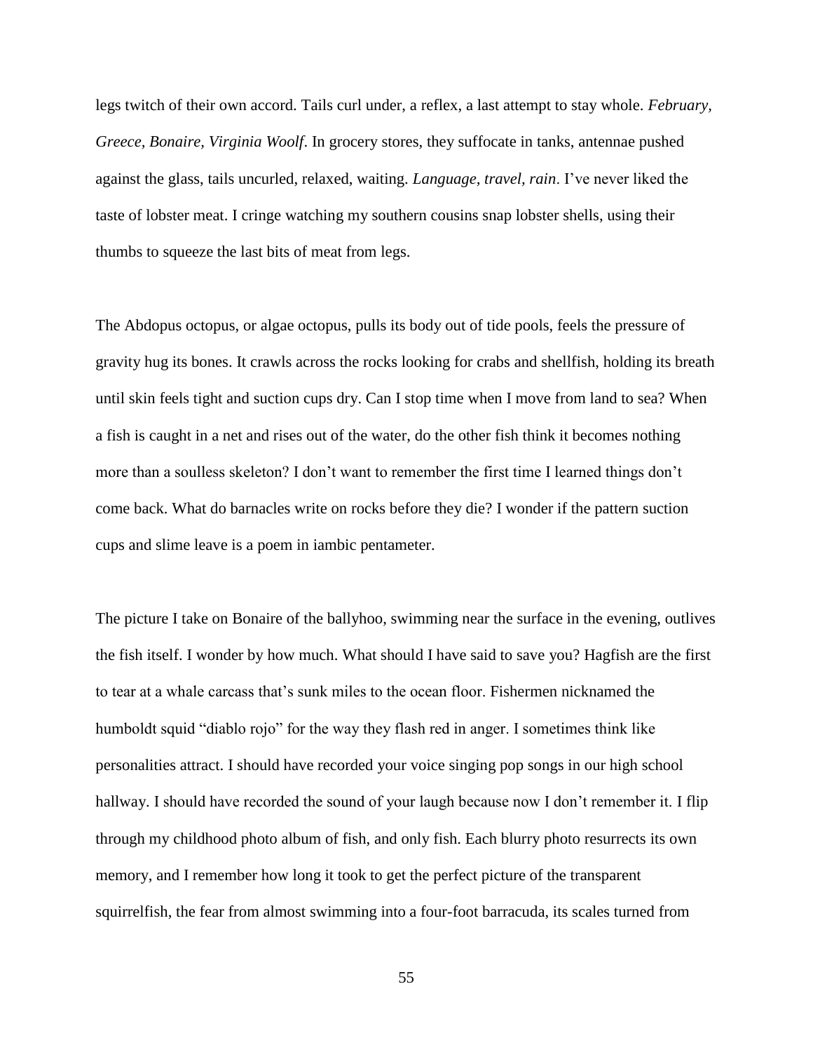legs twitch of their own accord. Tails curl under, a reflex, a last attempt to stay whole. *February, Greece, Bonaire, Virginia Woolf*. In grocery stores, they suffocate in tanks, antennae pushed against the glass, tails uncurled, relaxed, waiting. *Language, travel, rain*. I've never liked the taste of lobster meat. I cringe watching my southern cousins snap lobster shells, using their thumbs to squeeze the last bits of meat from legs.

The Abdopus octopus, or algae octopus, pulls its body out of tide pools, feels the pressure of gravity hug its bones. It crawls across the rocks looking for crabs and shellfish, holding its breath until skin feels tight and suction cups dry. Can I stop time when I move from land to sea? When a fish is caught in a net and rises out of the water, do the other fish think it becomes nothing more than a soulless skeleton? I don't want to remember the first time I learned things don't come back. What do barnacles write on rocks before they die? I wonder if the pattern suction cups and slime leave is a poem in iambic pentameter.

The picture I take on Bonaire of the ballyhoo, swimming near the surface in the evening, outlives the fish itself. I wonder by how much. What should I have said to save you? Hagfish are the first to tear at a whale carcass that's sunk miles to the ocean floor. Fishermen nicknamed the humboldt squid "diablo rojo" for the way they flash red in anger. I sometimes think like personalities attract. I should have recorded your voice singing pop songs in our high school hallway. I should have recorded the sound of your laugh because now I don't remember it. I flip through my childhood photo album of fish, and only fish. Each blurry photo resurrects its own memory, and I remember how long it took to get the perfect picture of the transparent squirrelfish, the fear from almost swimming into a four-foot barracuda, its scales turned from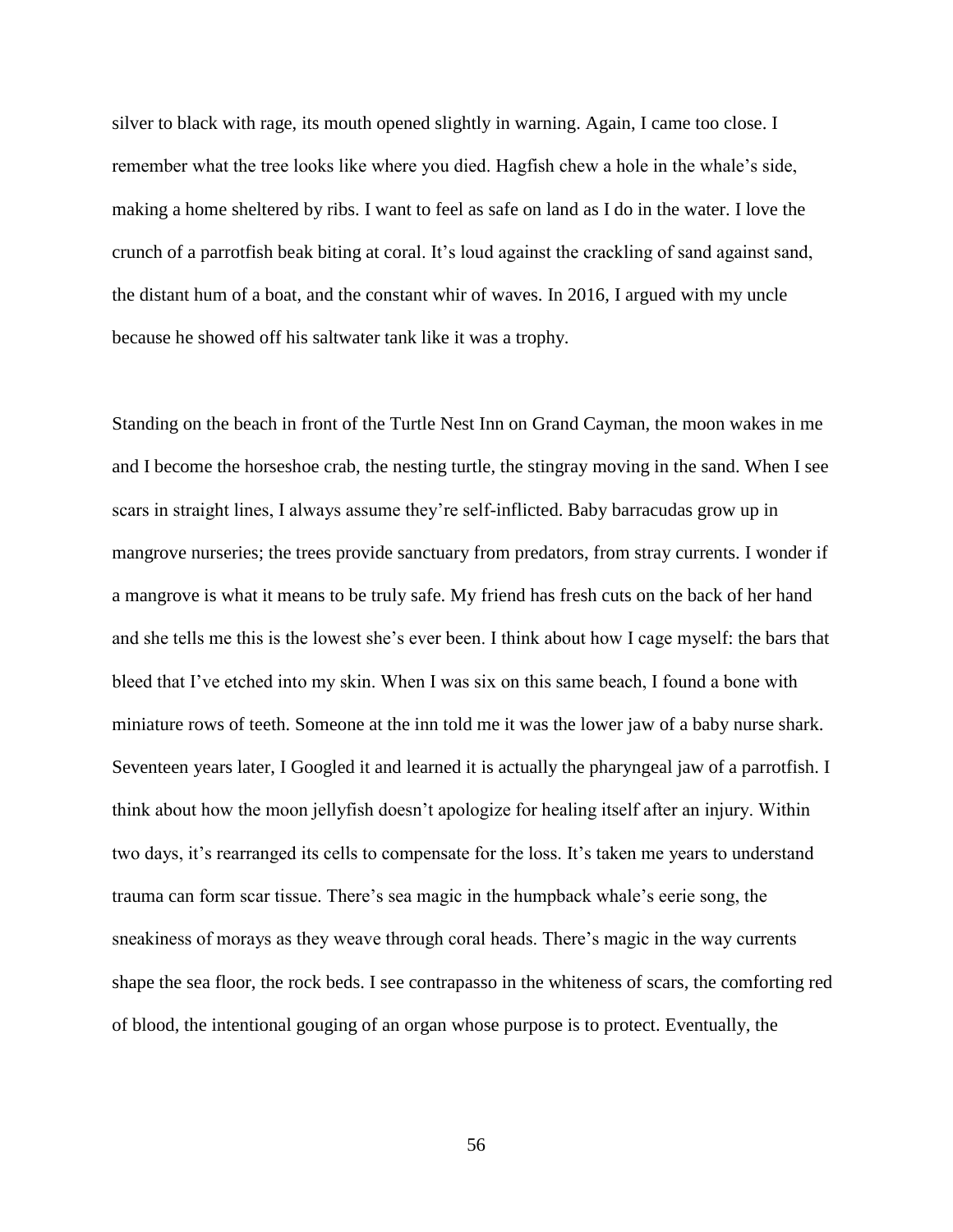silver to black with rage, its mouth opened slightly in warning. Again, I came too close. I remember what the tree looks like where you died. Hagfish chew a hole in the whale's side, making a home sheltered by ribs. I want to feel as safe on land as I do in the water. I love the crunch of a parrotfish beak biting at coral. It's loud against the crackling of sand against sand, the distant hum of a boat, and the constant whir of waves. In 2016, I argued with my uncle because he showed off his saltwater tank like it was a trophy.

Standing on the beach in front of the Turtle Nest Inn on Grand Cayman, the moon wakes in me and I become the horseshoe crab, the nesting turtle, the stingray moving in the sand. When I see scars in straight lines, I always assume they're self-inflicted. Baby barracudas grow up in mangrove nurseries; the trees provide sanctuary from predators, from stray currents. I wonder if a mangrove is what it means to be truly safe. My friend has fresh cuts on the back of her hand and she tells me this is the lowest she's ever been. I think about how I cage myself: the bars that bleed that I've etched into my skin. When I was six on this same beach, I found a bone with miniature rows of teeth. Someone at the inn told me it was the lower jaw of a baby nurse shark. Seventeen years later, I Googled it and learned it is actually the pharyngeal jaw of a parrotfish. I think about how the moon jellyfish doesn't apologize for healing itself after an injury. Within two days, it's rearranged its cells to compensate for the loss. It's taken me years to understand trauma can form scar tissue. There's sea magic in the humpback whale's eerie song, the sneakiness of morays as they weave through coral heads. There's magic in the way currents shape the sea floor, the rock beds. I see contrapasso in the whiteness of scars, the comforting red of blood, the intentional gouging of an organ whose purpose is to protect. Eventually, the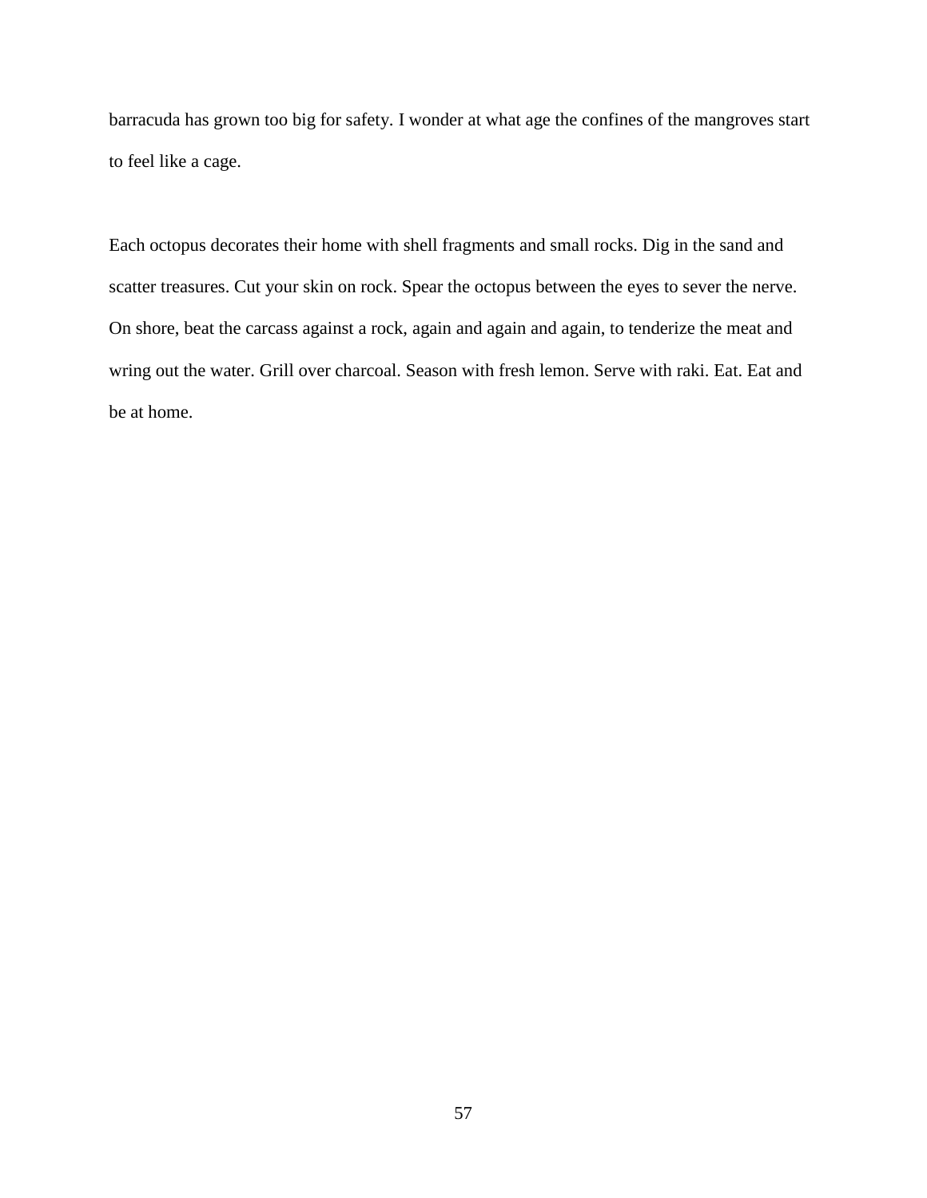barracuda has grown too big for safety. I wonder at what age the confines of the mangroves start to feel like a cage.

Each octopus decorates their home with shell fragments and small rocks. Dig in the sand and scatter treasures. Cut your skin on rock. Spear the octopus between the eyes to sever the nerve. On shore, beat the carcass against a rock, again and again and again, to tenderize the meat and wring out the water. Grill over charcoal. Season with fresh lemon. Serve with raki. Eat. Eat and be at home.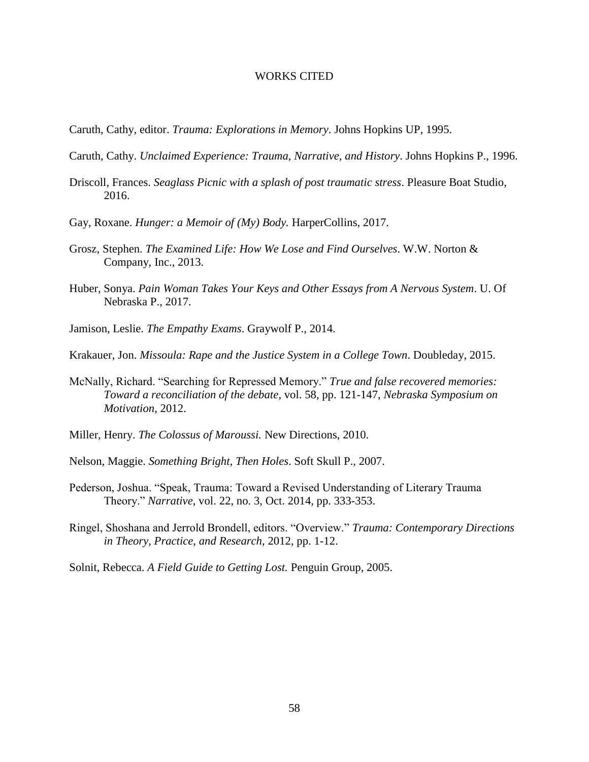# WORKS CITED

Caruth, Cathy, editor. *Trauma: Explorations in Memory*. Johns Hopkins UP, 1995.

Caruth, Cathy. *Unclaimed Experience: Trauma, Narrative, and History*. Johns Hopkins P., 1996.

Driscoll, Frances. *Seaglass Picnic with a splash of post traumatic stress*. Pleasure Boat Studio, 2016.

Gay, Roxane. *Hunger: a Memoir of (My) Body.* HarperCollins, 2017.

Grosz, Stephen. *The Examined Life: How We Lose and Find Ourselves*. W.W. Norton & Company, Inc., 2013.

Huber, Sonya. *Pain Woman Takes Your Keys and Other Essays from A Nervous System*. U. Of Nebraska P., 2017.

Jamison, Leslie. *The Empathy Exams*. Graywolf P., 2014.

Krakauer, Jon. *Missoula: Rape and the Justice System in a College Town*. Doubleday, 2015.

McNally, Richard. "Searching for Repressed Memory." *True and false recovered memories: Toward a reconciliation of the debate*, vol. 58, pp. 121-147, *Nebraska Symposium on Motivation*, 2012.

Miller, Henry. *The Colossus of Maroussi.* New Directions, 2010.

Nelson, Maggie. *Something Bright, Then Holes*. Soft Skull P., 2007.

Pederson, Joshua. "Speak, Trauma: Toward a Revised Understanding of Literary Trauma Theory." *Narrative*, vol. 22, no. 3, Oct. 2014, pp. 333-353.

Ringel, Shoshana and Jerrold Brondell, editors. "Overview." *Trauma: Contemporary Directions in Theory, Practice, and Research*, 2012, pp. 1-12.

Solnit, Rebecca. *A Field Guide to Getting Lost.* Penguin Group, 2005.